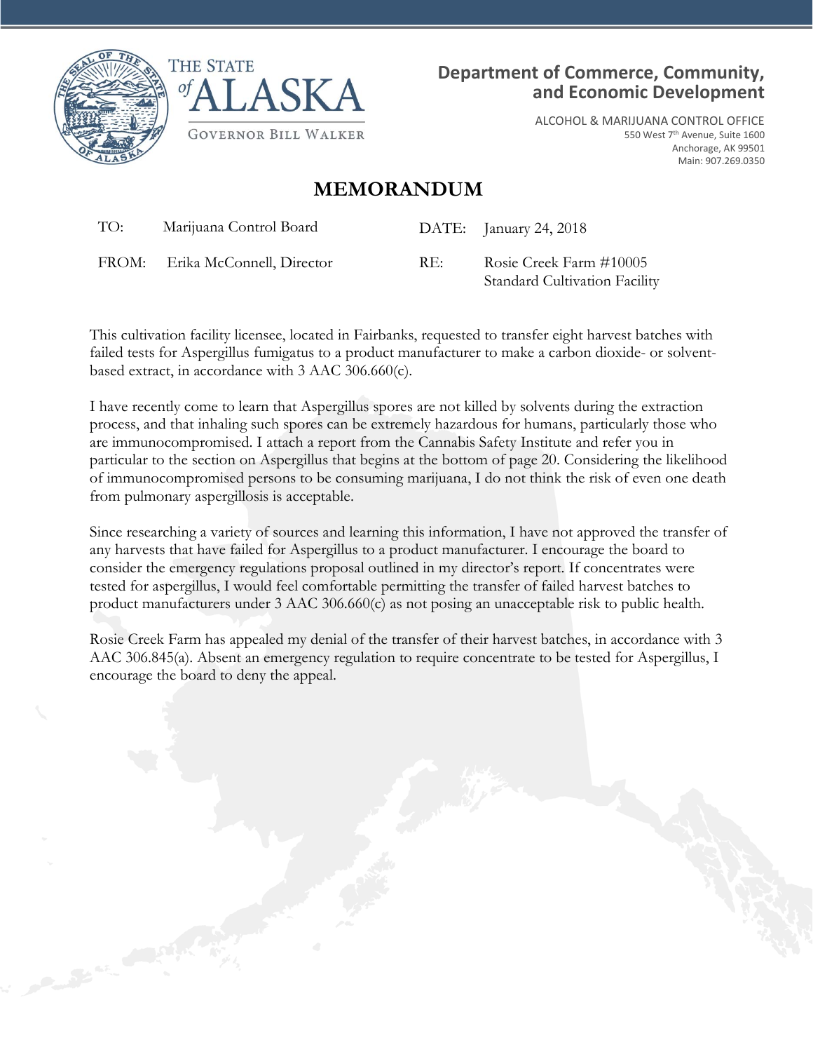THE STATE of ALASKA

GOVERNOR BILL WALKER

**Department of Commerce, Community, and Economic Development**

ALCOHOL & MARIJUANA CONTROL OFFICE
550 West 7th Avenue, Suite 1600
Anchorage, AK 99501
Main: 907.269.0350

# MEMORANDUM

TO: Marijuana Control Board

DATE: January 24, 2018

FROM: Erika McConnell, Director

RE: Rosie Creek Farm #10005
Standard Cultivation Facility

This cultivation facility licensee, located in Fairbanks, requested to transfer eight harvest batches with failed tests for Aspergillus fumigatus to a product manufacturer to make a carbon dioxide- or solvent-based extract, in accordance with 3 AAC 306.660(c).

I have recently come to learn that Aspergillus spores are not killed by solvents during the extraction process, and that inhaling such spores can be extremely hazardous for humans, particularly those who are immunocompromised. I attach a report from the Cannabis Safety Institute and refer you in particular to the section on Aspergillus that begins at the bottom of page 20. Considering the likelihood of immunocompromised persons to be consuming marijuana, I do not think the risk of even one death from pulmonary aspergillosis is acceptable.

Since researching a variety of sources and learning this information, I have not approved the transfer of any harvests that have failed for Aspergillus to a product manufacturer. I encourage the board to consider the emergency regulations proposal outlined in my director's report. If concentrates were tested for aspergillus, I would feel comfortable permitting the transfer of failed harvest batches to product manufacturers under 3 AAC 306.660(c) as not posing an unacceptable risk to public health.

Rosie Creek Farm has appealed my denial of the transfer of their harvest batches, in accordance with 3 AAC 306.845(a). Absent an emergency regulation to require concentrate to be tested for Aspergillus, I encourage the board to deny the appeal.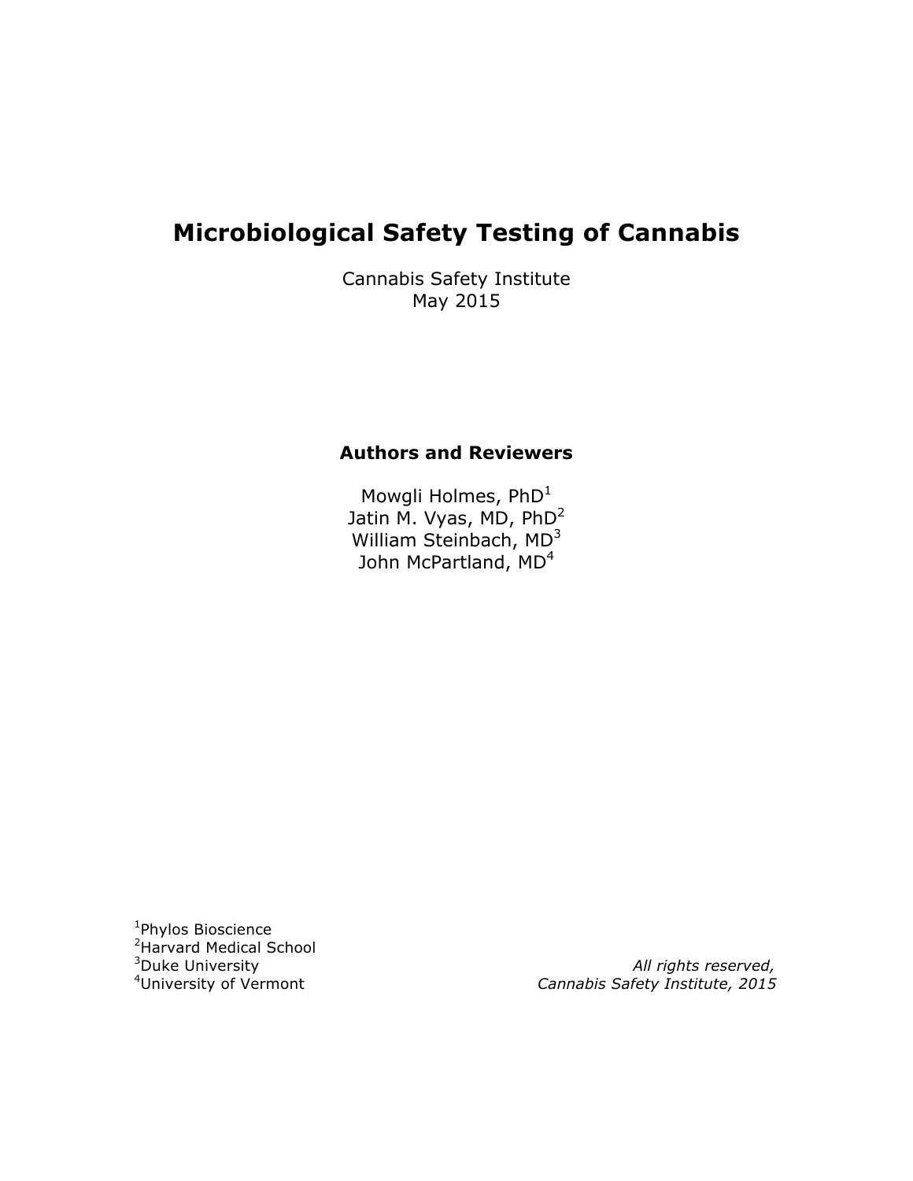# Microbiological Safety Testing of Cannabis

Cannabis Safety Institute
May 2015

## Authors and Reviewers

Mowgli Holmes, PhD[1]
Jatin M. Vyas, MD, PhD[2]
William Steinbach, MD[3]
John McPartland, MD[4]

[1]Phylos Bioscience
[2]Harvard Medical School
[3]Duke University
[4]University of Vermont

*All rights reserved,*
*Cannabis Safety Institute, 2015*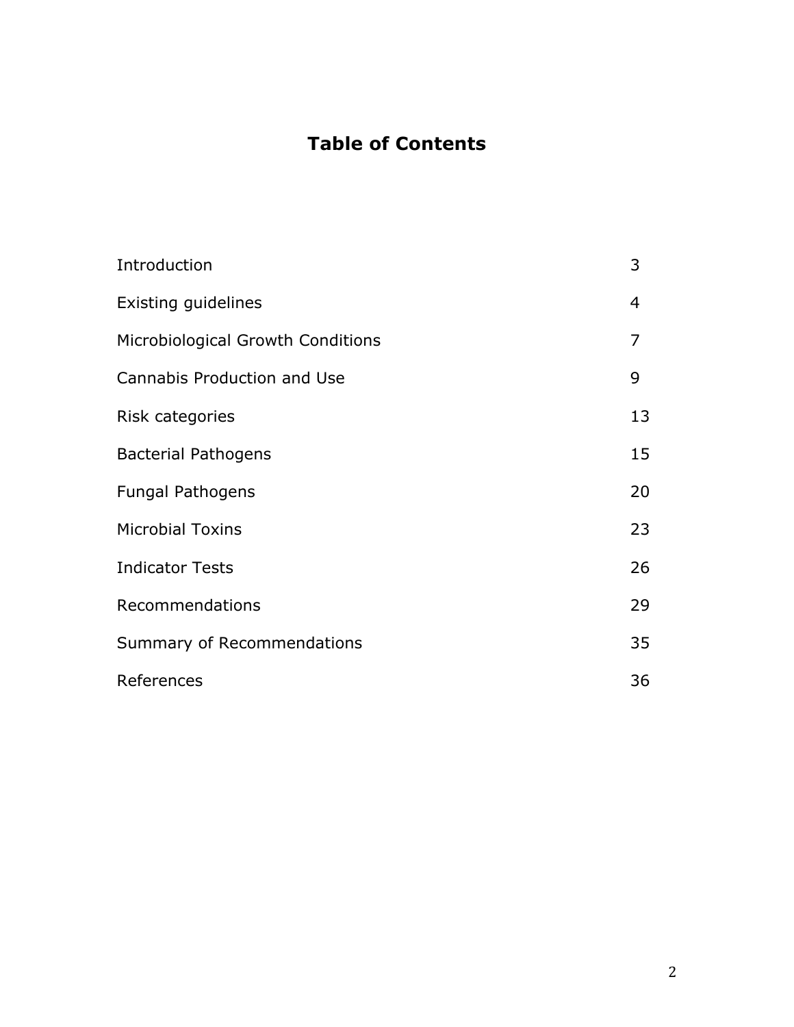# Table of Contents

| | |
|---|---|
| Introduction | 3 |
| Existing guidelines | 4 |
| Microbiological Growth Conditions | 7 |
| Cannabis Production and Use | 9 |
| Risk categories | 13 |
| Bacterial Pathogens | 15 |
| Fungal Pathogens | 20 |
| Microbial Toxins | 23 |
| Indicator Tests | 26 |
| Recommendations | 29 |
| Summary of Recommendations | 35 |
| References | 36 |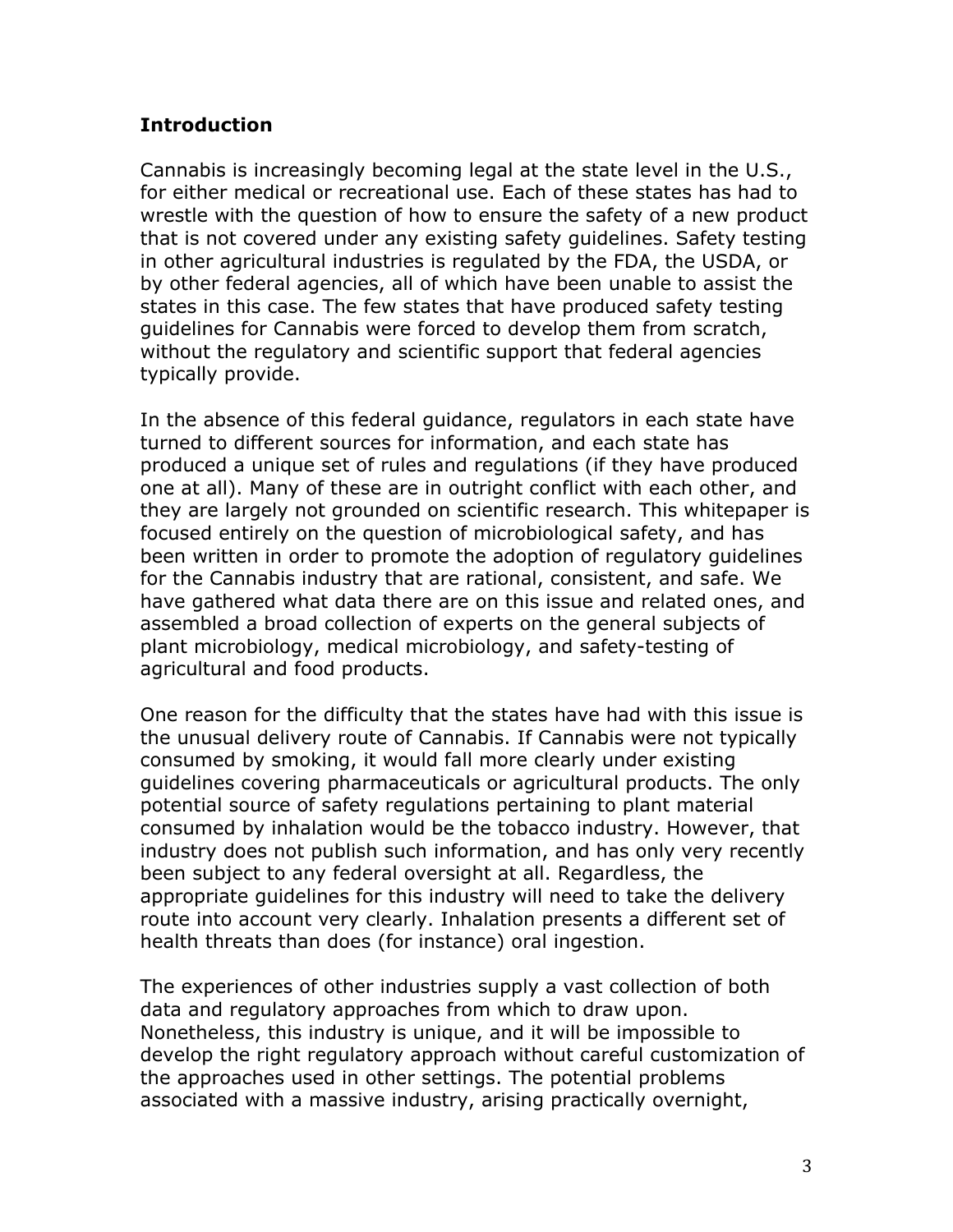## Introduction

Cannabis is increasingly becoming legal at the state level in the U.S., for either medical or recreational use. Each of these states has had to wrestle with the question of how to ensure the safety of a new product that is not covered under any existing safety guidelines. Safety testing in other agricultural industries is regulated by the FDA, the USDA, or by other federal agencies, all of which have been unable to assist the states in this case. The few states that have produced safety testing guidelines for Cannabis were forced to develop them from scratch, without the regulatory and scientific support that federal agencies typically provide.

In the absence of this federal guidance, regulators in each state have turned to different sources for information, and each state has produced a unique set of rules and regulations (if they have produced one at all). Many of these are in outright conflict with each other, and they are largely not grounded on scientific research. This whitepaper is focused entirely on the question of microbiological safety, and has been written in order to promote the adoption of regulatory guidelines for the Cannabis industry that are rational, consistent, and safe. We have gathered what data there are on this issue and related ones, and assembled a broad collection of experts on the general subjects of plant microbiology, medical microbiology, and safety-testing of agricultural and food products.

One reason for the difficulty that the states have had with this issue is the unusual delivery route of Cannabis. If Cannabis were not typically consumed by smoking, it would fall more clearly under existing guidelines covering pharmaceuticals or agricultural products. The only potential source of safety regulations pertaining to plant material consumed by inhalation would be the tobacco industry. However, that industry does not publish such information, and has only very recently been subject to any federal oversight at all. Regardless, the appropriate guidelines for this industry will need to take the delivery route into account very clearly. Inhalation presents a different set of health threats than does (for instance) oral ingestion.

The experiences of other industries supply a vast collection of both data and regulatory approaches from which to draw upon. Nonetheless, this industry is unique, and it will be impossible to develop the right regulatory approach without careful customization of the approaches used in other settings. The potential problems associated with a massive industry, arising practically overnight,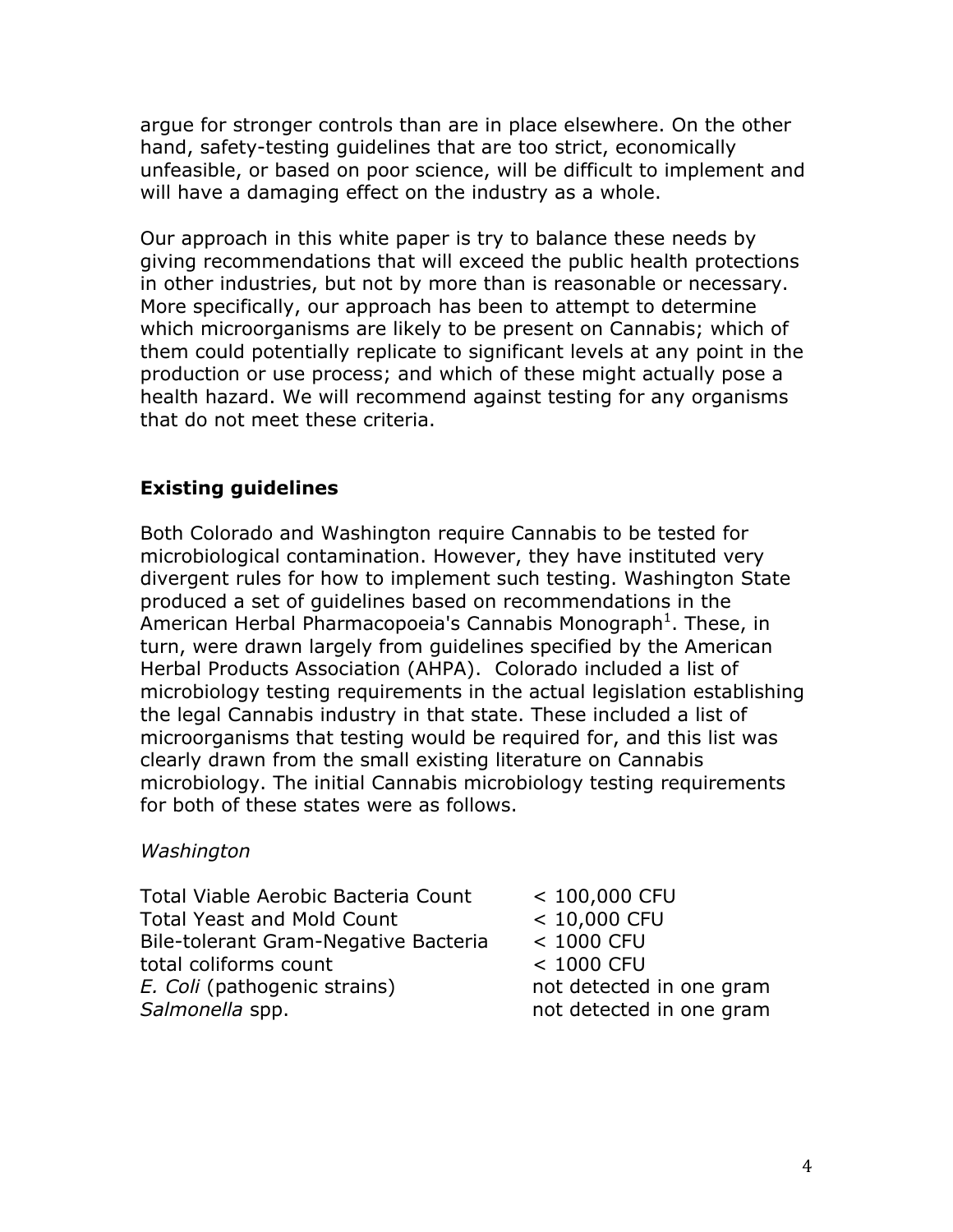argue for stronger controls than are in place elsewhere. On the other hand, safety-testing guidelines that are too strict, economically unfeasible, or based on poor science, will be difficult to implement and will have a damaging effect on the industry as a whole.

Our approach in this white paper is try to balance these needs by giving recommendations that will exceed the public health protections in other industries, but not by more than is reasonable or necessary. More specifically, our approach has been to attempt to determine which microorganisms are likely to be present on Cannabis; which of them could potentially replicate to significant levels at any point in the production or use process; and which of these might actually pose a health hazard. We will recommend against testing for any organisms that do not meet these criteria.

## Existing guidelines

Both Colorado and Washington require Cannabis to be tested for microbiological contamination. However, they have instituted very divergent rules for how to implement such testing. Washington State produced a set of guidelines based on recommendations in the American Herbal Pharmacopoeia's Cannabis Monograph[1]. These, in turn, were drawn largely from guidelines specified by the American Herbal Products Association (AHPA). Colorado included a list of microbiology testing requirements in the actual legislation establishing the legal Cannabis industry in that state. These included a list of microorganisms that testing would be required for, and this list was clearly drawn from the small existing literature on Cannabis microbiology. The initial Cannabis microbiology testing requirements for both of these states were as follows.

*Washington*

| | |
|---|---|
| Total Viable Aerobic Bacteria Count | < 100,000 CFU |
| Total Yeast and Mold Count | < 10,000 CFU |
| Bile-tolerant Gram-Negative Bacteria | < 1000 CFU |
| total coliforms count | < 1000 CFU |
| *E. Coli* (pathogenic strains) | not detected in one gram |
| *Salmonella* spp. | not detected in one gram |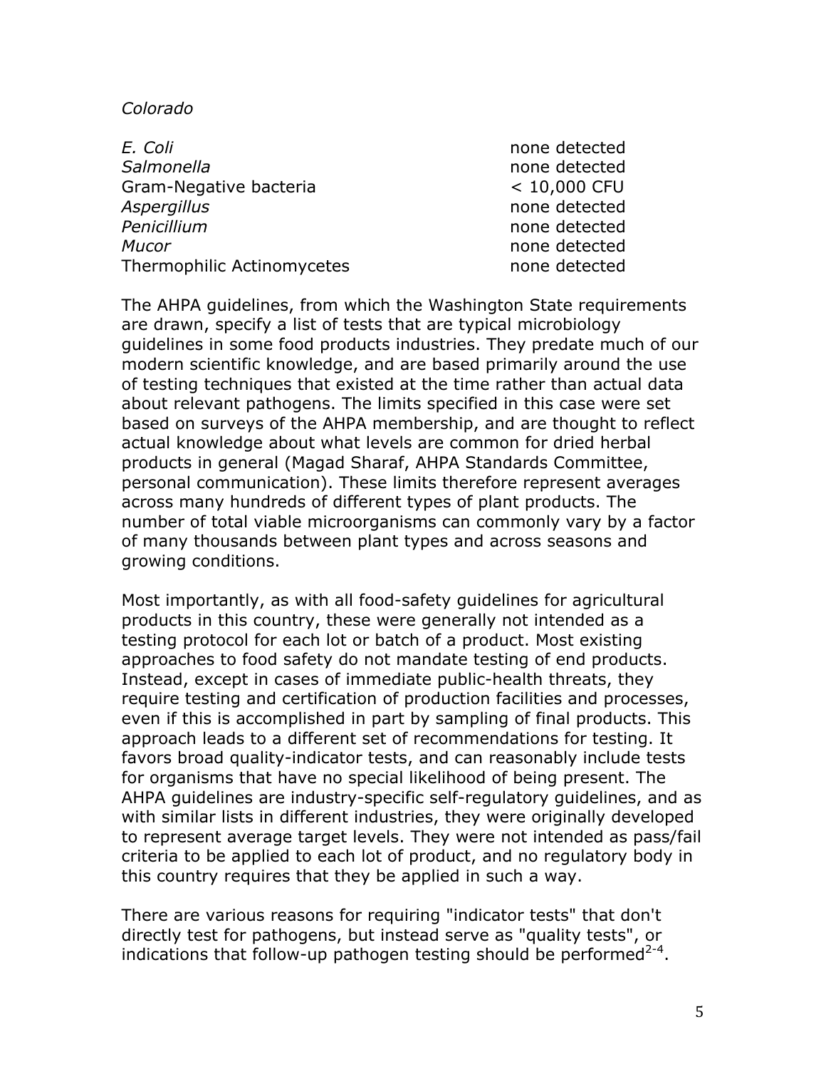*Colorado*

| | |
|---|---|
| *E. Coli* | none detected |
| *Salmonella* | none detected |
| Gram-Negative bacteria | < 10,000 CFU |
| *Aspergillus* | none detected |
| *Penicillium* | none detected |
| *Mucor* | none detected |
| Thermophilic Actinomycetes | none detected |

The AHPA guidelines, from which the Washington State requirements are drawn, specify a list of tests that are typical microbiology guidelines in some food products industries. They predate much of our modern scientific knowledge, and are based primarily around the use of testing techniques that existed at the time rather than actual data about relevant pathogens. The limits specified in this case were set based on surveys of the AHPA membership, and are thought to reflect actual knowledge about what levels are common for dried herbal products in general (Magad Sharaf, AHPA Standards Committee, personal communication). These limits therefore represent averages across many hundreds of different types of plant products. The number of total viable microorganisms can commonly vary by a factor of many thousands between plant types and across seasons and growing conditions.

Most importantly, as with all food-safety guidelines for agricultural products in this country, these were generally not intended as a testing protocol for each lot or batch of a product. Most existing approaches to food safety do not mandate testing of end products. Instead, except in cases of immediate public-health threats, they require testing and certification of production facilities and processes, even if this is accomplished in part by sampling of final products. This approach leads to a different set of recommendations for testing. It favors broad quality-indicator tests, and can reasonably include tests for organisms that have no special likelihood of being present. The AHPA guidelines are industry-specific self-regulatory guidelines, and as with similar lists in different industries, they were originally developed to represent average target levels. They were not intended as pass/fail criteria to be applied to each lot of product, and no regulatory body in this country requires that they be applied in such a way.

There are various reasons for requiring "indicator tests" that don't directly test for pathogens, but instead serve as "quality tests", or indications that follow-up pathogen testing should be performed[2-4].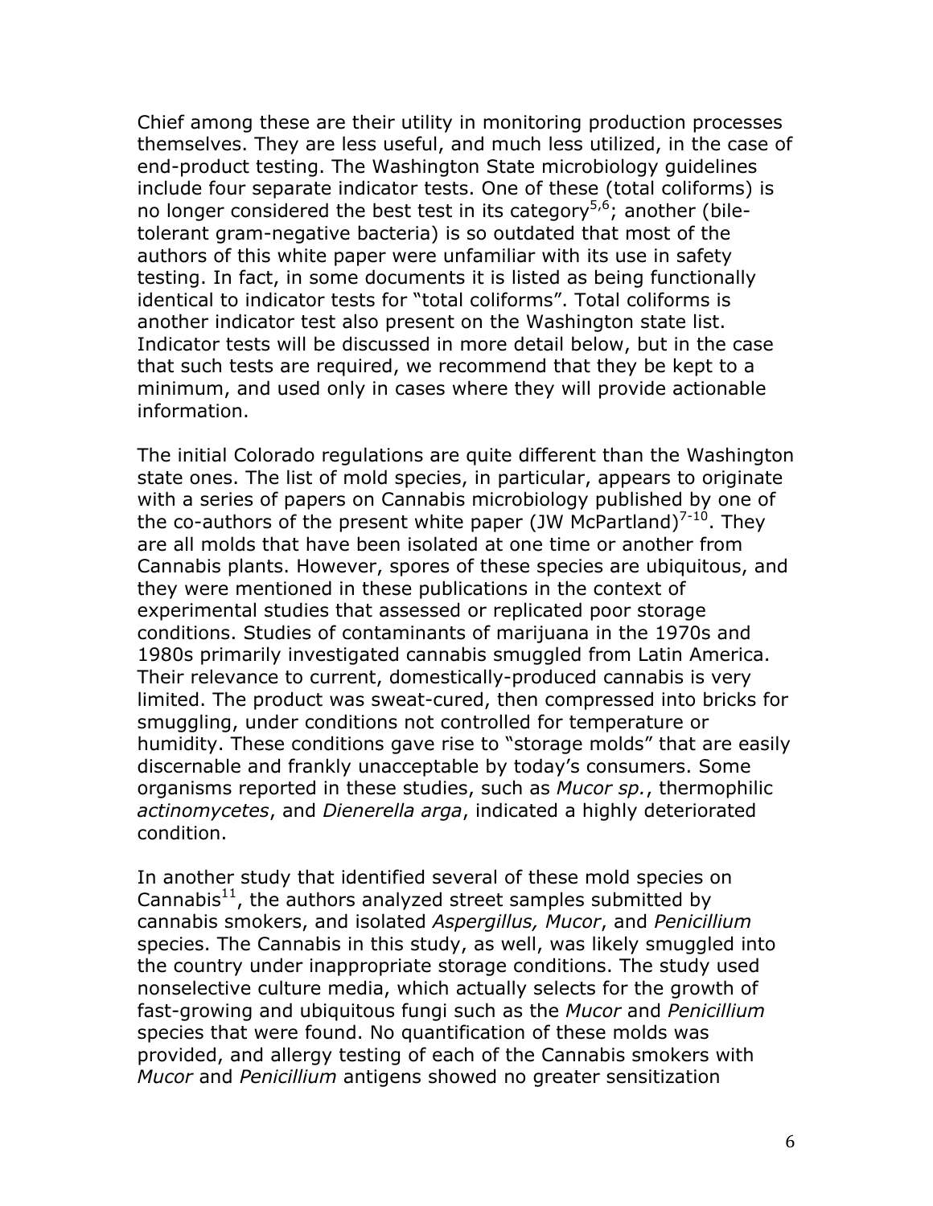Chief among these are their utility in monitoring production processes themselves. They are less useful, and much less utilized, in the case of end-product testing. The Washington State microbiology guidelines include four separate indicator tests. One of these (total coliforms) is no longer considered the best test in its category[5,6]; another (bile-tolerant gram-negative bacteria) is so outdated that most of the authors of this white paper were unfamiliar with its use in safety testing. In fact, in some documents it is listed as being functionally identical to indicator tests for "total coliforms". Total coliforms is another indicator test also present on the Washington state list. Indicator tests will be discussed in more detail below, but in the case that such tests are required, we recommend that they be kept to a minimum, and used only in cases where they will provide actionable information.

The initial Colorado regulations are quite different than the Washington state ones. The list of mold species, in particular, appears to originate with a series of papers on Cannabis microbiology published by one of the co-authors of the present white paper (JW McPartland)[7-10]. They are all molds that have been isolated at one time or another from Cannabis plants. However, spores of these species are ubiquitous, and they were mentioned in these publications in the context of experimental studies that assessed or replicated poor storage conditions. Studies of contaminants of marijuana in the 1970s and 1980s primarily investigated cannabis smuggled from Latin America. Their relevance to current, domestically-produced cannabis is very limited. The product was sweat-cured, then compressed into bricks for smuggling, under conditions not controlled for temperature or humidity. These conditions gave rise to "storage molds" that are easily discernable and frankly unacceptable by today's consumers. Some organisms reported in these studies, such as *Mucor sp.*, thermophilic *actinomycetes*, and *Dienerella arga*, indicated a highly deteriorated condition.

In another study that identified several of these mold species on Cannabis[11], the authors analyzed street samples submitted by cannabis smokers, and isolated *Aspergillus, Mucor*, and *Penicillium* species. The Cannabis in this study, as well, was likely smuggled into the country under inappropriate storage conditions. The study used nonselective culture media, which actually selects for the growth of fast-growing and ubiquitous fungi such as the *Mucor* and *Penicillium* species that were found. No quantification of these molds was provided, and allergy testing of each of the Cannabis smokers with *Mucor* and *Penicillium* antigens showed no greater sensitization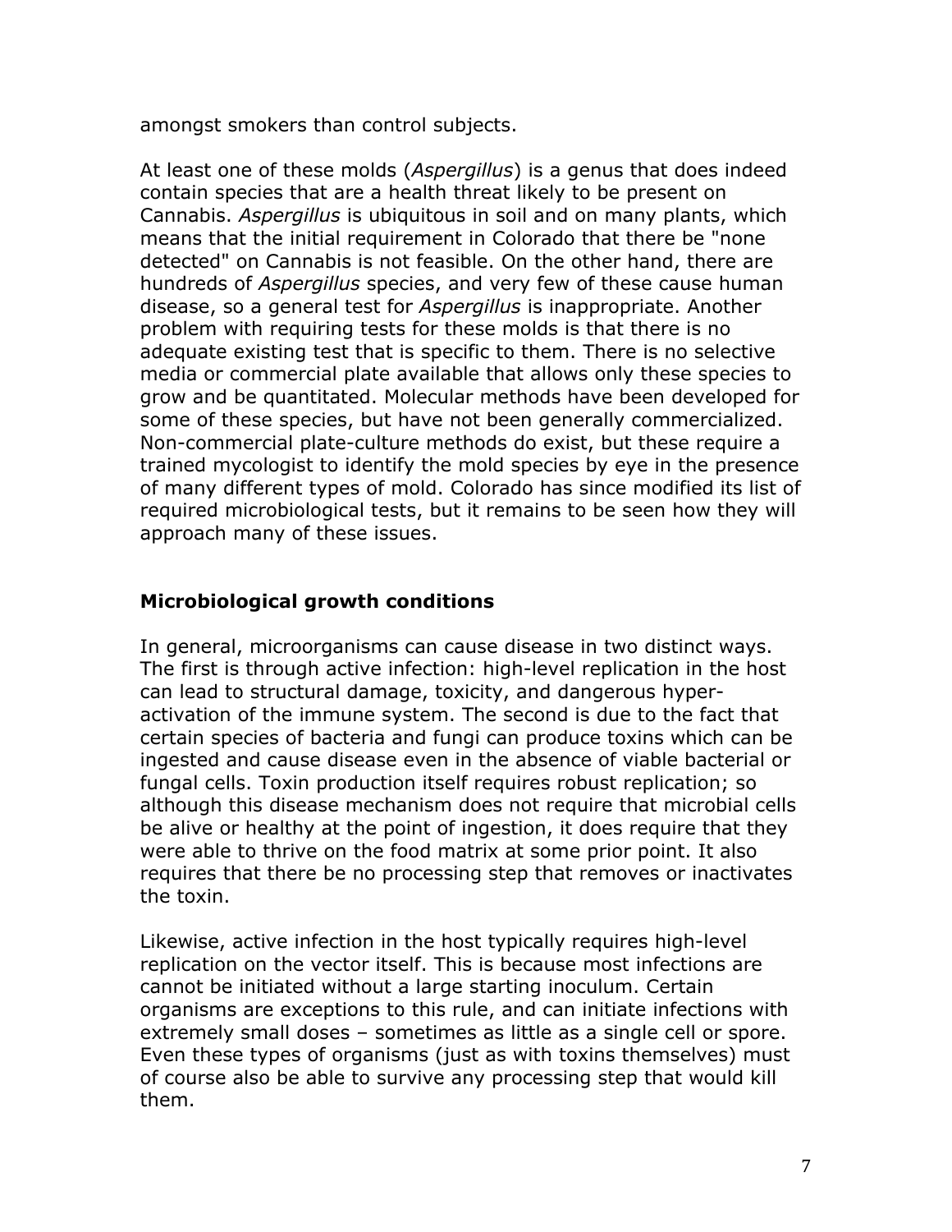amongst smokers than control subjects.

At least one of these molds (*Aspergillus*) is a genus that does indeed contain species that are a health threat likely to be present on Cannabis. *Aspergillus* is ubiquitous in soil and on many plants, which means that the initial requirement in Colorado that there be "none detected" on Cannabis is not feasible. On the other hand, there are hundreds of *Aspergillus* species, and very few of these cause human disease, so a general test for *Aspergillus* is inappropriate. Another problem with requiring tests for these molds is that there is no adequate existing test that is specific to them. There is no selective media or commercial plate available that allows only these species to grow and be quantitated. Molecular methods have been developed for some of these species, but have not been generally commercialized. Non-commercial plate-culture methods do exist, but these require a trained mycologist to identify the mold species by eye in the presence of many different types of mold. Colorado has since modified its list of required microbiological tests, but it remains to be seen how they will approach many of these issues.

### Microbiological growth conditions

In general, microorganisms can cause disease in two distinct ways. The first is through active infection: high-level replication in the host can lead to structural damage, toxicity, and dangerous hyper-activation of the immune system. The second is due to the fact that certain species of bacteria and fungi can produce toxins which can be ingested and cause disease even in the absence of viable bacterial or fungal cells. Toxin production itself requires robust replication; so although this disease mechanism does not require that microbial cells be alive or healthy at the point of ingestion, it does require that they were able to thrive on the food matrix at some prior point. It also requires that there be no processing step that removes or inactivates the toxin.

Likewise, active infection in the host typically requires high-level replication on the vector itself. This is because most infections are cannot be initiated without a large starting inoculum. Certain organisms are exceptions to this rule, and can initiate infections with extremely small doses – sometimes as little as a single cell or spore. Even these types of organisms (just as with toxins themselves) must of course also be able to survive any processing step that would kill them.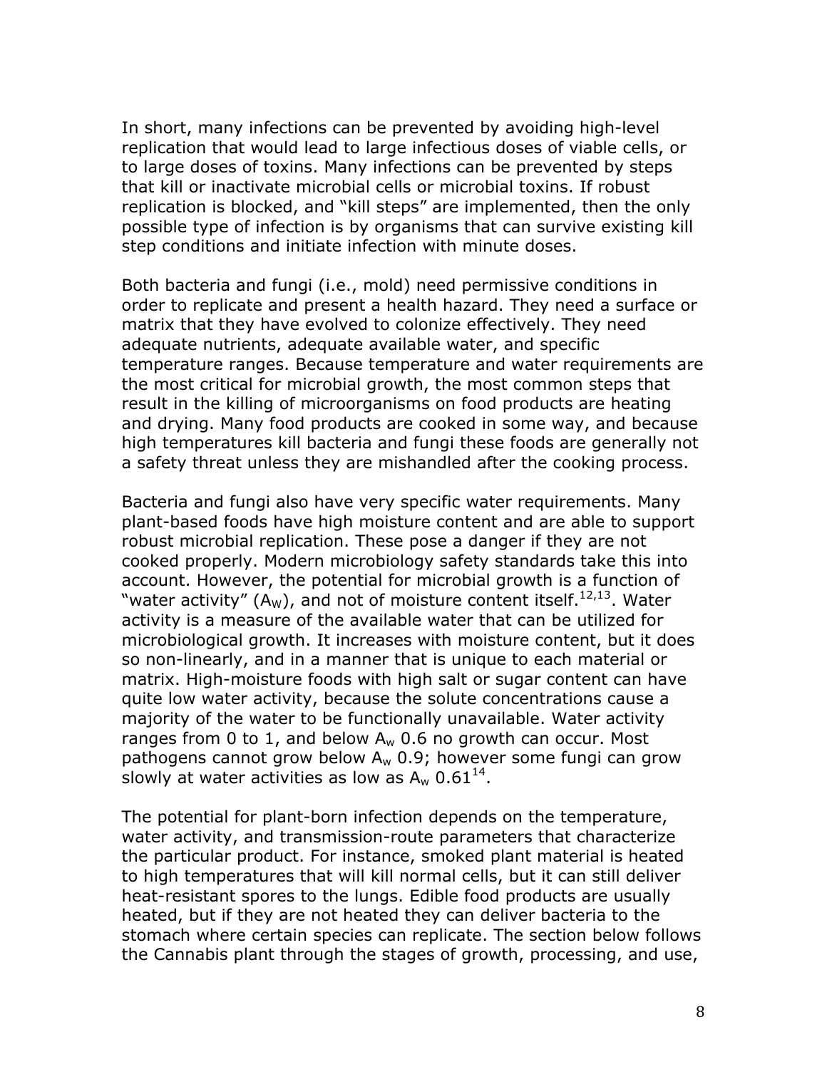In short, many infections can be prevented by avoiding high-level replication that would lead to large infectious doses of viable cells, or to large doses of toxins. Many infections can be prevented by steps that kill or inactivate microbial cells or microbial toxins. If robust replication is blocked, and "kill steps" are implemented, then the only possible type of infection is by organisms that can survive existing kill step conditions and initiate infection with minute doses.

Both bacteria and fungi (i.e., mold) need permissive conditions in order to replicate and present a health hazard. They need a surface or matrix that they have evolved to colonize effectively. They need adequate nutrients, adequate available water, and specific temperature ranges. Because temperature and water requirements are the most critical for microbial growth, the most common steps that result in the killing of microorganisms on food products are heating and drying. Many food products are cooked in some way, and because high temperatures kill bacteria and fungi these foods are generally not a safety threat unless they are mishandled after the cooking process.

Bacteria and fungi also have very specific water requirements. Many plant-based foods have high moisture content and are able to support robust microbial replication. These pose a danger if they are not cooked properly. Modern microbiology safety standards take this into account. However, the potential for microbial growth is a function of "water activity" ($A_W$), and not of moisture content itself.[12,13]. Water activity is a measure of the available water that can be utilized for microbiological growth. It increases with moisture content, but it does so non-linearly, and in a manner that is unique to each material or matrix. High-moisture foods with high salt or sugar content can have quite low water activity, because the solute concentrations cause a majority of the water to be functionally unavailable. Water activity ranges from 0 to 1, and below $A_w$ 0.6 no growth can occur. Most pathogens cannot grow below $A_w$ 0.9; however some fungi can grow slowly at water activities as low as $A_w$ 0.61[14].

The potential for plant-born infection depends on the temperature, water activity, and transmission-route parameters that characterize the particular product. For instance, smoked plant material is heated to high temperatures that will kill normal cells, but it can still deliver heat-resistant spores to the lungs. Edible food products are usually heated, but if they are not heated they can deliver bacteria to the stomach where certain species can replicate. The section below follows the Cannabis plant through the stages of growth, processing, and use,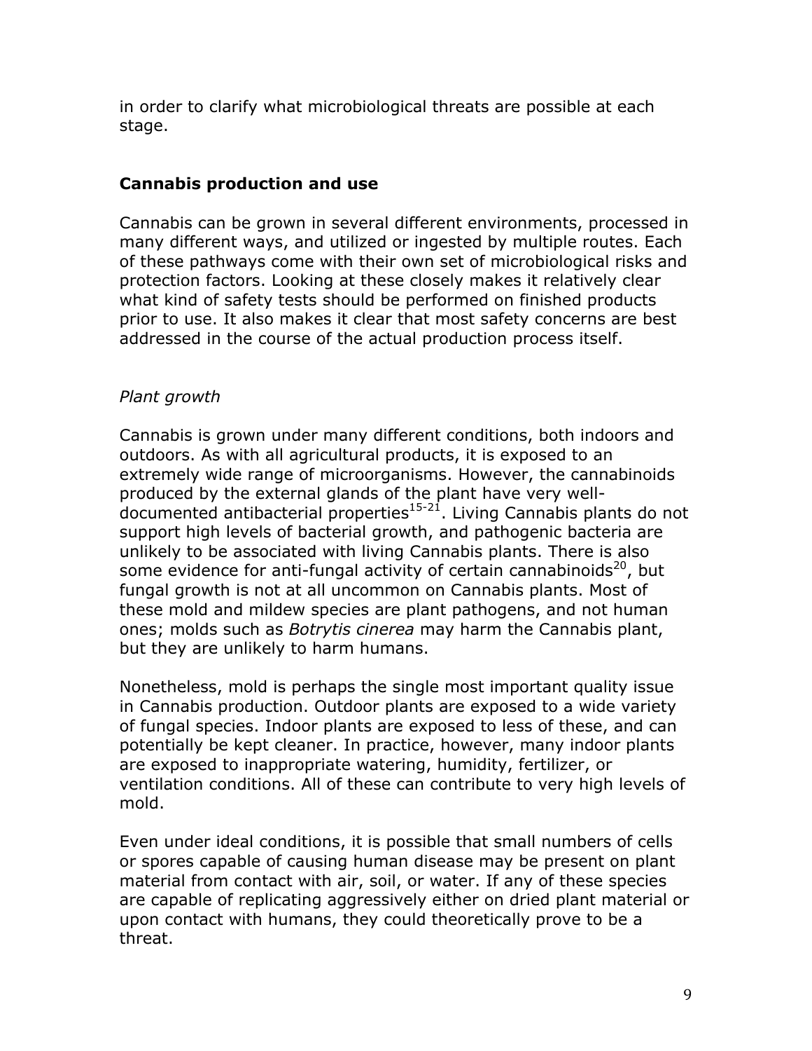in order to clarify what microbiological threats are possible at each stage.

## Cannabis production and use

Cannabis can be grown in several different environments, processed in many different ways, and utilized or ingested by multiple routes. Each of these pathways come with their own set of microbiological risks and protection factors. Looking at these closely makes it relatively clear what kind of safety tests should be performed on finished products prior to use. It also makes it clear that most safety concerns are best addressed in the course of the actual production process itself.

### *Plant growth*

Cannabis is grown under many different conditions, both indoors and outdoors. As with all agricultural products, it is exposed to an extremely wide range of microorganisms. However, the cannabinoids produced by the external glands of the plant have very well-documented antibacterial properties[15-21]. Living Cannabis plants do not support high levels of bacterial growth, and pathogenic bacteria are unlikely to be associated with living Cannabis plants. There is also some evidence for anti-fungal activity of certain cannabinoids[20], but fungal growth is not at all uncommon on Cannabis plants. Most of these mold and mildew species are plant pathogens, and not human ones; molds such as *Botrytis cinerea* may harm the Cannabis plant, but they are unlikely to harm humans.

Nonetheless, mold is perhaps the single most important quality issue in Cannabis production. Outdoor plants are exposed to a wide variety of fungal species. Indoor plants are exposed to less of these, and can potentially be kept cleaner. In practice, however, many indoor plants are exposed to inappropriate watering, humidity, fertilizer, or ventilation conditions. All of these can contribute to very high levels of mold.

Even under ideal conditions, it is possible that small numbers of cells or spores capable of causing human disease may be present on plant material from contact with air, soil, or water. If any of these species are capable of replicating aggressively either on dried plant material or upon contact with humans, they could theoretically prove to be a threat.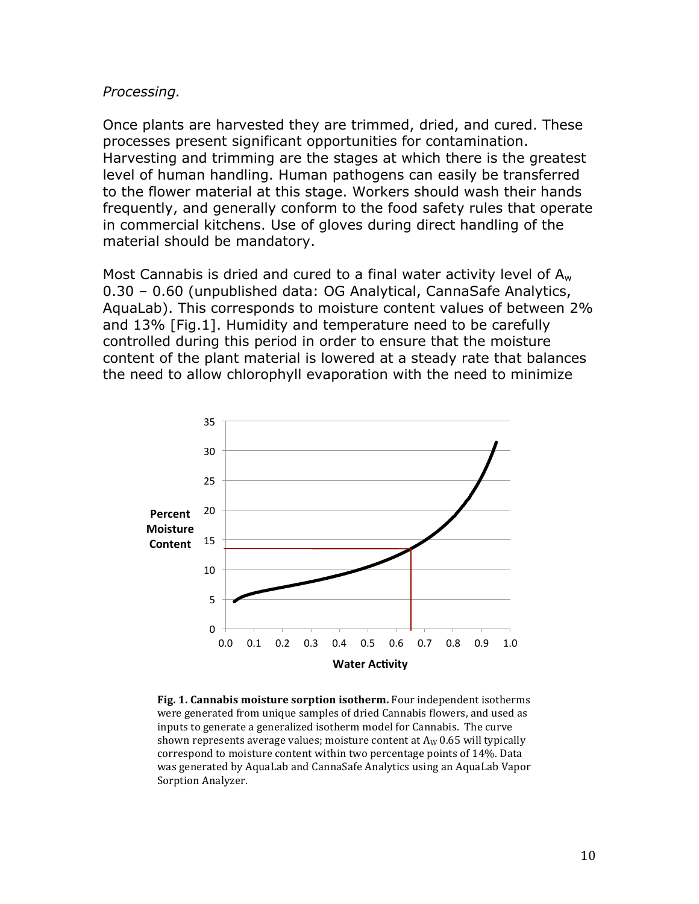*Processing.*

Once plants are harvested they are trimmed, dried, and cured. These processes present significant opportunities for contamination. Harvesting and trimming are the stages at which there is the greatest level of human handling. Human pathogens can easily be transferred to the flower material at this stage. Workers should wash their hands frequently, and generally conform to the food safety rules that operate in commercial kitchens. Use of gloves during direct handling of the material should be mandatory.

Most Cannabis is dried and cured to a final water activity level of $A_w$ 0.30 – 0.60 (unpublished data: OG Analytical, CannaSafe Analytics, AquaLab). This corresponds to moisture content values of between 2% and 13% [Fig.1]. Humidity and temperature need to be carefully controlled during this period in order to ensure that the moisture content of the plant material is lowered at a steady rate that balances the need to allow chlorophyll evaporation with the need to minimize

**Fig. 1. Cannabis moisture sorption isotherm.** Four independent isotherms were generated from unique samples of dried Cannabis flowers, and used as inputs to generate a generalized isotherm model for Cannabis. The curve shown represents average values; moisture content at $A_W$ 0.65 will typically correspond to moisture content within two percentage points of 14%. Data was generated by AquaLab and CannaSafe Analytics using an AquaLab Vapor Sorption Analyzer.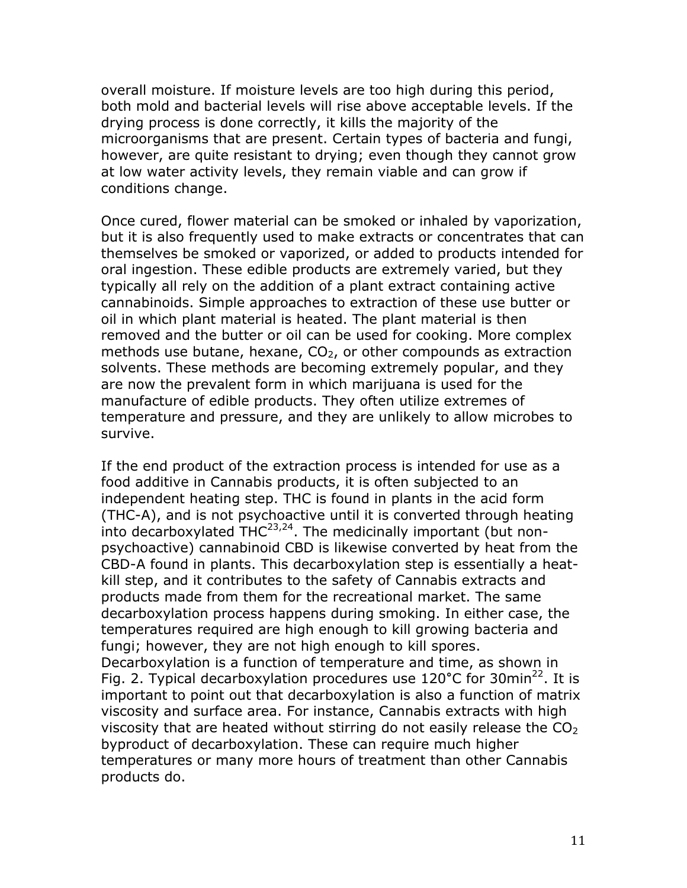overall moisture. If moisture levels are too high during this period, both mold and bacterial levels will rise above acceptable levels. If the drying process is done correctly, it kills the majority of the microorganisms that are present. Certain types of bacteria and fungi, however, are quite resistant to drying; even though they cannot grow at low water activity levels, they remain viable and can grow if conditions change.

Once cured, flower material can be smoked or inhaled by vaporization, but it is also frequently used to make extracts or concentrates that can themselves be smoked or vaporized, or added to products intended for oral ingestion. These edible products are extremely varied, but they typically all rely on the addition of a plant extract containing active cannabinoids. Simple approaches to extraction of these use butter or oil in which plant material is heated. The plant material is then removed and the butter or oil can be used for cooking. More complex methods use butane, hexane, $CO_2$, or other compounds as extraction solvents. These methods are becoming extremely popular, and they are now the prevalent form in which marijuana is used for the manufacture of edible products. They often utilize extremes of temperature and pressure, and they are unlikely to allow microbes to survive.

If the end product of the extraction process is intended for use as a food additive in Cannabis products, it is often subjected to an independent heating step. THC is found in plants in the acid form (THC-A), and is not psychoactive until it is converted through heating into decarboxylated THC[23,24]. The medicinally important (but non-psychoactive) cannabinoid CBD is likewise converted by heat from the CBD-A found in plants. This decarboxylation step is essentially a heat-kill step, and it contributes to the safety of Cannabis extracts and products made from them for the recreational market. The same decarboxylation process happens during smoking. In either case, the temperatures required are high enough to kill growing bacteria and fungi; however, they are not high enough to kill spores. Decarboxylation is a function of temperature and time, as shown in Fig. 2. Typical decarboxylation procedures use 120°C for 30min[22]. It is important to point out that decarboxylation is also a function of matrix viscosity and surface area. For instance, Cannabis extracts with high viscosity that are heated without stirring do not easily release the $CO_2$ byproduct of decarboxylation. These can require much higher temperatures or many more hours of treatment than other Cannabis products do.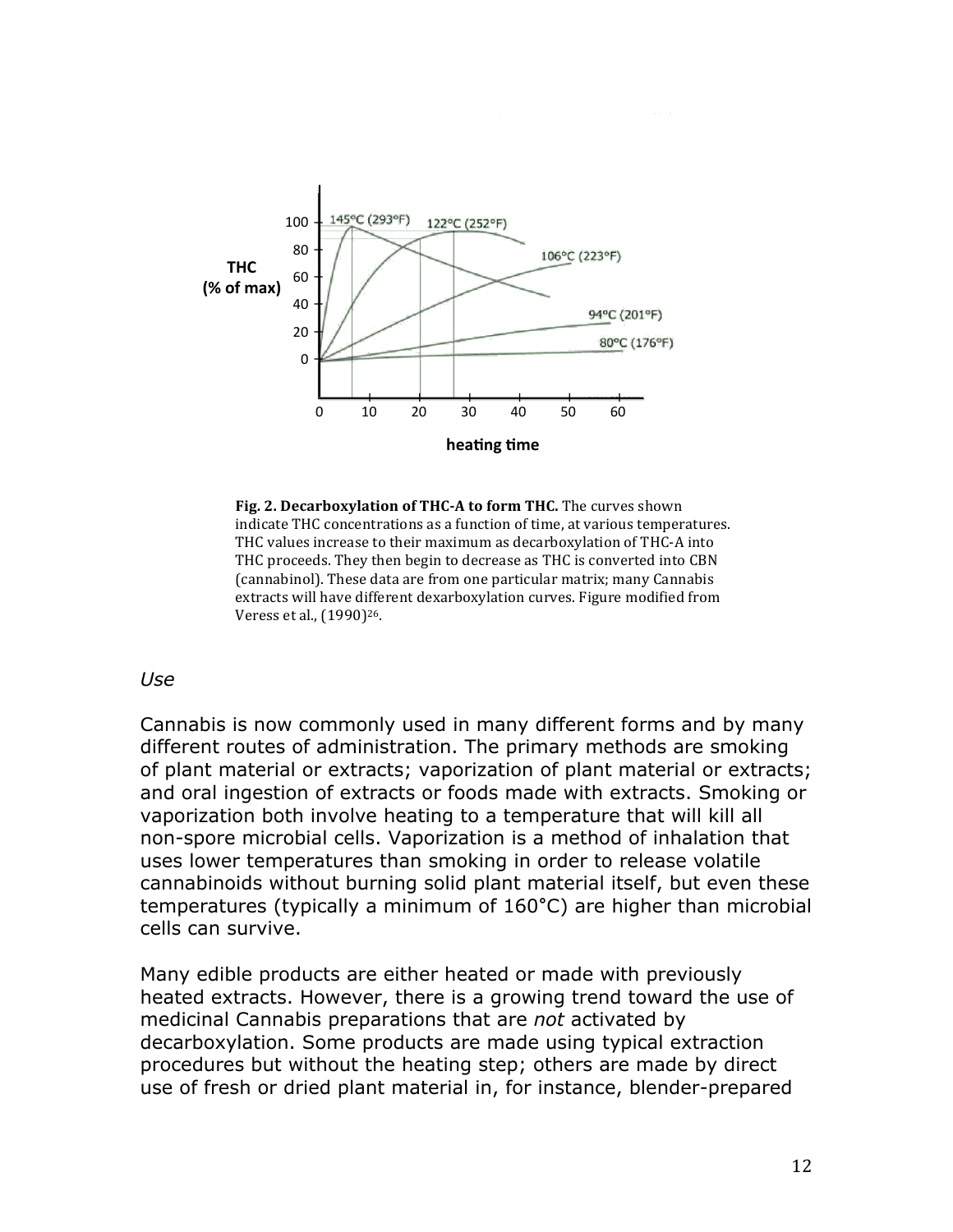**Fig. 2. Decarboxylation of THC-A to form THC.** The curves shown indicate THC concentrations as a function of time, at various temperatures. THC values increase to their maximum as decarboxylation of THC-A into THC proceeds. They then begin to decrease as THC is converted into CBN (cannabinol). These data are from one particular matrix; many Cannabis extracts will have different dexarboxylation curves. Figure modified from Veress et al., (1990)[26].

*Use*

Cannabis is now commonly used in many different forms and by many different routes of administration. The primary methods are smoking of plant material or extracts; vaporization of plant material or extracts; and oral ingestion of extracts or foods made with extracts. Smoking or vaporization both involve heating to a temperature that will kill all non-spore microbial cells. Vaporization is a method of inhalation that uses lower temperatures than smoking in order to release volatile cannabinoids without burning solid plant material itself, but even these temperatures (typically a minimum of 160°C) are higher than microbial cells can survive.

Many edible products are either heated or made with previously heated extracts. However, there is a growing trend toward the use of medicinal Cannabis preparations that are *not* activated by decarboxylation. Some products are made using typical extraction procedures but without the heating step; others are made by direct use of fresh or dried plant material in, for instance, blender-prepared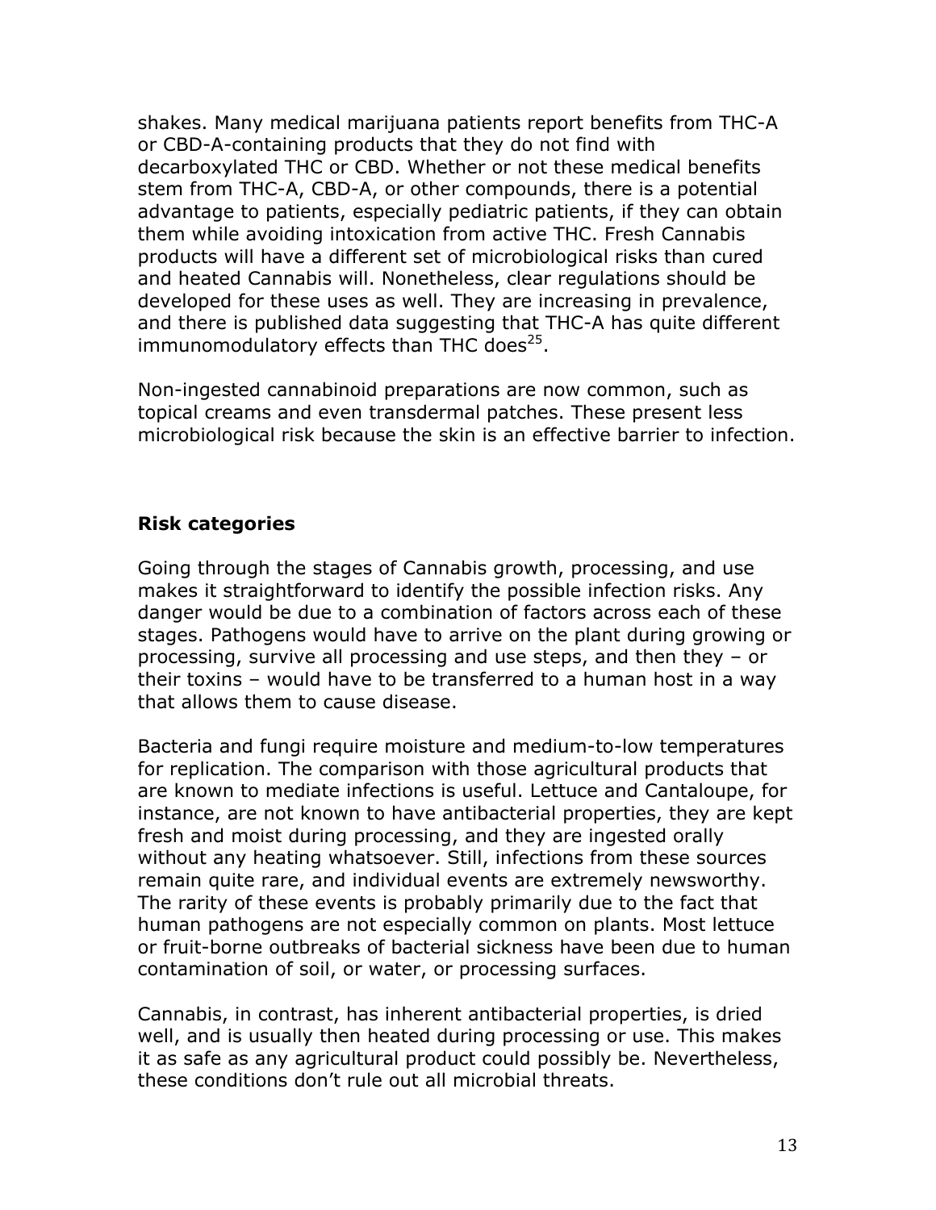shakes. Many medical marijuana patients report benefits from THC-A or CBD-A-containing products that they do not find with decarboxylated THC or CBD. Whether or not these medical benefits stem from THC-A, CBD-A, or other compounds, there is a potential advantage to patients, especially pediatric patients, if they can obtain them while avoiding intoxication from active THC. Fresh Cannabis products will have a different set of microbiological risks than cured and heated Cannabis will. Nonetheless, clear regulations should be developed for these uses as well. They are increasing in prevalence, and there is published data suggesting that THC-A has quite different immunomodulatory effects than THC does[25].

Non-ingested cannabinoid preparations are now common, such as topical creams and even transdermal patches. These present less microbiological risk because the skin is an effective barrier to infection.

### Risk categories

Going through the stages of Cannabis growth, processing, and use makes it straightforward to identify the possible infection risks. Any danger would be due to a combination of factors across each of these stages. Pathogens would have to arrive on the plant during growing or processing, survive all processing and use steps, and then they – or their toxins – would have to be transferred to a human host in a way that allows them to cause disease.

Bacteria and fungi require moisture and medium-to-low temperatures for replication. The comparison with those agricultural products that are known to mediate infections is useful. Lettuce and Cantaloupe, for instance, are not known to have antibacterial properties, they are kept fresh and moist during processing, and they are ingested orally without any heating whatsoever. Still, infections from these sources remain quite rare, and individual events are extremely newsworthy. The rarity of these events is probably primarily due to the fact that human pathogens are not especially common on plants. Most lettuce or fruit-borne outbreaks of bacterial sickness have been due to human contamination of soil, or water, or processing surfaces.

Cannabis, in contrast, has inherent antibacterial properties, is dried well, and is usually then heated during processing or use. This makes it as safe as any agricultural product could possibly be. Nevertheless, these conditions don't rule out all microbial threats.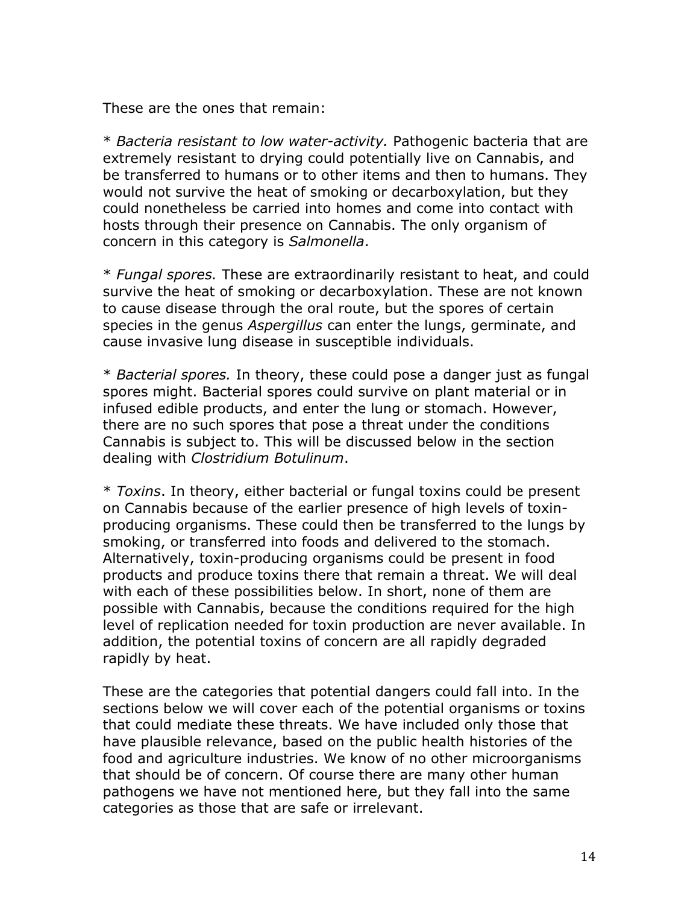These are the ones that remain:

* *Bacteria resistant to low water-activity.* Pathogenic bacteria that are extremely resistant to drying could potentially live on Cannabis, and be transferred to humans or to other items and then to humans. They would not survive the heat of smoking or decarboxylation, but they could nonetheless be carried into homes and come into contact with hosts through their presence on Cannabis. The only organism of concern in this category is *Salmonella*.

* *Fungal spores.* These are extraordinarily resistant to heat, and could survive the heat of smoking or decarboxylation. These are not known to cause disease through the oral route, but the spores of certain species in the genus *Aspergillus* can enter the lungs, germinate, and cause invasive lung disease in susceptible individuals.

* *Bacterial spores.* In theory, these could pose a danger just as fungal spores might. Bacterial spores could survive on plant material or in infused edible products, and enter the lung or stomach. However, there are no such spores that pose a threat under the conditions Cannabis is subject to. This will be discussed below in the section dealing with *Clostridium Botulinum*.

* *Toxins*. In theory, either bacterial or fungal toxins could be present on Cannabis because of the earlier presence of high levels of toxin-producing organisms. These could then be transferred to the lungs by smoking, or transferred into foods and delivered to the stomach. Alternatively, toxin-producing organisms could be present in food products and produce toxins there that remain a threat. We will deal with each of these possibilities below. In short, none of them are possible with Cannabis, because the conditions required for the high level of replication needed for toxin production are never available. In addition, the potential toxins of concern are all rapidly degraded rapidly by heat.

These are the categories that potential dangers could fall into. In the sections below we will cover each of the potential organisms or toxins that could mediate these threats. We have included only those that have plausible relevance, based on the public health histories of the food and agriculture industries. We know of no other microorganisms that should be of concern. Of course there are many other human pathogens we have not mentioned here, but they fall into the same categories as those that are safe or irrelevant.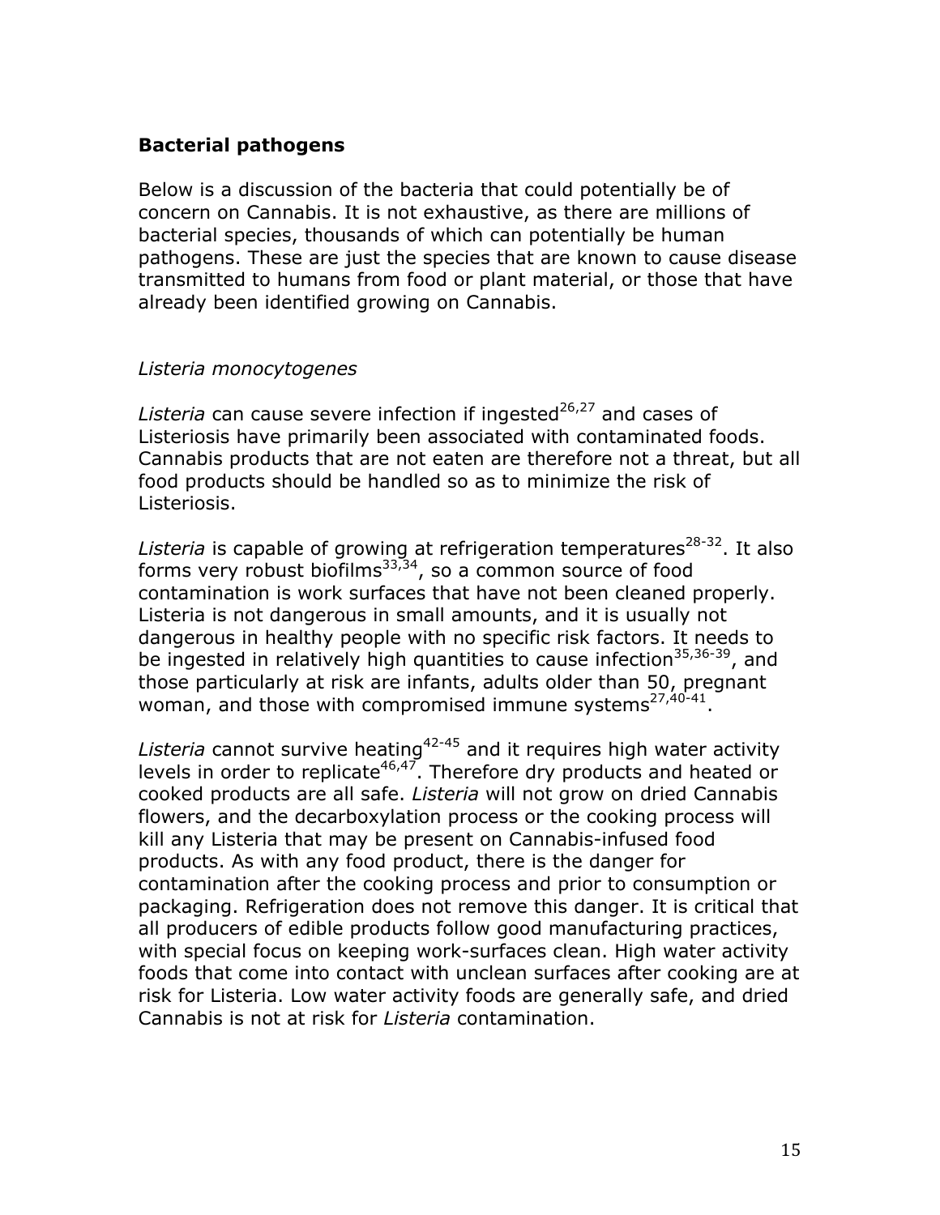## Bacterial pathogens

Below is a discussion of the bacteria that could potentially be of concern on Cannabis. It is not exhaustive, as there are millions of bacterial species, thousands of which can potentially be human pathogens. These are just the species that are known to cause disease transmitted to humans from food or plant material, or those that have already been identified growing on Cannabis.

### *Listeria monocytogenes*

*Listeria* can cause severe infection if ingested[26,27] and cases of Listeriosis have primarily been associated with contaminated foods. Cannabis products that are not eaten are therefore not a threat, but all food products should be handled so as to minimize the risk of Listeriosis.

*Listeria* is capable of growing at refrigeration temperatures[28-32]. It also forms very robust biofilms[33,34], so a common source of food contamination is work surfaces that have not been cleaned properly. Listeria is not dangerous in small amounts, and it is usually not dangerous in healthy people with no specific risk factors. It needs to be ingested in relatively high quantities to cause infection[35,36-39], and those particularly at risk are infants, adults older than 50, pregnant woman, and those with compromised immune systems[27,40-41].

*Listeria* cannot survive heating[42-45] and it requires high water activity levels in order to replicate[46,47]. Therefore dry products and heated or cooked products are all safe. *Listeria* will not grow on dried Cannabis flowers, and the decarboxylation process or the cooking process will kill any Listeria that may be present on Cannabis-infused food products. As with any food product, there is the danger for contamination after the cooking process and prior to consumption or packaging. Refrigeration does not remove this danger. It is critical that all producers of edible products follow good manufacturing practices, with special focus on keeping work-surfaces clean. High water activity foods that come into contact with unclean surfaces after cooking are at risk for Listeria. Low water activity foods are generally safe, and dried Cannabis is not at risk for *Listeria* contamination.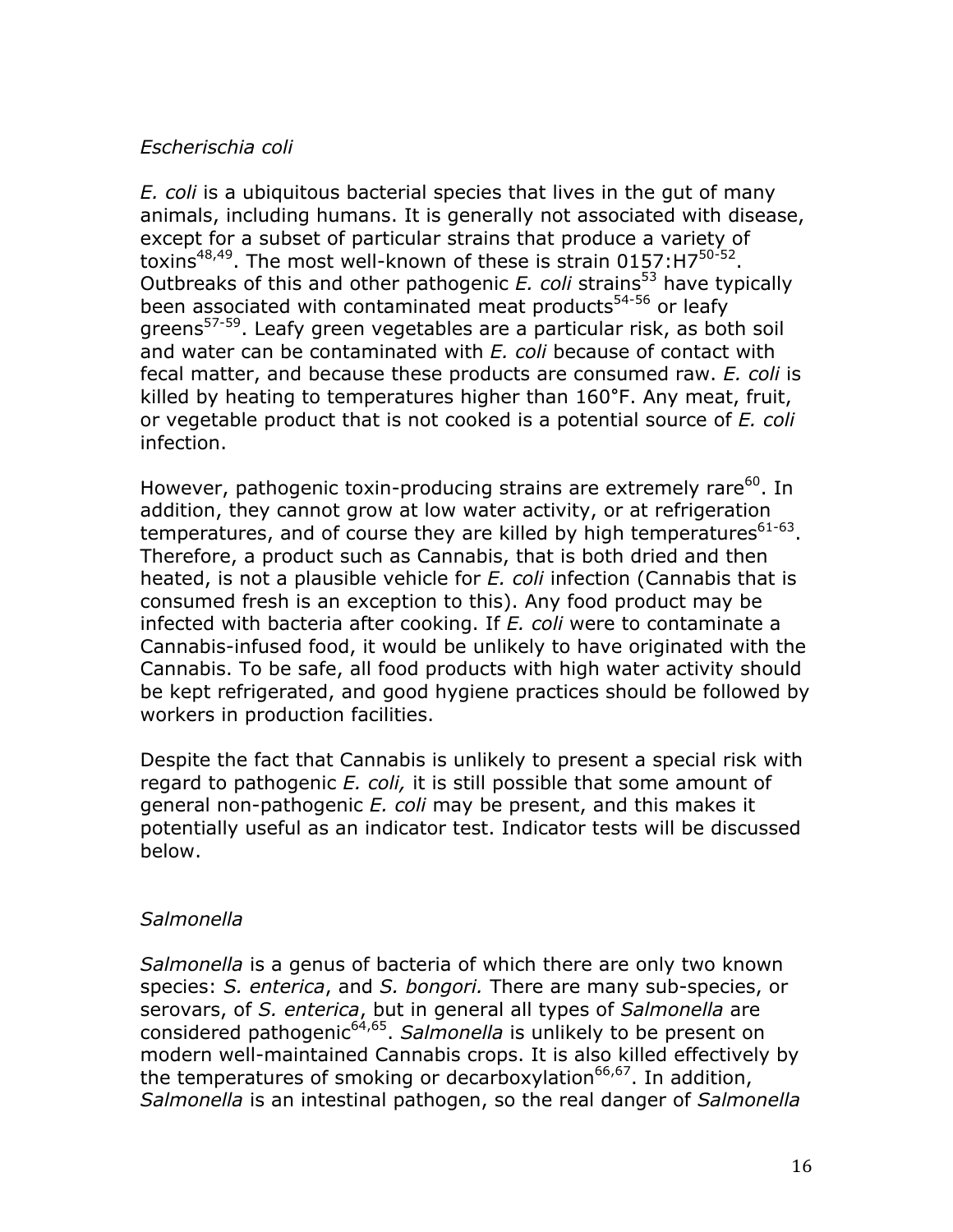*Escherischia coli*

*E. coli* is a ubiquitous bacterial species that lives in the gut of many animals, including humans. It is generally not associated with disease, except for a subset of particular strains that produce a variety of toxins[48,49]. The most well-known of these is strain 0157:H7[50-52]. Outbreaks of this and other pathogenic *E. coli* strains[53] have typically been associated with contaminated meat products[54-56] or leafy greens[57-59]. Leafy green vegetables are a particular risk, as both soil and water can be contaminated with *E. coli* because of contact with fecal matter, and because these products are consumed raw. *E. coli* is killed by heating to temperatures higher than 160°F. Any meat, fruit, or vegetable product that is not cooked is a potential source of *E. coli* infection.

However, pathogenic toxin-producing strains are extremely rare[60]. In addition, they cannot grow at low water activity, or at refrigeration temperatures, and of course they are killed by high temperatures[61-63]. Therefore, a product such as Cannabis, that is both dried and then heated, is not a plausible vehicle for *E. coli* infection (Cannabis that is consumed fresh is an exception to this). Any food product may be infected with bacteria after cooking. If *E. coli* were to contaminate a Cannabis-infused food, it would be unlikely to have originated with the Cannabis. To be safe, all food products with high water activity should be kept refrigerated, and good hygiene practices should be followed by workers in production facilities.

Despite the fact that Cannabis is unlikely to present a special risk with regard to pathogenic *E. coli,* it is still possible that some amount of general non-pathogenic *E. coli* may be present, and this makes it potentially useful as an indicator test. Indicator tests will be discussed below.

*Salmonella*

*Salmonella* is a genus of bacteria of which there are only two known species: *S. enterica*, and *S. bongori.* There are many sub-species, or serovars, of *S. enterica*, but in general all types of *Salmonella* are considered pathogenic[64,65]. *Salmonella* is unlikely to be present on modern well-maintained Cannabis crops. It is also killed effectively by the temperatures of smoking or decarboxylation[66,67]. In addition, *Salmonella* is an intestinal pathogen, so the real danger of *Salmonella*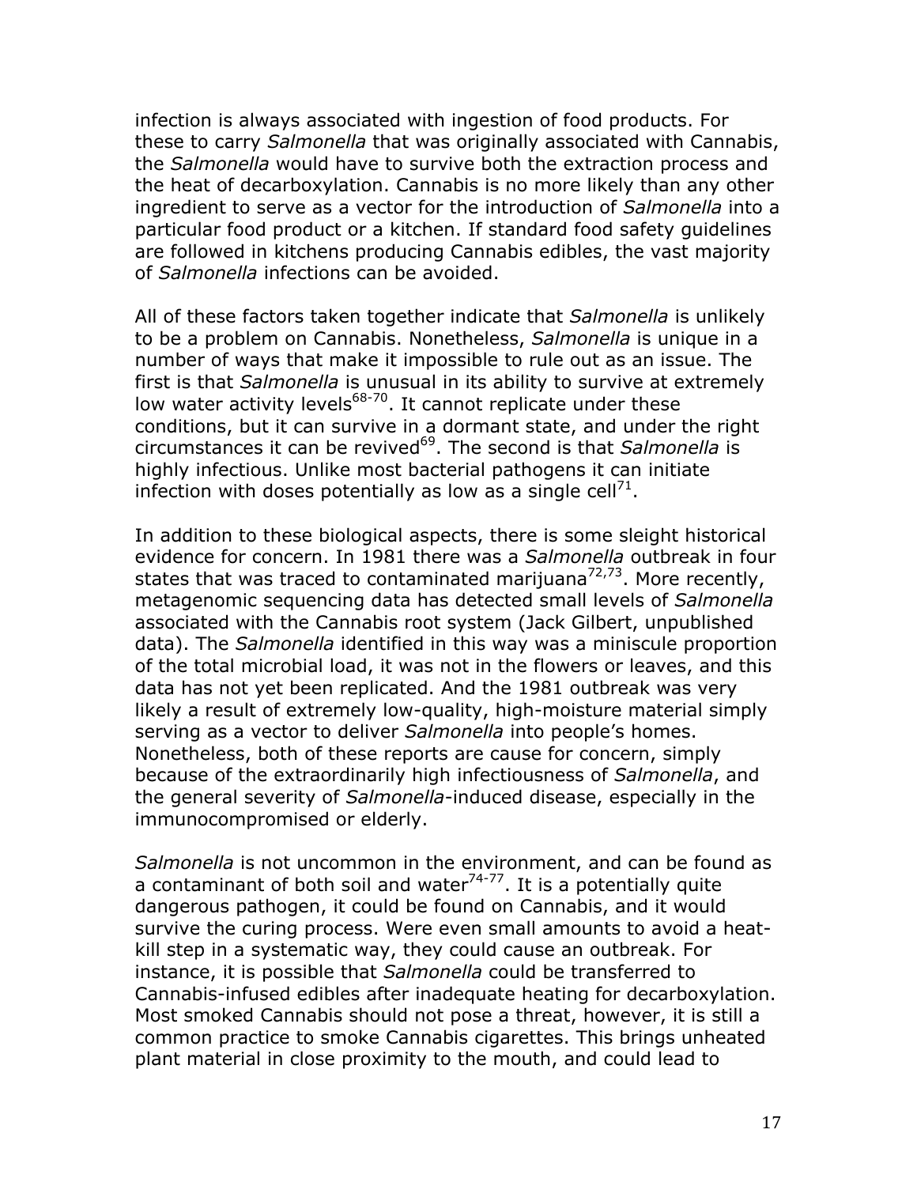infection is always associated with ingestion of food products. For these to carry *Salmonella* that was originally associated with Cannabis, the *Salmonella* would have to survive both the extraction process and the heat of decarboxylation. Cannabis is no more likely than any other ingredient to serve as a vector for the introduction of *Salmonella* into a particular food product or a kitchen. If standard food safety guidelines are followed in kitchens producing Cannabis edibles, the vast majority of *Salmonella* infections can be avoided.

All of these factors taken together indicate that *Salmonella* is unlikely to be a problem on Cannabis. Nonetheless, *Salmonella* is unique in a number of ways that make it impossible to rule out as an issue. The first is that *Salmonella* is unusual in its ability to survive at extremely low water activity levels[68-70]. It cannot replicate under these conditions, but it can survive in a dormant state, and under the right circumstances it can be revived[69]. The second is that *Salmonella* is highly infectious. Unlike most bacterial pathogens it can initiate infection with doses potentially as low as a single cell[71].

In addition to these biological aspects, there is some sleight historical evidence for concern. In 1981 there was a *Salmonella* outbreak in four states that was traced to contaminated marijuana[72,73]. More recently, metagenomic sequencing data has detected small levels of *Salmonella* associated with the Cannabis root system (Jack Gilbert, unpublished data). The *Salmonella* identified in this way was a miniscule proportion of the total microbial load, it was not in the flowers or leaves, and this data has not yet been replicated. And the 1981 outbreak was very likely a result of extremely low-quality, high-moisture material simply serving as a vector to deliver *Salmonella* into people's homes. Nonetheless, both of these reports are cause for concern, simply because of the extraordinarily high infectiousness of *Salmonella*, and the general severity of *Salmonella*-induced disease, especially in the immunocompromised or elderly.

*Salmonella* is not uncommon in the environment, and can be found as a contaminant of both soil and water[74-77]. It is a potentially quite dangerous pathogen, it could be found on Cannabis, and it would survive the curing process. Were even small amounts to avoid a heat-kill step in a systematic way, they could cause an outbreak. For instance, it is possible that *Salmonella* could be transferred to Cannabis-infused edibles after inadequate heating for decarboxylation. Most smoked Cannabis should not pose a threat, however, it is still a common practice to smoke Cannabis cigarettes. This brings unheated plant material in close proximity to the mouth, and could lead to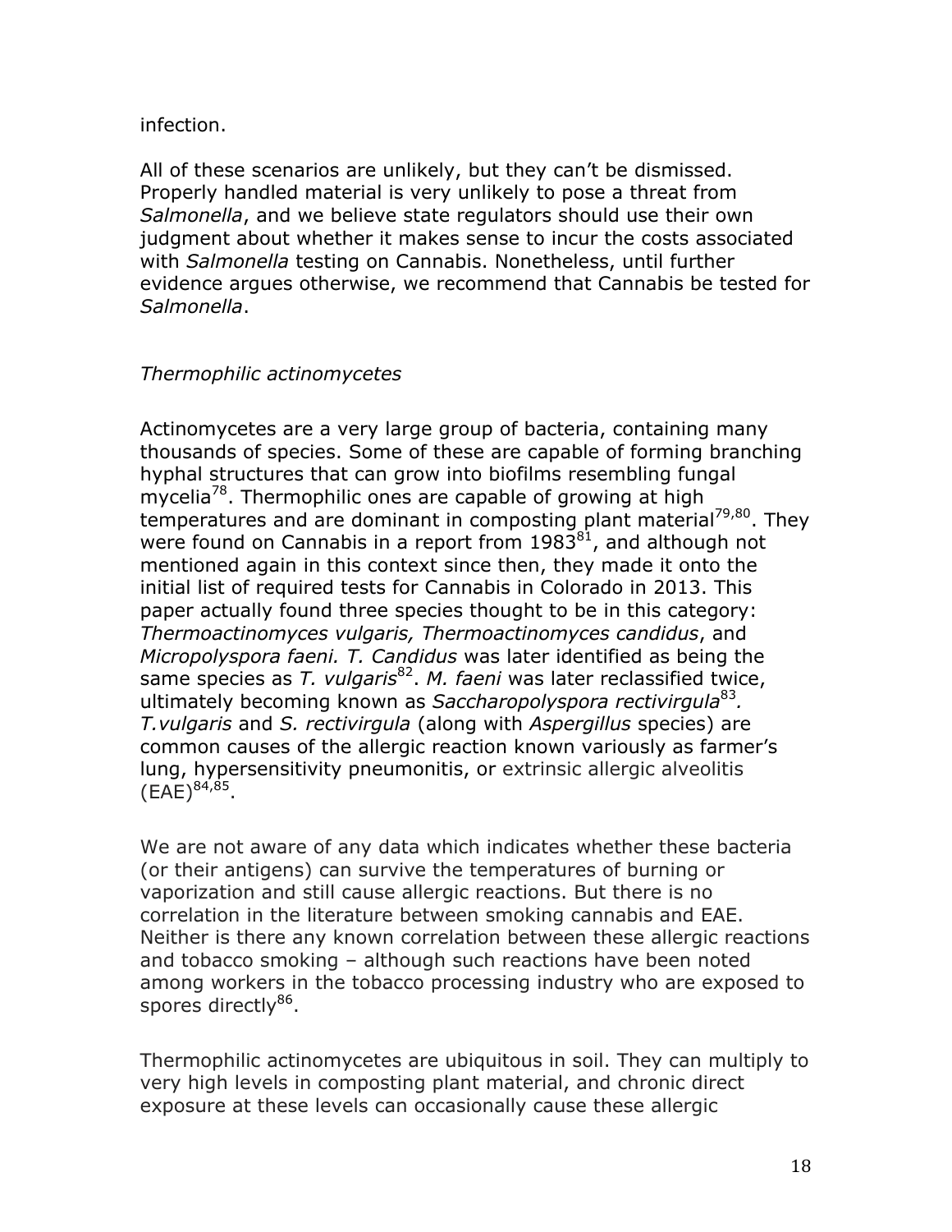infection.

All of these scenarios are unlikely, but they can't be dismissed. Properly handled material is very unlikely to pose a threat from *Salmonella*, and we believe state regulators should use their own judgment about whether it makes sense to incur the costs associated with *Salmonella* testing on Cannabis. Nonetheless, until further evidence argues otherwise, we recommend that Cannabis be tested for *Salmonella*.

*Thermophilic actinomycetes*

Actinomycetes are a very large group of bacteria, containing many thousands of species. Some of these are capable of forming branching hyphal structures that can grow into biofilms resembling fungal mycelia[78]. Thermophilic ones are capable of growing at high temperatures and are dominant in composting plant material[79,80]. They were found on Cannabis in a report from 1983[81], and although not mentioned again in this context since then, they made it onto the initial list of required tests for Cannabis in Colorado in 2013. This paper actually found three species thought to be in this category: *Thermoactinomyces vulgaris, Thermoactinomyces candidus*, and *Micropolyspora faeni. T. Candidus* was later identified as being the same species as *T. vulgaris*[82]. *M. faeni* was later reclassified twice, ultimately becoming known as *Saccharopolyspora rectivirgula*[83]*. T.vulgaris* and *S. rectivirgula* (along with *Aspergillus* species) are common causes of the allergic reaction known variously as farmer's lung, hypersensitivity pneumonitis, or extrinsic allergic alveolitis (EAE)[84,85].

We are not aware of any data which indicates whether these bacteria (or their antigens) can survive the temperatures of burning or vaporization and still cause allergic reactions. But there is no correlation in the literature between smoking cannabis and EAE. Neither is there any known correlation between these allergic reactions and tobacco smoking – although such reactions have been noted among workers in the tobacco processing industry who are exposed to spores directly[86].

Thermophilic actinomycetes are ubiquitous in soil. They can multiply to very high levels in composting plant material, and chronic direct exposure at these levels can occasionally cause these allergic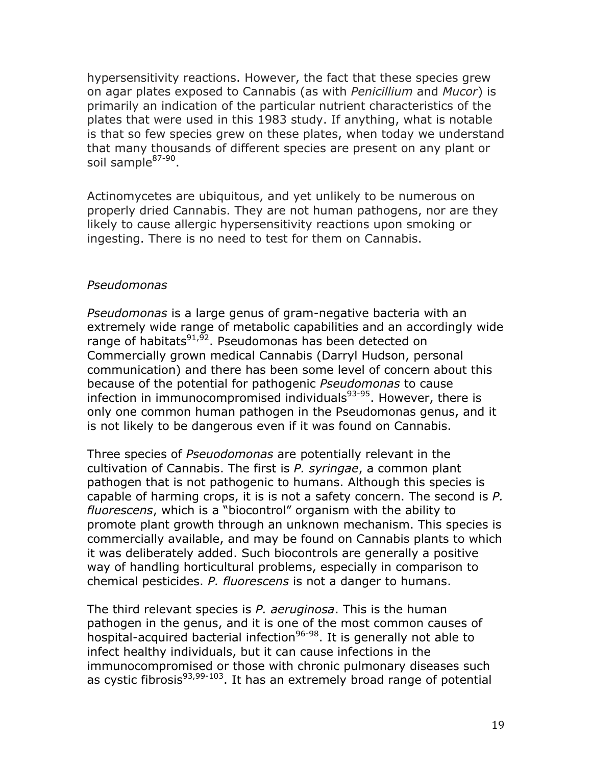hypersensitivity reactions. However, the fact that these species grew on agar plates exposed to Cannabis (as with *Penicillium* and *Mucor*) is primarily an indication of the particular nutrient characteristics of the plates that were used in this 1983 study. If anything, what is notable is that so few species grew on these plates, when today we understand that many thousands of different species are present on any plant or soil sample[87-90].

Actinomycetes are ubiquitous, and yet unlikely to be numerous on properly dried Cannabis. They are not human pathogens, nor are they likely to cause allergic hypersensitivity reactions upon smoking or ingesting. There is no need to test for them on Cannabis.

*Pseudomonas*

*Pseudomonas* is a large genus of gram-negative bacteria with an extremely wide range of metabolic capabilities and an accordingly wide range of habitats[91,92]. Pseudomonas has been detected on Commercially grown medical Cannabis (Darryl Hudson, personal communication) and there has been some level of concern about this because of the potential for pathogenic *Pseudomonas* to cause infection in immunocompromised individuals[93-95]. However, there is only one common human pathogen in the Pseudomonas genus, and it is not likely to be dangerous even if it was found on Cannabis.

Three species of *Pseuodomonas* are potentially relevant in the cultivation of Cannabis. The first is *P. syringae*, a common plant pathogen that is not pathogenic to humans. Although this species is capable of harming crops, it is is not a safety concern. The second is *P. fluorescens*, which is a "biocontrol" organism with the ability to promote plant growth through an unknown mechanism. This species is commercially available, and may be found on Cannabis plants to which it was deliberately added. Such biocontrols are generally a positive way of handling horticultural problems, especially in comparison to chemical pesticides. *P. fluorescens* is not a danger to humans.

The third relevant species is *P. aeruginosa*. This is the human pathogen in the genus, and it is one of the most common causes of hospital-acquired bacterial infection[96-98]. It is generally not able to infect healthy individuals, but it can cause infections in the immunocompromised or those with chronic pulmonary diseases such as cystic fibrosis[93,99-103]. It has an extremely broad range of potential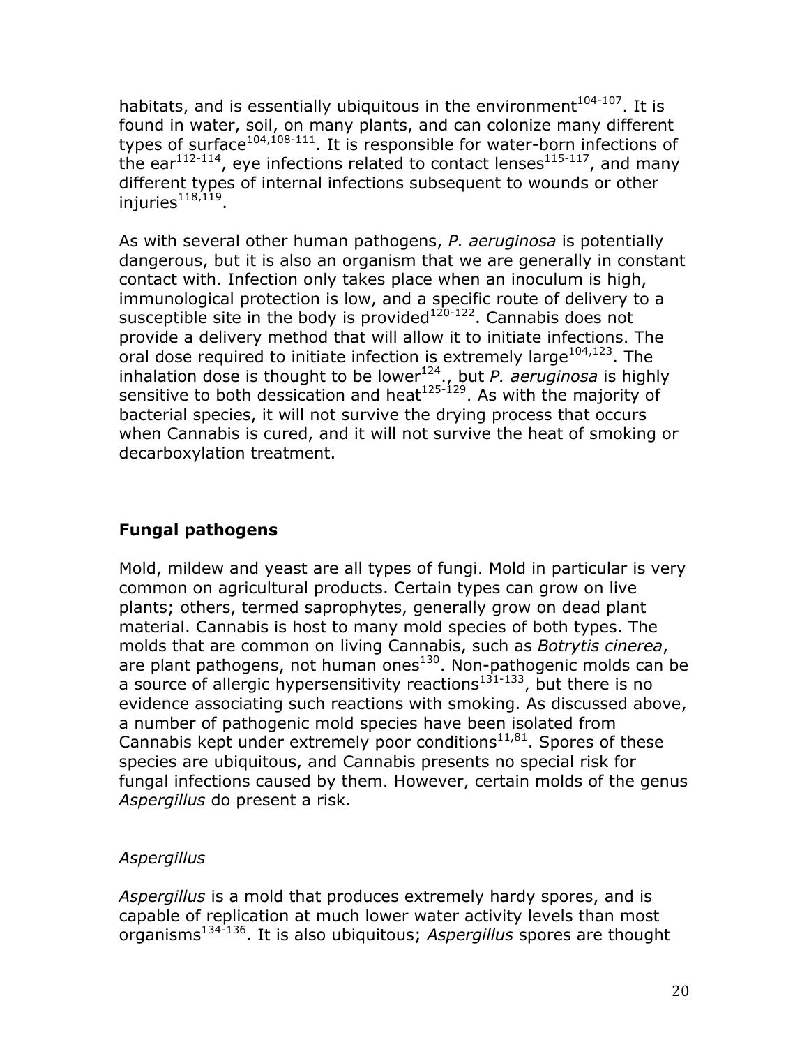habitats, and is essentially ubiquitous in the environment[104-107]. It is found in water, soil, on many plants, and can colonize many different types of surface[104,108-111]. It is responsible for water-born infections of the ear[112-114], eye infections related to contact lenses[115-117], and many different types of internal infections subsequent to wounds or other injuries[118,119].

As with several other human pathogens, *P. aeruginosa* is potentially dangerous, but it is also an organism that we are generally in constant contact with. Infection only takes place when an inoculum is high, immunological protection is low, and a specific route of delivery to a susceptible site in the body is provided[120-122]. Cannabis does not provide a delivery method that will allow it to initiate infections. The oral dose required to initiate infection is extremely large[104,123]. The inhalation dose is thought to be lower[124]., but *P. aeruginosa* is highly sensitive to both dessication and heat[125-129]. As with the majority of bacterial species, it will not survive the drying process that occurs when Cannabis is cured, and it will not survive the heat of smoking or decarboxylation treatment.

## Fungal pathogens

Mold, mildew and yeast are all types of fungi. Mold in particular is very common on agricultural products. Certain types can grow on live plants; others, termed saprophytes, generally grow on dead plant material. Cannabis is host to many mold species of both types. The molds that are common on living Cannabis, such as *Botrytis cinerea*, are plant pathogens, not human ones[130]. Non-pathogenic molds can be a source of allergic hypersensitivity reactions[131-133], but there is no evidence associating such reactions with smoking. As discussed above, a number of pathogenic mold species have been isolated from Cannabis kept under extremely poor conditions[11,81]. Spores of these species are ubiquitous, and Cannabis presents no special risk for fungal infections caused by them. However, certain molds of the genus *Aspergillus* do present a risk.

### *Aspergillus*

*Aspergillus* is a mold that produces extremely hardy spores, and is capable of replication at much lower water activity levels than most organisms[134-136]. It is also ubiquitous; *Aspergillus* spores are thought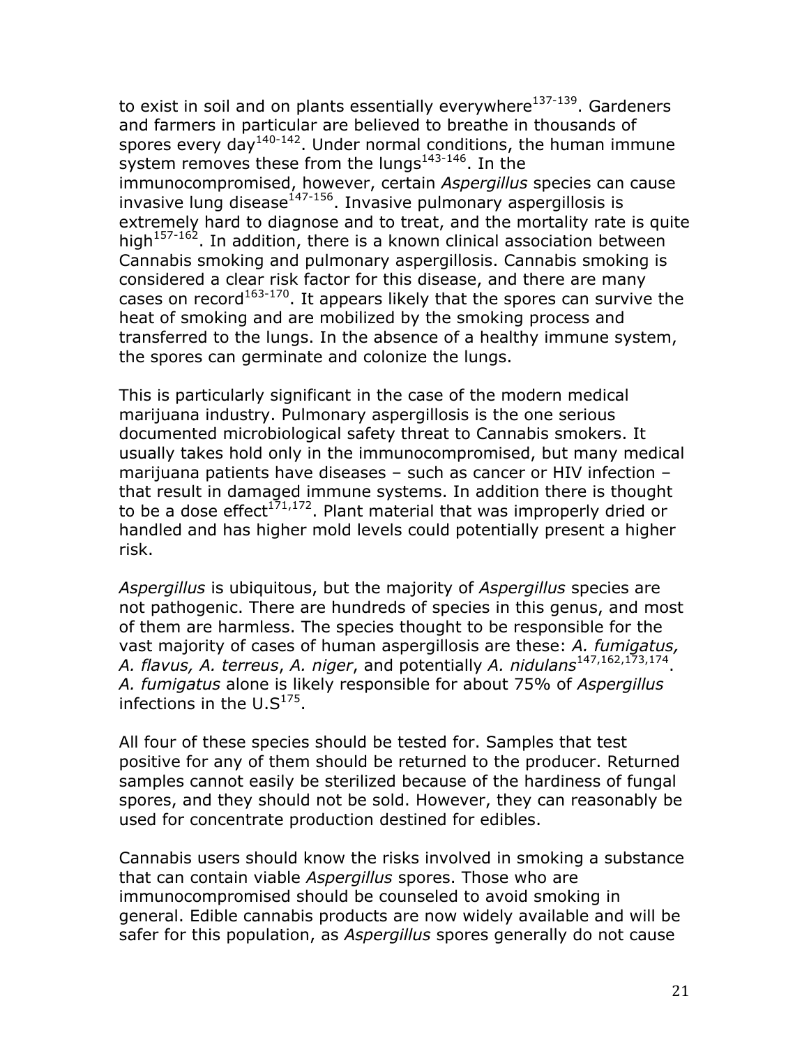to exist in soil and on plants essentially everywhere[137-139]. Gardeners and farmers in particular are believed to breathe in thousands of spores every day[140-142]. Under normal conditions, the human immune system removes these from the lungs[143-146]. In the immunocompromised, however, certain *Aspergillus* species can cause invasive lung disease[147-156]. Invasive pulmonary aspergillosis is extremely hard to diagnose and to treat, and the mortality rate is quite high[157-162]. In addition, there is a known clinical association between Cannabis smoking and pulmonary aspergillosis. Cannabis smoking is considered a clear risk factor for this disease, and there are many cases on record[163-170]. It appears likely that the spores can survive the heat of smoking and are mobilized by the smoking process and transferred to the lungs. In the absence of a healthy immune system, the spores can germinate and colonize the lungs.

This is particularly significant in the case of the modern medical marijuana industry. Pulmonary aspergillosis is the one serious documented microbiological safety threat to Cannabis smokers. It usually takes hold only in the immunocompromised, but many medical marijuana patients have diseases – such as cancer or HIV infection – that result in damaged immune systems. In addition there is thought to be a dose effect[171,172]. Plant material that was improperly dried or handled and has higher mold levels could potentially present a higher risk.

*Aspergillus* is ubiquitous, but the majority of *Aspergillus* species are not pathogenic. There are hundreds of species in this genus, and most of them are harmless. The species thought to be responsible for the vast majority of cases of human aspergillosis are these: *A. fumigatus, A. flavus, A. terreus*, *A. niger*, and potentially *A. nidulans*[147,162,173,174]. *A. fumigatus* alone is likely responsible for about 75% of *Aspergillus* infections in the U.S[175].

All four of these species should be tested for. Samples that test positive for any of them should be returned to the producer. Returned samples cannot easily be sterilized because of the hardiness of fungal spores, and they should not be sold. However, they can reasonably be used for concentrate production destined for edibles.

Cannabis users should know the risks involved in smoking a substance that can contain viable *Aspergillus* spores. Those who are immunocompromised should be counseled to avoid smoking in general. Edible cannabis products are now widely available and will be safer for this population, as *Aspergillus* spores generally do not cause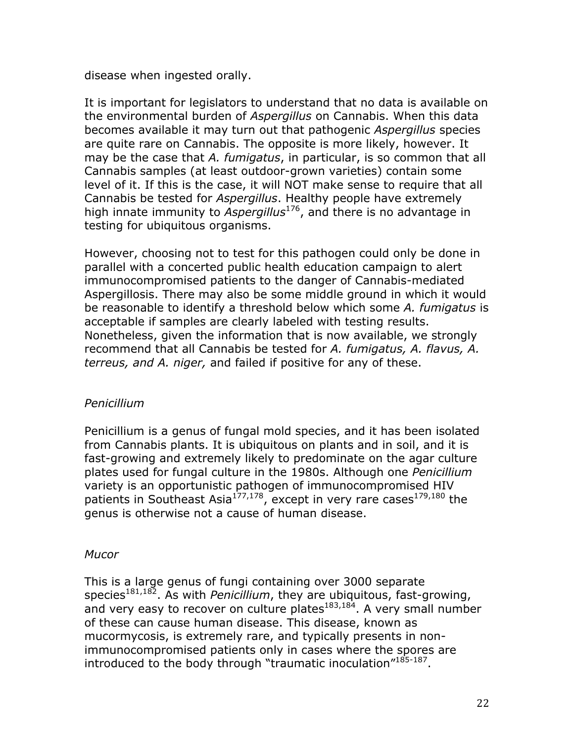disease when ingested orally.

It is important for legislators to understand that no data is available on the environmental burden of *Aspergillus* on Cannabis. When this data becomes available it may turn out that pathogenic *Aspergillus* species are quite rare on Cannabis. The opposite is more likely, however. It may be the case that *A. fumigatus*, in particular, is so common that all Cannabis samples (at least outdoor-grown varieties) contain some level of it. If this is the case, it will NOT make sense to require that all Cannabis be tested for *Aspergillus*. Healthy people have extremely high innate immunity to *Aspergillus*[176], and there is no advantage in testing for ubiquitous organisms.

However, choosing not to test for this pathogen could only be done in parallel with a concerted public health education campaign to alert immunocompromised patients to the danger of Cannabis-mediated Aspergillosis. There may also be some middle ground in which it would be reasonable to identify a threshold below which some *A. fumigatus* is acceptable if samples are clearly labeled with testing results. Nonetheless, given the information that is now available, we strongly recommend that all Cannabis be tested for *A. fumigatus, A. flavus, A. terreus, and A. niger,* and failed if positive for any of these.

### *Penicillium*

Penicillium is a genus of fungal mold species, and it has been isolated from Cannabis plants. It is ubiquitous on plants and in soil, and it is fast-growing and extremely likely to predominate on the agar culture plates used for fungal culture in the 1980s. Although one *Penicillium* variety is an opportunistic pathogen of immunocompromised HIV patients in Southeast Asia[177,178], except in very rare cases[179,180] the genus is otherwise not a cause of human disease.

### *Mucor*

This is a large genus of fungi containing over 3000 separate species[181,182]. As with *Penicillium*, they are ubiquitous, fast-growing, and very easy to recover on culture plates[183,184]. A very small number of these can cause human disease. This disease, known as mucormycosis, is extremely rare, and typically presents in non-immunocompromised patients only in cases where the spores are introduced to the body through "traumatic inoculation"[185-187].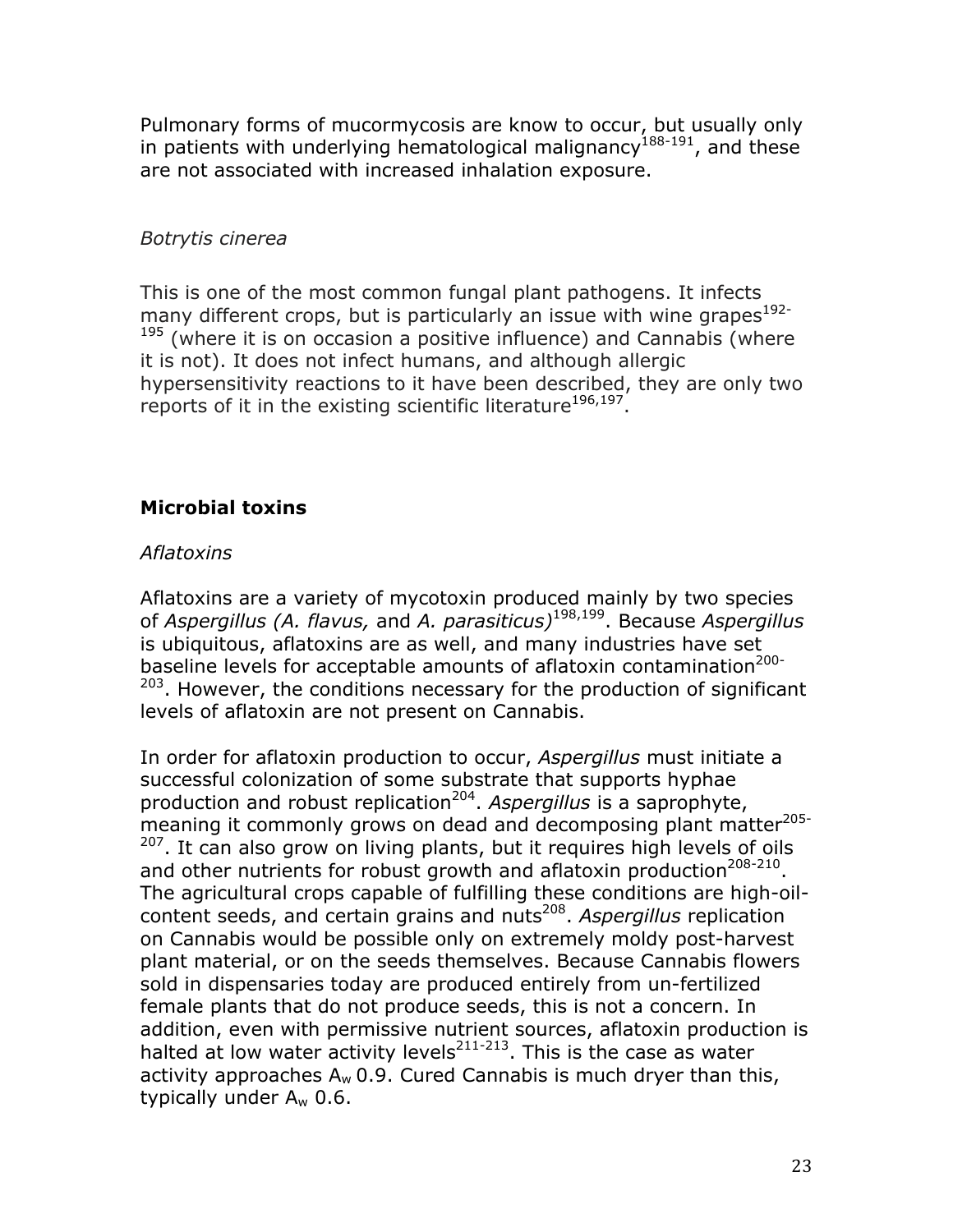Pulmonary forms of mucormycosis are know to occur, but usually only in patients with underlying hematological malignancy[188-191], and these are not associated with increased inhalation exposure.

*Botrytis cinerea*

This is one of the most common fungal plant pathogens. It infects many different crops, but is particularly an issue with wine grapes[192-195] (where it is on occasion a positive influence) and Cannabis (where it is not). It does not infect humans, and although allergic hypersensitivity reactions to it have been described, they are only two reports of it in the existing scientific literature[196,197].

## Microbial toxins

*Aflatoxins*

Aflatoxins are a variety of mycotoxin produced mainly by two species of *Aspergillus (A. flavus,* and *A. parasiticus)*[198,199]. Because *Aspergillus* is ubiquitous, aflatoxins are as well, and many industries have set baseline levels for acceptable amounts of aflatoxin contamination[200-203]. However, the conditions necessary for the production of significant levels of aflatoxin are not present on Cannabis.

In order for aflatoxin production to occur, *Aspergillus* must initiate a successful colonization of some substrate that supports hyphae production and robust replication[204]. *Aspergillus* is a saprophyte, meaning it commonly grows on dead and decomposing plant matter[205-207]. It can also grow on living plants, but it requires high levels of oils and other nutrients for robust growth and aflatoxin production[208-210]. The agricultural crops capable of fulfilling these conditions are high-oil-content seeds, and certain grains and nuts[208]. *Aspergillus* replication on Cannabis would be possible only on extremely moldy post-harvest plant material, or on the seeds themselves. Because Cannabis flowers sold in dispensaries today are produced entirely from un-fertilized female plants that do not produce seeds, this is not a concern. In addition, even with permissive nutrient sources, aflatoxin production is halted at low water activity levels[211-213]. This is the case as water activity approaches $A_w$ 0.9. Cured Cannabis is much dryer than this, typically under $A_w$ 0.6.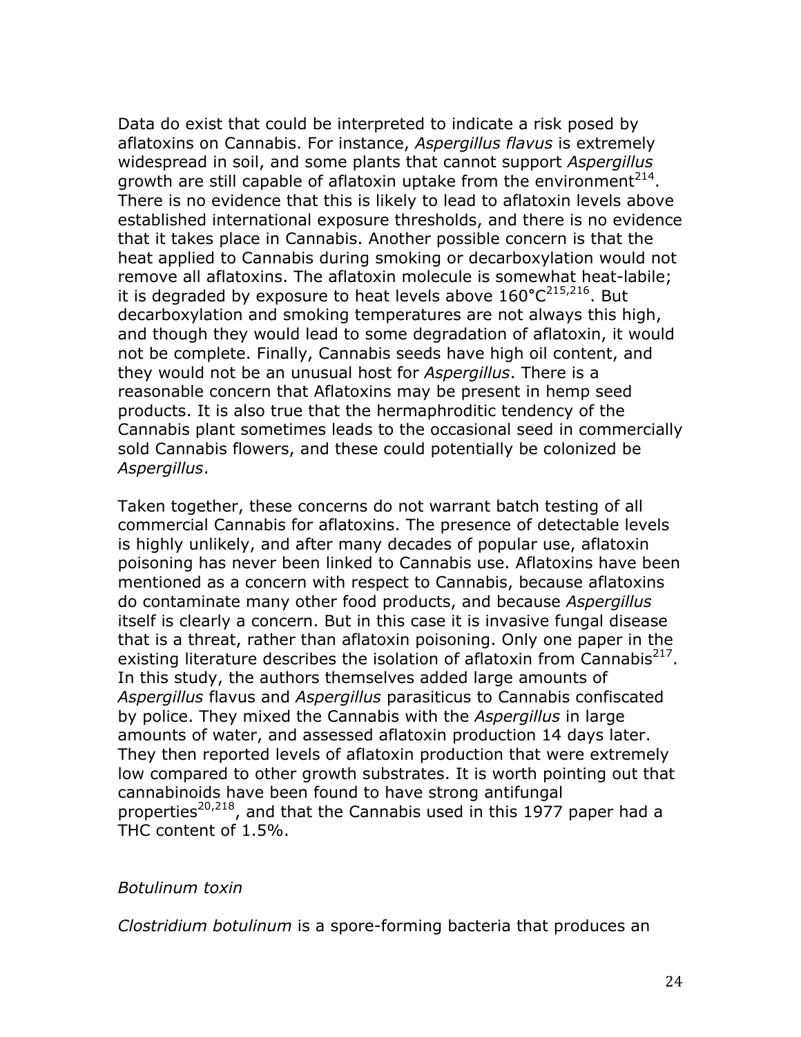Data do exist that could be interpreted to indicate a risk posed by aflatoxins on Cannabis. For instance, *Aspergillus flavus* is extremely widespread in soil, and some plants that cannot support *Aspergillus* growth are still capable of aflatoxin uptake from the environment[214]. There is no evidence that this is likely to lead to aflatoxin levels above established international exposure thresholds, and there is no evidence that it takes place in Cannabis. Another possible concern is that the heat applied to Cannabis during smoking or decarboxylation would not remove all aflatoxins. The aflatoxin molecule is somewhat heat-labile; it is degraded by exposure to heat levels above 160°C[215,216]. But decarboxylation and smoking temperatures are not always this high, and though they would lead to some degradation of aflatoxin, it would not be complete. Finally, Cannabis seeds have high oil content, and they would not be an unusual host for *Aspergillus*. There is a reasonable concern that Aflatoxins may be present in hemp seed products. It is also true that the hermaphroditic tendency of the Cannabis plant sometimes leads to the occasional seed in commercially sold Cannabis flowers, and these could potentially be colonized be *Aspergillus*.

Taken together, these concerns do not warrant batch testing of all commercial Cannabis for aflatoxins. The presence of detectable levels is highly unlikely, and after many decades of popular use, aflatoxin poisoning has never been linked to Cannabis use. Aflatoxins have been mentioned as a concern with respect to Cannabis, because aflatoxins do contaminate many other food products, and because *Aspergillus* itself is clearly a concern. But in this case it is invasive fungal disease that is a threat, rather than aflatoxin poisoning. Only one paper in the existing literature describes the isolation of aflatoxin from Cannabis[217]. In this study, the authors themselves added large amounts of *Aspergillus* flavus and *Aspergillus* parasiticus to Cannabis confiscated by police. They mixed the Cannabis with the *Aspergillus* in large amounts of water, and assessed aflatoxin production 14 days later. They then reported levels of aflatoxin production that were extremely low compared to other growth substrates. It is worth pointing out that cannabinoids have been found to have strong antifungal properties[20,218], and that the Cannabis used in this 1977 paper had a THC content of 1.5%.

*Botulinum toxin*

*Clostridium botulinum* is a spore-forming bacteria that produces an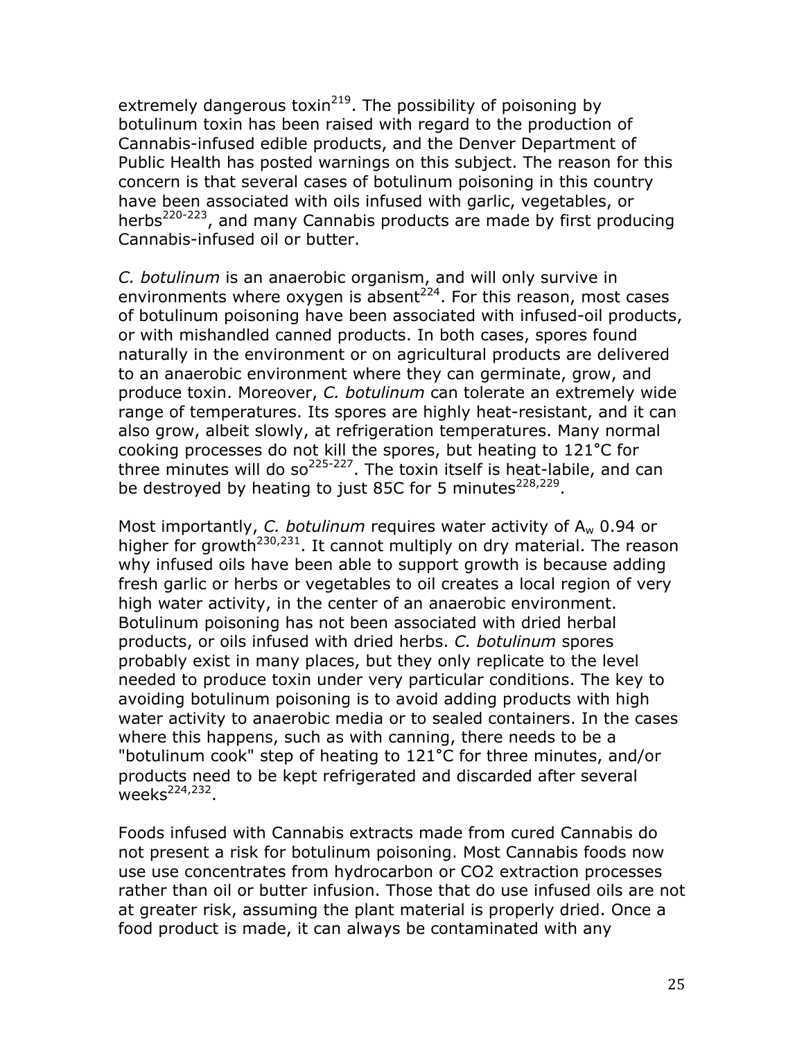extremely dangerous toxin[219]. The possibility of poisoning by botulinum toxin has been raised with regard to the production of Cannabis-infused edible products, and the Denver Department of Public Health has posted warnings on this subject. The reason for this concern is that several cases of botulinum poisoning in this country have been associated with oils infused with garlic, vegetables, or herbs[220-223], and many Cannabis products are made by first producing Cannabis-infused oil or butter.

*C. botulinum* is an anaerobic organism, and will only survive in environments where oxygen is absent[224]. For this reason, most cases of botulinum poisoning have been associated with infused-oil products, or with mishandled canned products. In both cases, spores found naturally in the environment or on agricultural products are delivered to an anaerobic environment where they can germinate, grow, and produce toxin. Moreover, *C. botulinum* can tolerate an extremely wide range of temperatures. Its spores are highly heat-resistant, and it can also grow, albeit slowly, at refrigeration temperatures. Many normal cooking processes do not kill the spores, but heating to 121°C for three minutes will do so[225-227]. The toxin itself is heat-labile, and can be destroyed by heating to just 85C for 5 minutes[228,229].

Most importantly, *C. botulinum* requires water activity of $A_w$ 0.94 or higher for growth[230,231]. It cannot multiply on dry material. The reason why infused oils have been able to support growth is because adding fresh garlic or herbs or vegetables to oil creates a local region of very high water activity, in the center of an anaerobic environment. Botulinum poisoning has not been associated with dried herbal products, or oils infused with dried herbs. *C. botulinum* spores probably exist in many places, but they only replicate to the level needed to produce toxin under very particular conditions. The key to avoiding botulinum poisoning is to avoid adding products with high water activity to anaerobic media or to sealed containers. In the cases where this happens, such as with canning, there needs to be a "botulinum cook" step of heating to 121°C for three minutes, and/or products need to be kept refrigerated and discarded after several weeks[224,232].

Foods infused with Cannabis extracts made from cured Cannabis do not present a risk for botulinum poisoning. Most Cannabis foods now use use concentrates from hydrocarbon or CO2 extraction processes rather than oil or butter infusion. Those that do use infused oils are not at greater risk, assuming the plant material is properly dried. Once a food product is made, it can always be contaminated with any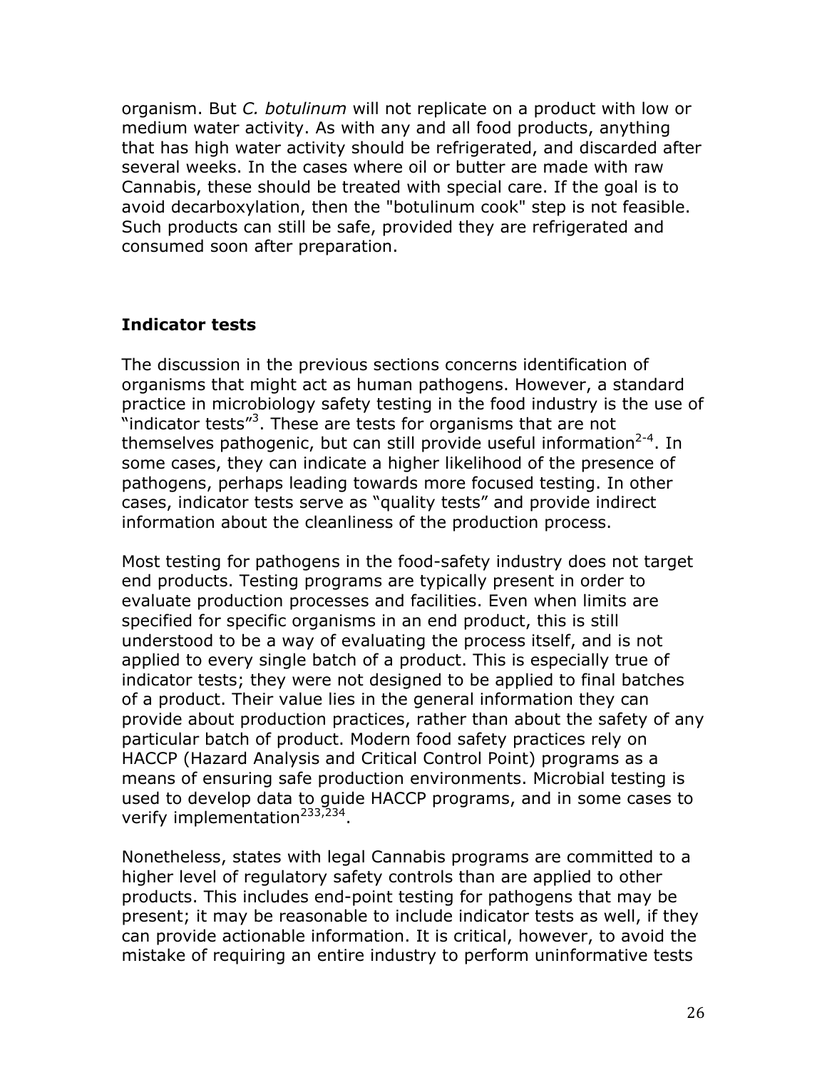organism. But *C. botulinum* will not replicate on a product with low or medium water activity. As with any and all food products, anything that has high water activity should be refrigerated, and discarded after several weeks. In the cases where oil or butter are made with raw Cannabis, these should be treated with special care. If the goal is to avoid decarboxylation, then the "botulinum cook" step is not feasible. Such products can still be safe, provided they are refrigerated and consumed soon after preparation.

## Indicator tests

The discussion in the previous sections concerns identification of organisms that might act as human pathogens. However, a standard practice in microbiology safety testing in the food industry is the use of "indicator tests"[3]. These are tests for organisms that are not themselves pathogenic, but can still provide useful information[2-4]. In some cases, they can indicate a higher likelihood of the presence of pathogens, perhaps leading towards more focused testing. In other cases, indicator tests serve as "quality tests" and provide indirect information about the cleanliness of the production process.

Most testing for pathogens in the food-safety industry does not target end products. Testing programs are typically present in order to evaluate production processes and facilities. Even when limits are specified for specific organisms in an end product, this is still understood to be a way of evaluating the process itself, and is not applied to every single batch of a product. This is especially true of indicator tests; they were not designed to be applied to final batches of a product. Their value lies in the general information they can provide about production practices, rather than about the safety of any particular batch of product. Modern food safety practices rely on HACCP (Hazard Analysis and Critical Control Point) programs as a means of ensuring safe production environments. Microbial testing is used to develop data to guide HACCP programs, and in some cases to verify implementation[233,234].

Nonetheless, states with legal Cannabis programs are committed to a higher level of regulatory safety controls than are applied to other products. This includes end-point testing for pathogens that may be present; it may be reasonable to include indicator tests as well, if they can provide actionable information. It is critical, however, to avoid the mistake of requiring an entire industry to perform uninformative tests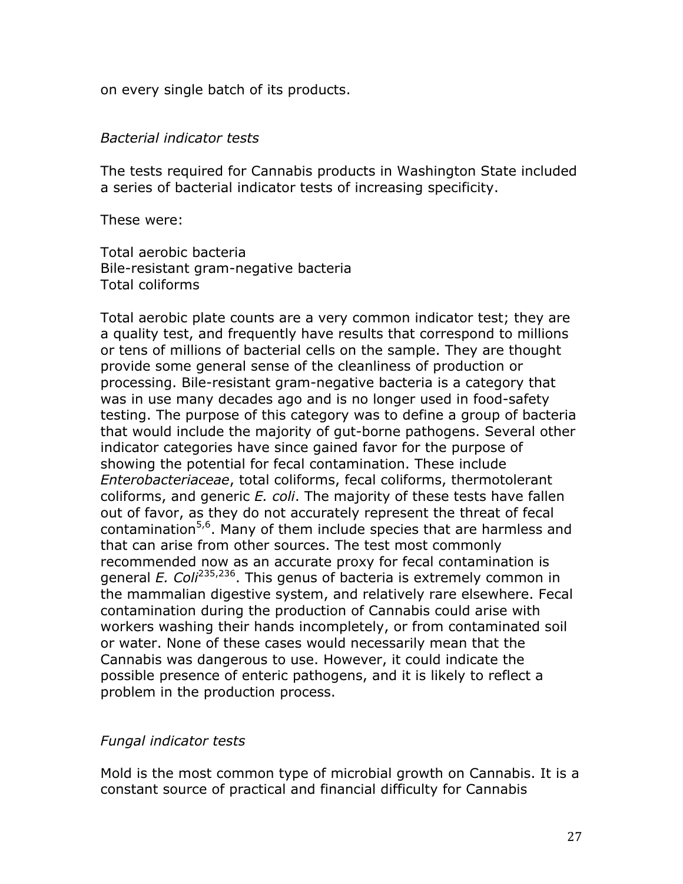on every single batch of its products.

*Bacterial indicator tests*

The tests required for Cannabis products in Washington State included a series of bacterial indicator tests of increasing specificity.

These were:

Total aerobic bacteria
Bile-resistant gram-negative bacteria
Total coliforms

Total aerobic plate counts are a very common indicator test; they are a quality test, and frequently have results that correspond to millions or tens of millions of bacterial cells on the sample. They are thought provide some general sense of the cleanliness of production or processing. Bile-resistant gram-negative bacteria is a category that was in use many decades ago and is no longer used in food-safety testing. The purpose of this category was to define a group of bacteria that would include the majority of gut-borne pathogens. Several other indicator categories have since gained favor for the purpose of showing the potential for fecal contamination. These include *Enterobacteriaceae*, total coliforms, fecal coliforms, thermotolerant coliforms, and generic *E. coli*. The majority of these tests have fallen out of favor, as they do not accurately represent the threat of fecal contamination[5,6]. Many of them include species that are harmless and that can arise from other sources. The test most commonly recommended now as an accurate proxy for fecal contamination is general *E. Coli*[235,236]. This genus of bacteria is extremely common in the mammalian digestive system, and relatively rare elsewhere. Fecal contamination during the production of Cannabis could arise with workers washing their hands incompletely, or from contaminated soil or water. None of these cases would necessarily mean that the Cannabis was dangerous to use. However, it could indicate the possible presence of enteric pathogens, and it is likely to reflect a problem in the production process.

*Fungal indicator tests*

Mold is the most common type of microbial growth on Cannabis. It is a constant source of practical and financial difficulty for Cannabis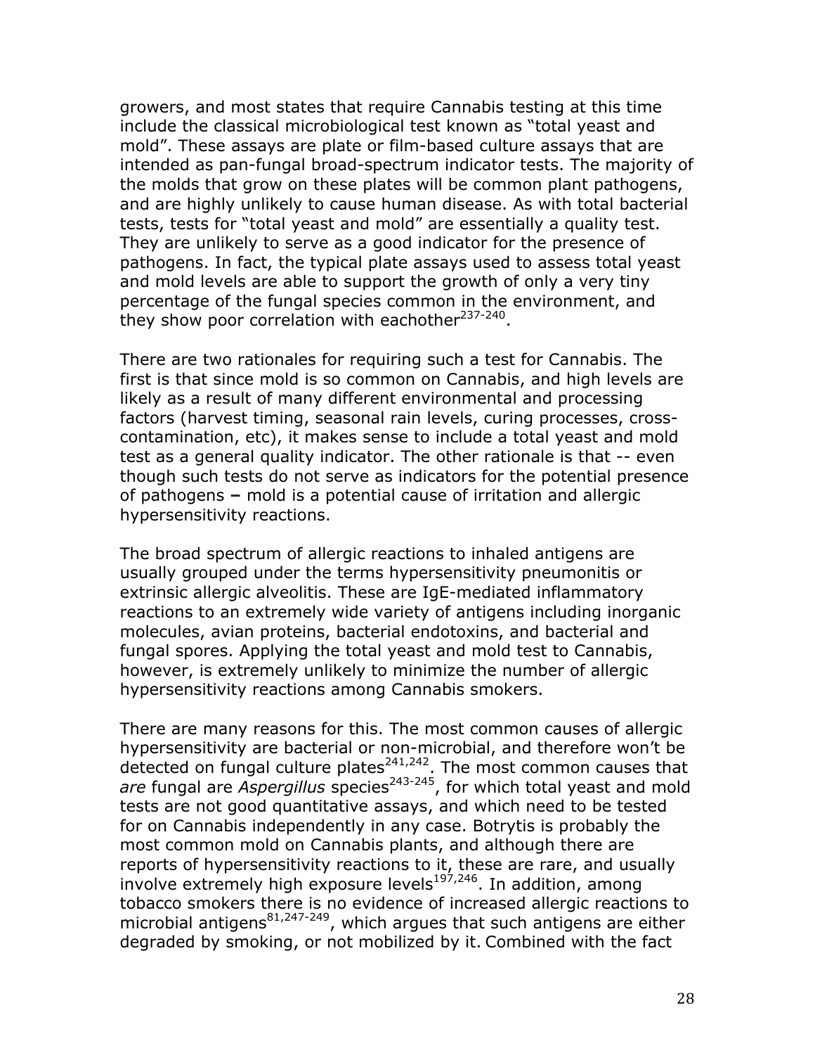growers, and most states that require Cannabis testing at this time include the classical microbiological test known as "total yeast and mold". These assays are plate or film-based culture assays that are intended as pan-fungal broad-spectrum indicator tests. The majority of the molds that grow on these plates will be common plant pathogens, and are highly unlikely to cause human disease. As with total bacterial tests, tests for "total yeast and mold" are essentially a quality test. They are unlikely to serve as a good indicator for the presence of pathogens. In fact, the typical plate assays used to assess total yeast and mold levels are able to support the growth of only a very tiny percentage of the fungal species common in the environment, and they show poor correlation with eachother[237-240].

There are two rationales for requiring such a test for Cannabis. The first is that since mold is so common on Cannabis, and high levels are likely as a result of many different environmental and processing factors (harvest timing, seasonal rain levels, curing processes, cross-contamination, etc), it makes sense to include a total yeast and mold test as a general quality indicator. The other rationale is that -- even though such tests do not serve as indicators for the potential presence of pathogens **–** mold is a potential cause of irritation and allergic hypersensitivity reactions.

The broad spectrum of allergic reactions to inhaled antigens are usually grouped under the terms hypersensitivity pneumonitis or extrinsic allergic alveolitis. These are IgE-mediated inflammatory reactions to an extremely wide variety of antigens including inorganic molecules, avian proteins, bacterial endotoxins, and bacterial and fungal spores. Applying the total yeast and mold test to Cannabis, however, is extremely unlikely to minimize the number of allergic hypersensitivity reactions among Cannabis smokers.

There are many reasons for this. The most common causes of allergic hypersensitivity are bacterial or non-microbial, and therefore won't be detected on fungal culture plates[241,242]. The most common causes that *are* fungal are *Aspergillus* species[243-245], for which total yeast and mold tests are not good quantitative assays, and which need to be tested for on Cannabis independently in any case. Botrytis is probably the most common mold on Cannabis plants, and although there are reports of hypersensitivity reactions to it, these are rare, and usually involve extremely high exposure levels[197,246]. In addition, among tobacco smokers there is no evidence of increased allergic reactions to microbial antigens[81,247-249], which argues that such antigens are either degraded by smoking, or not mobilized by it. Combined with the fact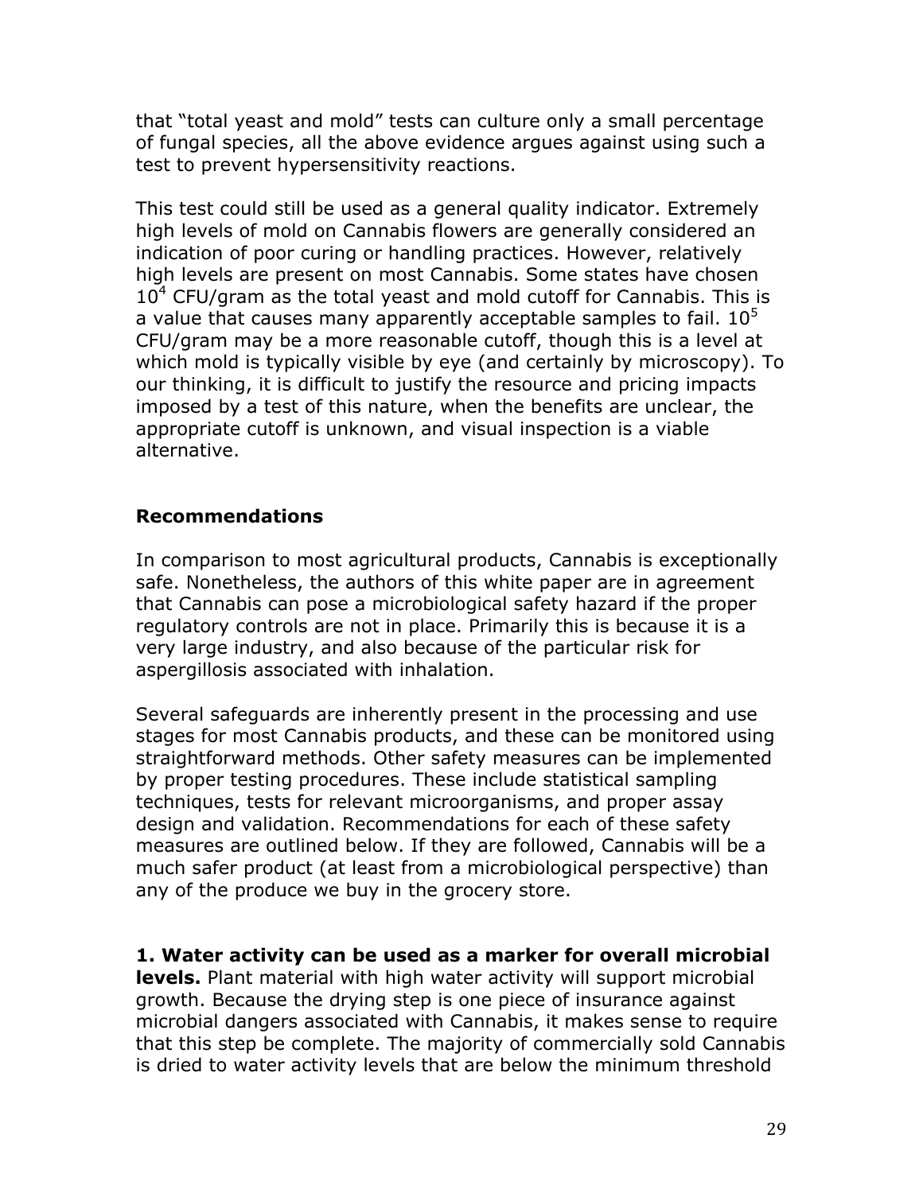that "total yeast and mold" tests can culture only a small percentage of fungal species, all the above evidence argues against using such a test to prevent hypersensitivity reactions.

This test could still be used as a general quality indicator. Extremely high levels of mold on Cannabis flowers are generally considered an indication of poor curing or handling practices. However, relatively high levels are present on most Cannabis. Some states have chosen $10^4$ CFU/gram as the total yeast and mold cutoff for Cannabis. This is a value that causes many apparently acceptable samples to fail. $10^5$ CFU/gram may be a more reasonable cutoff, though this is a level at which mold is typically visible by eye (and certainly by microscopy). To our thinking, it is difficult to justify the resource and pricing impacts imposed by a test of this nature, when the benefits are unclear, the appropriate cutoff is unknown, and visual inspection is a viable alternative.

## Recommendations

In comparison to most agricultural products, Cannabis is exceptionally safe. Nonetheless, the authors of this white paper are in agreement that Cannabis can pose a microbiological safety hazard if the proper regulatory controls are not in place. Primarily this is because it is a very large industry, and also because of the particular risk for aspergillosis associated with inhalation.

Several safeguards are inherently present in the processing and use stages for most Cannabis products, and these can be monitored using straightforward methods. Other safety measures can be implemented by proper testing procedures. These include statistical sampling techniques, tests for relevant microorganisms, and proper assay design and validation. Recommendations for each of these safety measures are outlined below. If they are followed, Cannabis will be a much safer product (at least from a microbiological perspective) than any of the produce we buy in the grocery store.

**1. Water activity can be used as a marker for overall microbial levels.** Plant material with high water activity will support microbial growth. Because the drying step is one piece of insurance against microbial dangers associated with Cannabis, it makes sense to require that this step be complete. The majority of commercially sold Cannabis is dried to water activity levels that are below the minimum threshold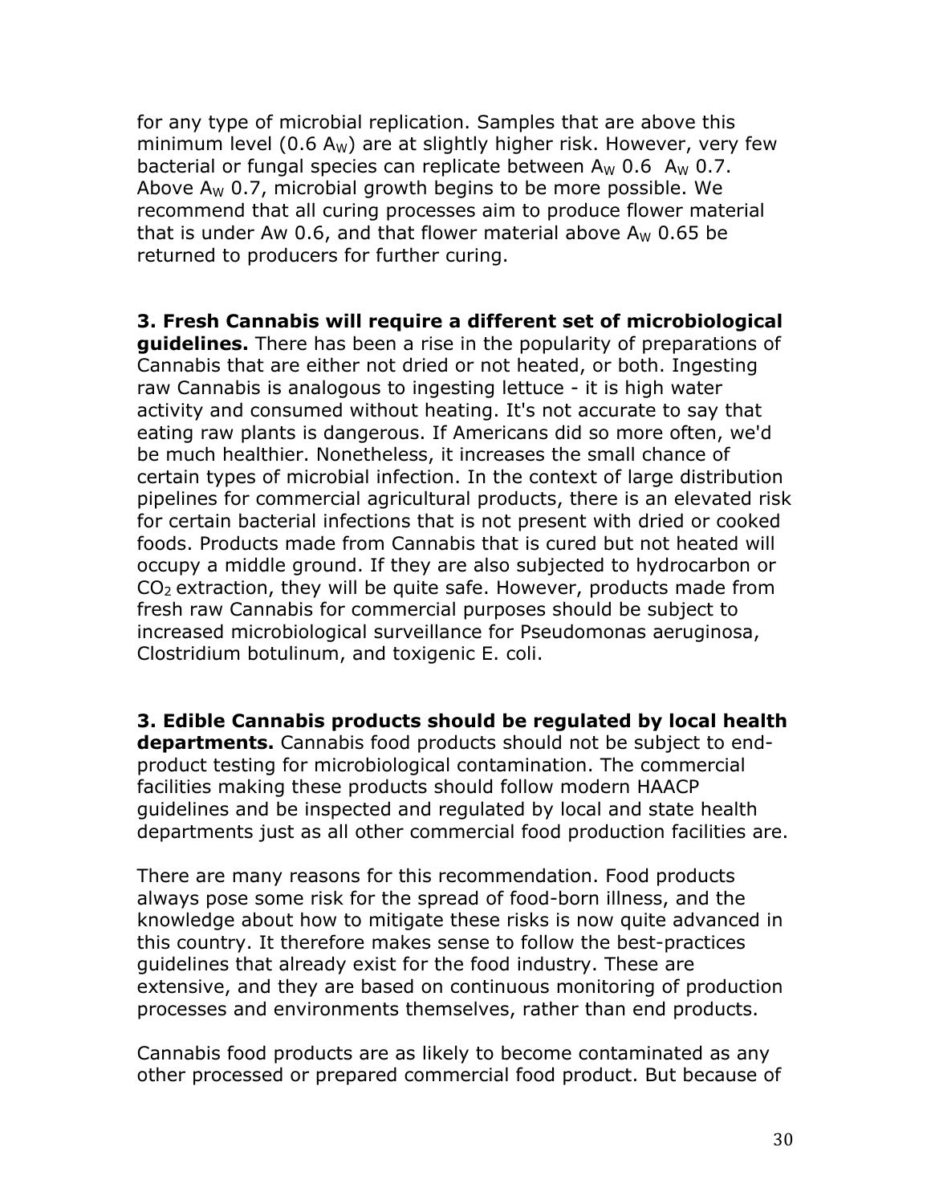for any type of microbial replication. Samples that are above this minimum level (0.6 $A_W$) are at slightly higher risk. However, very few bacterial or fungal species can replicate between $A_W$ 0.6 $A_W$ 0.7. Above $A_W$ 0.7, microbial growth begins to be more possible. We recommend that all curing processes aim to produce flower material that is under Aw 0.6, and that flower material above $A_W$ 0.65 be returned to producers for further curing.

**3. Fresh Cannabis will require a different set of microbiological guidelines.** There has been a rise in the popularity of preparations of Cannabis that are either not dried or not heated, or both. Ingesting raw Cannabis is analogous to ingesting lettuce - it is high water activity and consumed without heating. It's not accurate to say that eating raw plants is dangerous. If Americans did so more often, we'd be much healthier. Nonetheless, it increases the small chance of certain types of microbial infection. In the context of large distribution pipelines for commercial agricultural products, there is an elevated risk for certain bacterial infections that is not present with dried or cooked foods. Products made from Cannabis that is cured but not heated will occupy a middle ground. If they are also subjected to hydrocarbon or $CO_2$ extraction, they will be quite safe. However, products made from fresh raw Cannabis for commercial purposes should be subject to increased microbiological surveillance for Pseudomonas aeruginosa, Clostridium botulinum, and toxigenic E. coli.

**3. Edible Cannabis products should be regulated by local health departments.** Cannabis food products should not be subject to end-product testing for microbiological contamination. The commercial facilities making these products should follow modern HAACP guidelines and be inspected and regulated by local and state health departments just as all other commercial food production facilities are.

There are many reasons for this recommendation. Food products always pose some risk for the spread of food-born illness, and the knowledge about how to mitigate these risks is now quite advanced in this country. It therefore makes sense to follow the best-practices guidelines that already exist for the food industry. These are extensive, and they are based on continuous monitoring of production processes and environments themselves, rather than end products.

Cannabis food products are as likely to become contaminated as any other processed or prepared commercial food product. But because of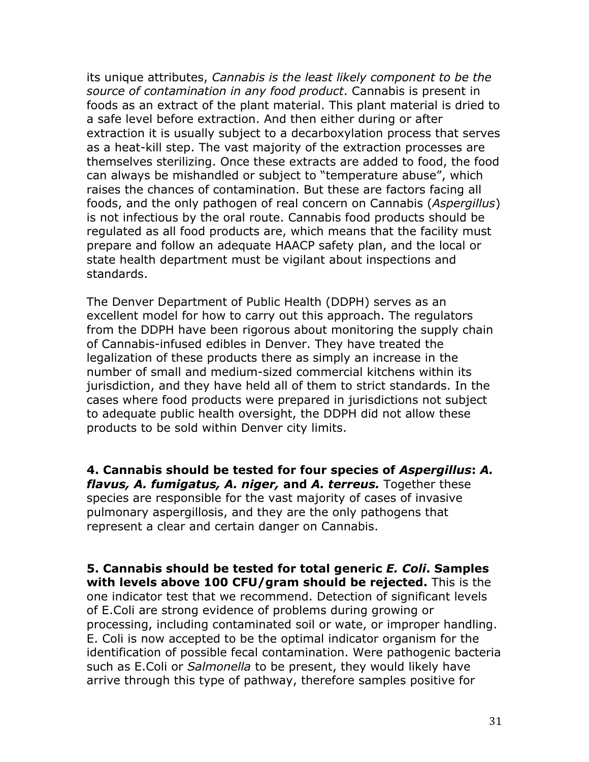its unique attributes, *Cannabis is the least likely component to be the source of contamination in any food product*. Cannabis is present in foods as an extract of the plant material. This plant material is dried to a safe level before extraction. And then either during or after extraction it is usually subject to a decarboxylation process that serves as a heat-kill step. The vast majority of the extraction processes are themselves sterilizing. Once these extracts are added to food, the food can always be mishandled or subject to "temperature abuse", which raises the chances of contamination. But these are factors facing all foods, and the only pathogen of real concern on Cannabis (*Aspergillus*) is not infectious by the oral route. Cannabis food products should be regulated as all food products are, which means that the facility must prepare and follow an adequate HAACP safety plan, and the local or state health department must be vigilant about inspections and standards.

The Denver Department of Public Health (DDPH) serves as an excellent model for how to carry out this approach. The regulators from the DDPH have been rigorous about monitoring the supply chain of Cannabis-infused edibles in Denver. They have treated the legalization of these products there as simply an increase in the number of small and medium-sized commercial kitchens within its jurisdiction, and they have held all of them to strict standards. In the cases where food products were prepared in jurisdictions not subject to adequate public health oversight, the DDPH did not allow these products to be sold within Denver city limits.

**4. Cannabis should be tested for four species of *Aspergillus*: *A. flavus, A. fumigatus, A. niger,* and *A. terreus.*** Together these species are responsible for the vast majority of cases of invasive pulmonary aspergillosis, and they are the only pathogens that represent a clear and certain danger on Cannabis.

**5. Cannabis should be tested for total generic *E. Coli*. Samples with levels above 100 CFU/gram should be rejected.** This is the one indicator test that we recommend. Detection of significant levels of E.Coli are strong evidence of problems during growing or processing, including contaminated soil or wate, or improper handling. E. Coli is now accepted to be the optimal indicator organism for the identification of possible fecal contamination. Were pathogenic bacteria such as E.Coli or *Salmonella* to be present, they would likely have arrive through this type of pathway, therefore samples positive for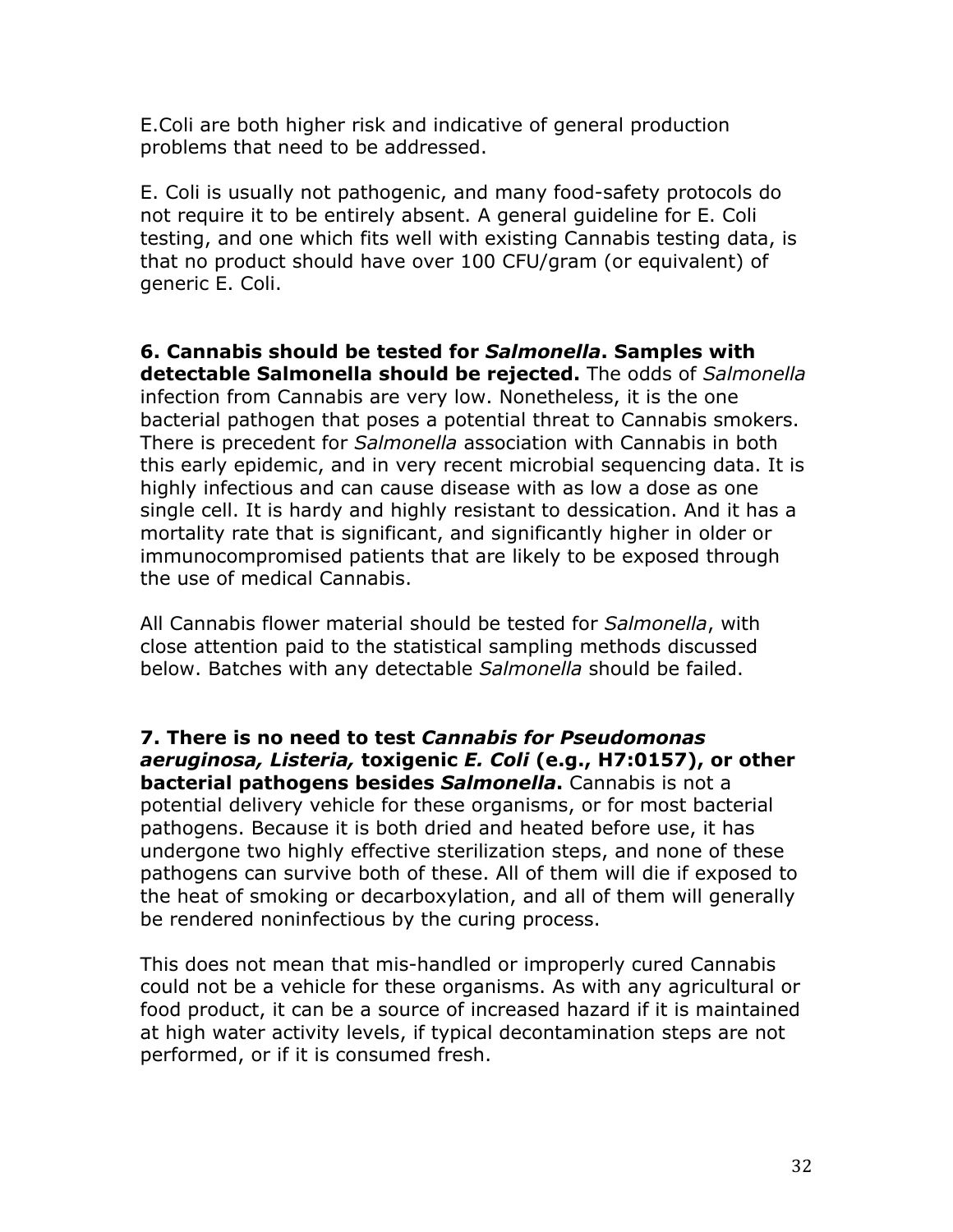E.Coli are both higher risk and indicative of general production problems that need to be addressed.

E. Coli is usually not pathogenic, and many food-safety protocols do not require it to be entirely absent. A general guideline for E. Coli testing, and one which fits well with existing Cannabis testing data, is that no product should have over 100 CFU/gram (or equivalent) of generic E. Coli.

**6. Cannabis should be tested for *Salmonella*. Samples with detectable Salmonella should be rejected.** The odds of *Salmonella* infection from Cannabis are very low. Nonetheless, it is the one bacterial pathogen that poses a potential threat to Cannabis smokers. There is precedent for *Salmonella* association with Cannabis in both this early epidemic, and in very recent microbial sequencing data. It is highly infectious and can cause disease with as low a dose as one single cell. It is hardy and highly resistant to dessication. And it has a mortality rate that is significant, and significantly higher in older or immunocompromised patients that are likely to be exposed through the use of medical Cannabis.

All Cannabis flower material should be tested for *Salmonella*, with close attention paid to the statistical sampling methods discussed below. Batches with any detectable *Salmonella* should be failed.

**7. There is no need to test *Cannabis for Pseudomonas aeruginosa, Listeria,* toxigenic *E. Coli* (e.g., H7:0157), or other bacterial pathogens besides *Salmonella*.** Cannabis is not a potential delivery vehicle for these organisms, or for most bacterial pathogens. Because it is both dried and heated before use, it has undergone two highly effective sterilization steps, and none of these pathogens can survive both of these. All of them will die if exposed to the heat of smoking or decarboxylation, and all of them will generally be rendered noninfectious by the curing process.

This does not mean that mis-handled or improperly cured Cannabis could not be a vehicle for these organisms. As with any agricultural or food product, it can be a source of increased hazard if it is maintained at high water activity levels, if typical decontamination steps are not performed, or if it is consumed fresh.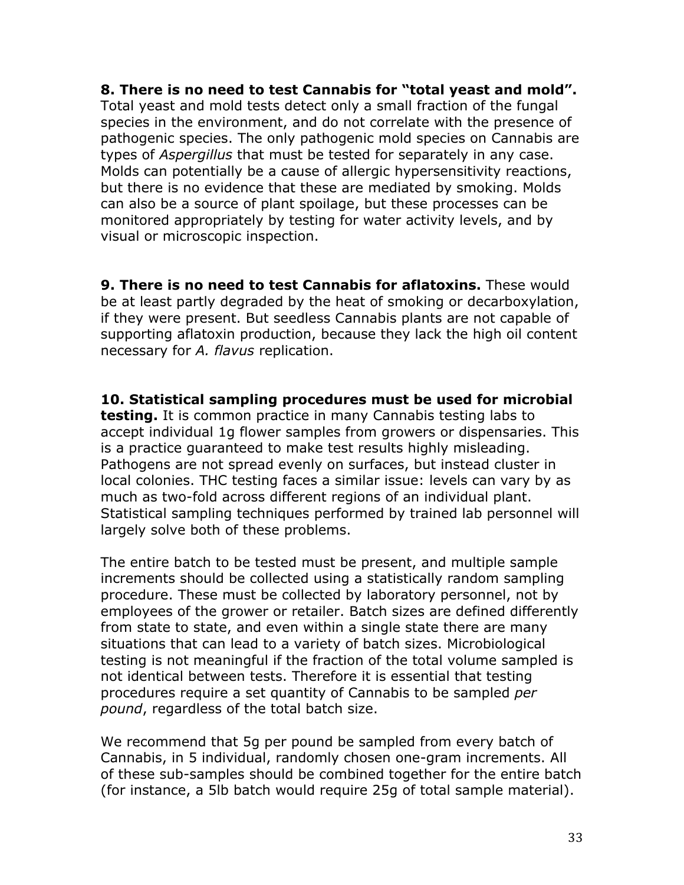**8. There is no need to test Cannabis for "total yeast and mold".** Total yeast and mold tests detect only a small fraction of the fungal species in the environment, and do not correlate with the presence of pathogenic species. The only pathogenic mold species on Cannabis are types of *Aspergillus* that must be tested for separately in any case. Molds can potentially be a cause of allergic hypersensitivity reactions, but there is no evidence that these are mediated by smoking. Molds can also be a source of plant spoilage, but these processes can be monitored appropriately by testing for water activity levels, and by visual or microscopic inspection.

**9. There is no need to test Cannabis for aflatoxins.** These would be at least partly degraded by the heat of smoking or decarboxylation, if they were present. But seedless Cannabis plants are not capable of supporting aflatoxin production, because they lack the high oil content necessary for *A. flavus* replication.

**10. Statistical sampling procedures must be used for microbial testing.** It is common practice in many Cannabis testing labs to accept individual 1g flower samples from growers or dispensaries. This is a practice guaranteed to make test results highly misleading. Pathogens are not spread evenly on surfaces, but instead cluster in local colonies. THC testing faces a similar issue: levels can vary by as much as two-fold across different regions of an individual plant. Statistical sampling techniques performed by trained lab personnel will largely solve both of these problems.

The entire batch to be tested must be present, and multiple sample increments should be collected using a statistically random sampling procedure. These must be collected by laboratory personnel, not by employees of the grower or retailer. Batch sizes are defined differently from state to state, and even within a single state there are many situations that can lead to a variety of batch sizes. Microbiological testing is not meaningful if the fraction of the total volume sampled is not identical between tests. Therefore it is essential that testing procedures require a set quantity of Cannabis to be sampled *per pound*, regardless of the total batch size.

We recommend that 5g per pound be sampled from every batch of Cannabis, in 5 individual, randomly chosen one-gram increments. All of these sub-samples should be combined together for the entire batch (for instance, a 5lb batch would require 25g of total sample material).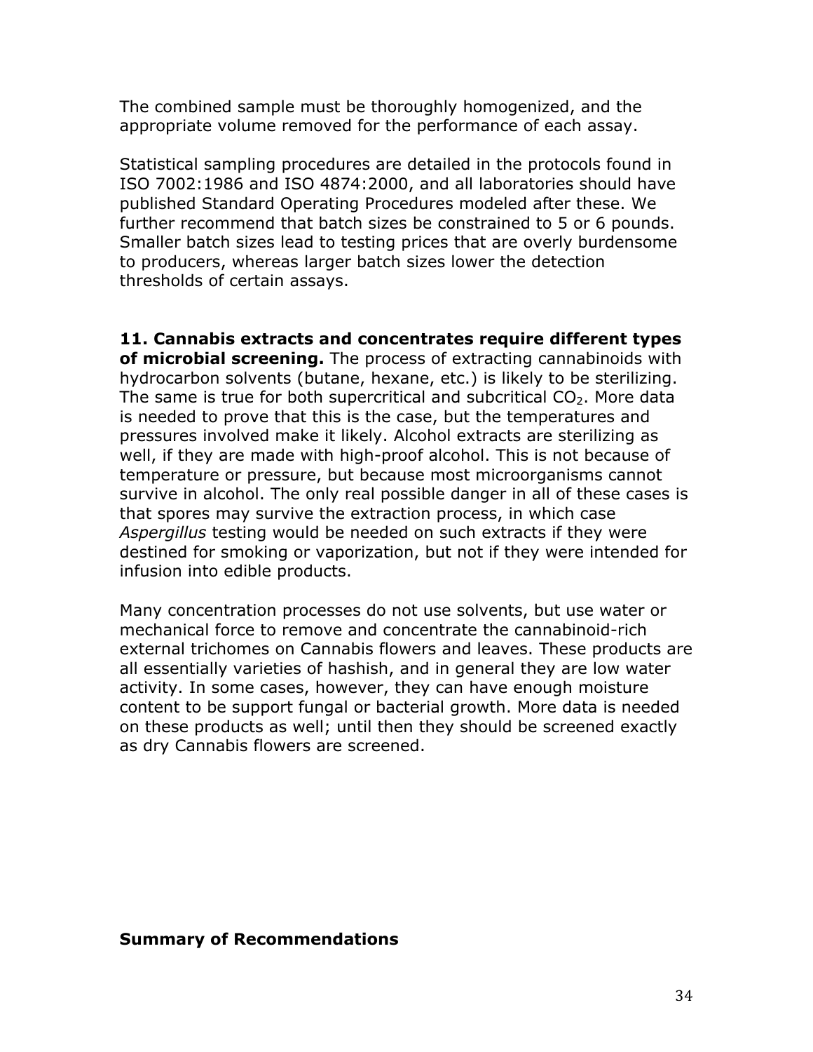The combined sample must be thoroughly homogenized, and the appropriate volume removed for the performance of each assay.

Statistical sampling procedures are detailed in the protocols found in ISO 7002:1986 and ISO 4874:2000, and all laboratories should have published Standard Operating Procedures modeled after these. We further recommend that batch sizes be constrained to 5 or 6 pounds. Smaller batch sizes lead to testing prices that are overly burdensome to producers, whereas larger batch sizes lower the detection thresholds of certain assays.

**11. Cannabis extracts and concentrates require different types of microbial screening.** The process of extracting cannabinoids with hydrocarbon solvents (butane, hexane, etc.) is likely to be sterilizing. The same is true for both supercritical and subcritical $CO_2$. More data is needed to prove that this is the case, but the temperatures and pressures involved make it likely. Alcohol extracts are sterilizing as well, if they are made with high-proof alcohol. This is not because of temperature or pressure, but because most microorganisms cannot survive in alcohol. The only real possible danger in all of these cases is that spores may survive the extraction process, in which case *Aspergillus* testing would be needed on such extracts if they were destined for smoking or vaporization, but not if they were intended for infusion into edible products.

Many concentration processes do not use solvents, but use water or mechanical force to remove and concentrate the cannabinoid-rich external trichomes on Cannabis flowers and leaves. These products are all essentially varieties of hashish, and in general they are low water activity. In some cases, however, they can have enough moisture content to be support fungal or bacterial growth. More data is needed on these products as well; until then they should be screened exactly as dry Cannabis flowers are screened.

**Summary of Recommendations**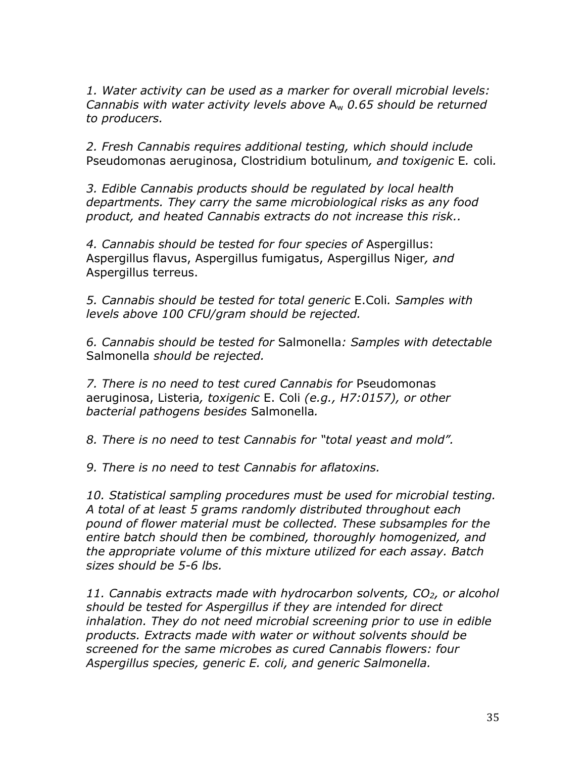*1. Water activity can be used as a marker for overall microbial levels: Cannabis with water activity levels above* $A_w$ *0.65 should be returned to producers.*

*2. Fresh Cannabis requires additional testing, which should include* Pseudomonas aeruginosa, Clostridium botulinum*, and toxigenic* E*.* coli*.*

*3. Edible Cannabis products should be regulated by local health departments. They carry the same microbiological risks as any food product, and heated Cannabis extracts do not increase this risk..*

*4. Cannabis should be tested for four species of* Aspergillus: Aspergillus flavus, Aspergillus fumigatus, Aspergillus Niger*, and* Aspergillus terreus.

*5. Cannabis should be tested for total generic* E.Coli*. Samples with levels above 100 CFU/gram should be rejected.*

*6. Cannabis should be tested for* Salmonella*: Samples with detectable* Salmonella *should be rejected.*

*7. There is no need to test cured Cannabis for* Pseudomonas aeruginosa, Listeria*, toxigenic* E. Coli *(e.g., H7:0157), or other bacterial pathogens besides* Salmonella*.*

*8. There is no need to test Cannabis for "total yeast and mold".*

*9. There is no need to test Cannabis for aflatoxins.*

*10. Statistical sampling procedures must be used for microbial testing. A total of at least 5 grams randomly distributed throughout each pound of flower material must be collected. These subsamples for the entire batch should then be combined, thoroughly homogenized, and the appropriate volume of this mixture utilized for each assay. Batch sizes should be 5-6 lbs.*

*11. Cannabis extracts made with hydrocarbon solvents,* $CO_2$*, or alcohol should be tested for Aspergillus if they are intended for direct inhalation. They do not need microbial screening prior to use in edible products. Extracts made with water or without solvents should be screened for the same microbes as cured Cannabis flowers: four Aspergillus species, generic E. coli, and generic Salmonella.*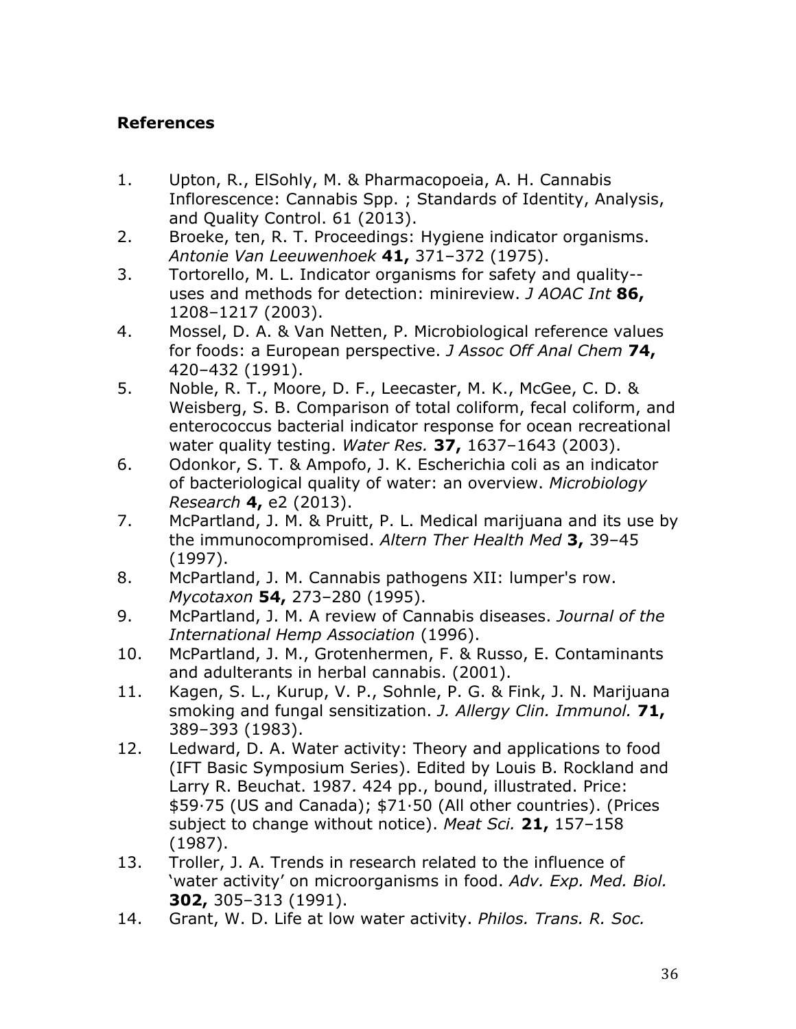**References**

1. Upton, R., ElSohly, M. & Pharmacopoeia, A. H. Cannabis Inflorescence: Cannabis Spp. ; Standards of Identity, Analysis, and Quality Control. 61 (2013).
2. Broeke, ten, R. T. Proceedings: Hygiene indicator organisms. *Antonie Van Leeuwenhoek* **41,** 371–372 (1975).
3. Tortorello, M. L. Indicator organisms for safety and quality--uses and methods for detection: minireview. *J AOAC Int* **86,** 1208–1217 (2003).
4. Mossel, D. A. & Van Netten, P. Microbiological reference values for foods: a European perspective. *J Assoc Off Anal Chem* **74,** 420–432 (1991).
5. Noble, R. T., Moore, D. F., Leecaster, M. K., McGee, C. D. & Weisberg, S. B. Comparison of total coliform, fecal coliform, and enterococcus bacterial indicator response for ocean recreational water quality testing. *Water Res.* **37,** 1637–1643 (2003).
6. Odonkor, S. T. & Ampofo, J. K. Escherichia coli as an indicator of bacteriological quality of water: an overview. *Microbiology Research* **4,** e2 (2013).
7. McPartland, J. M. & Pruitt, P. L. Medical marijuana and its use by the immunocompromised. *Altern Ther Health Med* **3,** 39–45 (1997).
8. McPartland, J. M. Cannabis pathogens XII: lumper's row. *Mycotaxon* **54,** 273–280 (1995).
9. McPartland, J. M. A review of Cannabis diseases. *Journal of the International Hemp Association* (1996).
10. McPartland, J. M., Grotenhermen, F. & Russo, E. Contaminants and adulterants in herbal cannabis. (2001).
11. Kagen, S. L., Kurup, V. P., Sohnle, P. G. & Fink, J. N. Marijuana smoking and fungal sensitization. *J. Allergy Clin. Immunol.* **71,** 389–393 (1983).
12. Ledward, D. A. Water activity: Theory and applications to food (IFT Basic Symposium Series). Edited by Louis B. Rockland and Larry R. Beuchat. 1987. 424 pp., bound, illustrated. Price: $59·75 (US and Canada); $71·50 (All other countries). (Prices subject to change without notice). *Meat Sci.* **21,** 157–158 (1987).
13. Troller, J. A. Trends in research related to the influence of 'water activity' on microorganisms in food. *Adv. Exp. Med. Biol.* **302,** 305–313 (1991).
14. Grant, W. D. Life at low water activity. *Philos. Trans. R. Soc.*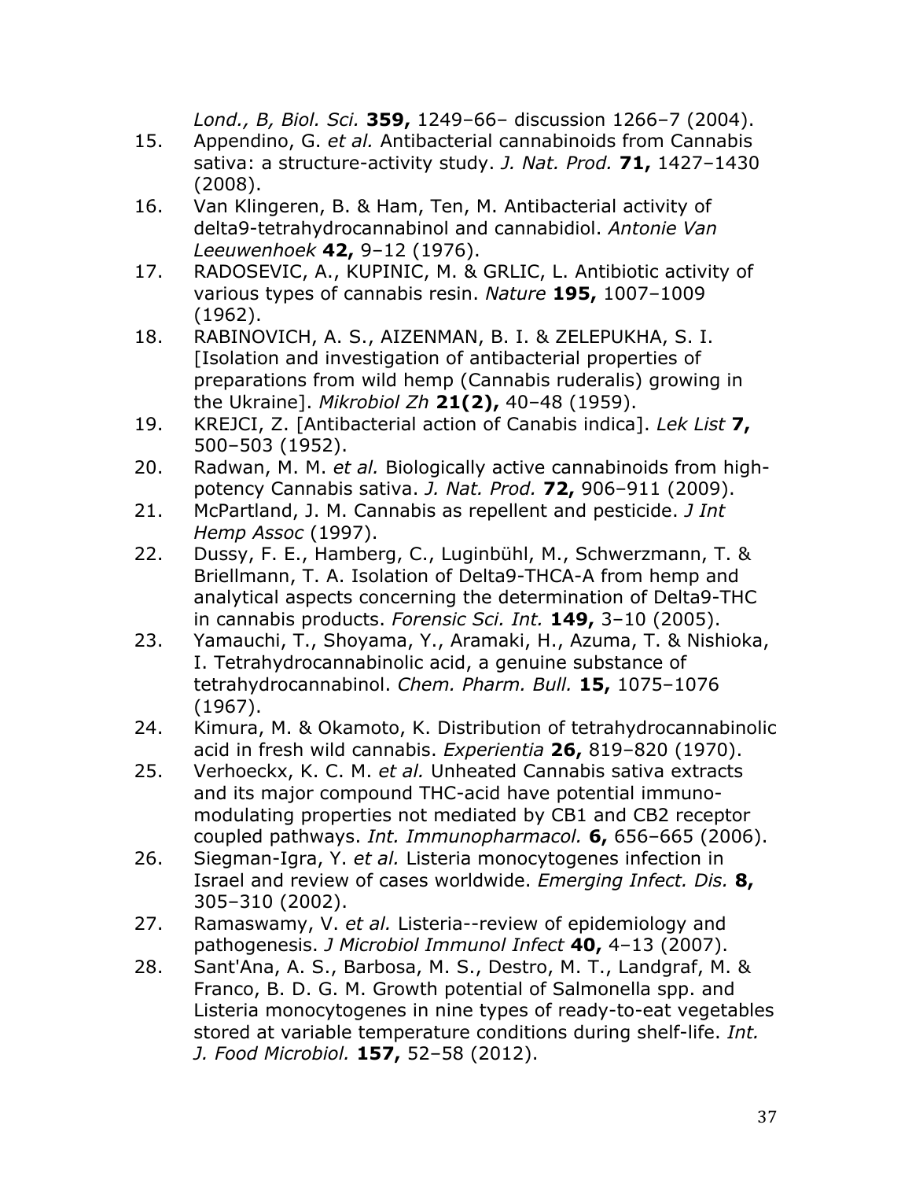*Lond., B, Biol. Sci.* **359,** 1249–66– discussion 1266–7 (2004).

15. Appendino, G. *et al.* Antibacterial cannabinoids from Cannabis sativa: a structure-activity study. *J. Nat. Prod.* **71,** 1427–1430 (2008).
16. Van Klingeren, B. & Ham, Ten, M. Antibacterial activity of delta9-tetrahydrocannabinol and cannabidiol. *Antonie Van Leeuwenhoek* **42,** 9–12 (1976).
17. RADOSEVIC, A., KUPINIC, M. & GRLIC, L. Antibiotic activity of various types of cannabis resin. *Nature* **195,** 1007–1009 (1962).
18. RABINOVICH, A. S., AIZENMAN, B. I. & ZELEPUKHA, S. I. [Isolation and investigation of antibacterial properties of preparations from wild hemp (Cannabis ruderalis) growing in the Ukraine]. *Mikrobiol Zh* **21(2),** 40–48 (1959).
19. KREJCI, Z. [Antibacterial action of Canabis indica]. *Lek List* **7,** 500–503 (1952).
20. Radwan, M. M. *et al.* Biologically active cannabinoids from high-potency Cannabis sativa. *J. Nat. Prod.* **72,** 906–911 (2009).
21. McPartland, J. M. Cannabis as repellent and pesticide. *J Int Hemp Assoc* (1997).
22. Dussy, F. E., Hamberg, C., Luginbühl, M., Schwerzmann, T. & Briellmann, T. A. Isolation of Delta9-THCA-A from hemp and analytical aspects concerning the determination of Delta9-THC in cannabis products. *Forensic Sci. Int.* **149,** 3–10 (2005).
23. Yamauchi, T., Shoyama, Y., Aramaki, H., Azuma, T. & Nishioka, I. Tetrahydrocannabinolic acid, a genuine substance of tetrahydrocannabinol. *Chem. Pharm. Bull.* **15,** 1075–1076 (1967).
24. Kimura, M. & Okamoto, K. Distribution of tetrahydrocannabinolic acid in fresh wild cannabis. *Experientia* **26,** 819–820 (1970).
25. Verhoeckx, K. C. M. *et al.* Unheated Cannabis sativa extracts and its major compound THC-acid have potential immuno-modulating properties not mediated by CB1 and CB2 receptor coupled pathways. *Int. Immunopharmacol.* **6,** 656–665 (2006).
26. Siegman-Igra, Y. *et al.* Listeria monocytogenes infection in Israel and review of cases worldwide. *Emerging Infect. Dis.* **8,** 305–310 (2002).
27. Ramaswamy, V. *et al.* Listeria--review of epidemiology and pathogenesis. *J Microbiol Immunol Infect* **40,** 4–13 (2007).
28. Sant'Ana, A. S., Barbosa, M. S., Destro, M. T., Landgraf, M. & Franco, B. D. G. M. Growth potential of Salmonella spp. and Listeria monocytogenes in nine types of ready-to-eat vegetables stored at variable temperature conditions during shelf-life. *Int. J. Food Microbiol.* **157,** 52–58 (2012).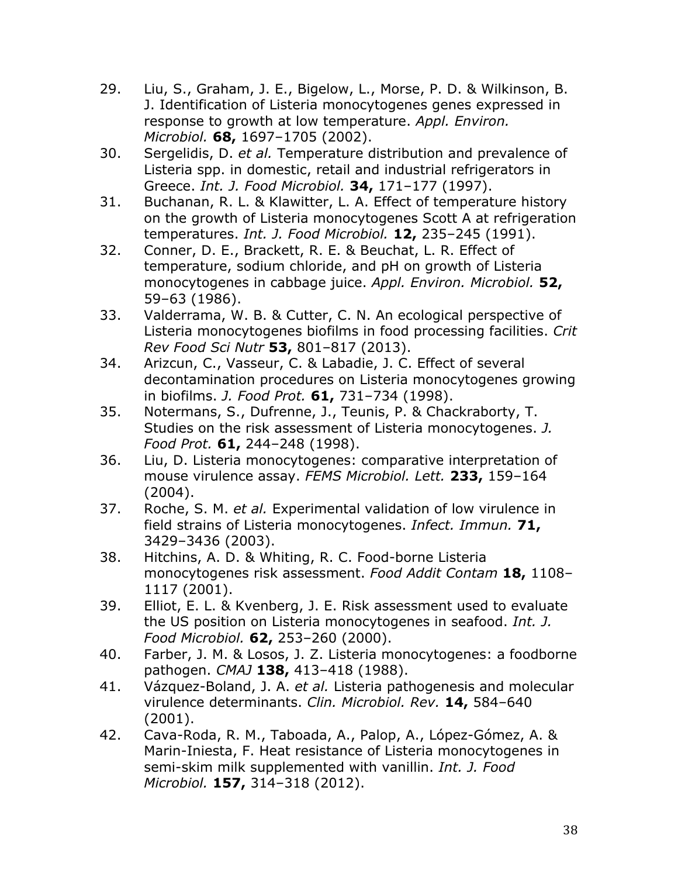29. Liu, S., Graham, J. E., Bigelow, L., Morse, P. D. & Wilkinson, B. J. Identification of Listeria monocytogenes genes expressed in response to growth at low temperature. *Appl. Environ. Microbiol.* **68,** 1697–1705 (2002).
30. Sergelidis, D. *et al.* Temperature distribution and prevalence of Listeria spp. in domestic, retail and industrial refrigerators in Greece. *Int. J. Food Microbiol.* **34,** 171–177 (1997).
31. Buchanan, R. L. & Klawitter, L. A. Effect of temperature history on the growth of Listeria monocytogenes Scott A at refrigeration temperatures. *Int. J. Food Microbiol.* **12,** 235–245 (1991).
32. Conner, D. E., Brackett, R. E. & Beuchat, L. R. Effect of temperature, sodium chloride, and pH on growth of Listeria monocytogenes in cabbage juice. *Appl. Environ. Microbiol.* **52,** 59–63 (1986).
33. Valderrama, W. B. & Cutter, C. N. An ecological perspective of Listeria monocytogenes biofilms in food processing facilities. *Crit Rev Food Sci Nutr* **53,** 801–817 (2013).
34. Arizcun, C., Vasseur, C. & Labadie, J. C. Effect of several decontamination procedures on Listeria monocytogenes growing in biofilms. *J. Food Prot.* **61,** 731–734 (1998).
35. Notermans, S., Dufrenne, J., Teunis, P. & Chackraborty, T. Studies on the risk assessment of Listeria monocytogenes. *J. Food Prot.* **61,** 244–248 (1998).
36. Liu, D. Listeria monocytogenes: comparative interpretation of mouse virulence assay. *FEMS Microbiol. Lett.* **233,** 159–164 (2004).
37. Roche, S. M. *et al.* Experimental validation of low virulence in field strains of Listeria monocytogenes. *Infect. Immun.* **71,** 3429–3436 (2003).
38. Hitchins, A. D. & Whiting, R. C. Food-borne Listeria monocytogenes risk assessment. *Food Addit Contam* **18,** 1108–1117 (2001).
39. Elliot, E. L. & Kvenberg, J. E. Risk assessment used to evaluate the US position on Listeria monocytogenes in seafood. *Int. J. Food Microbiol.* **62,** 253–260 (2000).
40. Farber, J. M. & Losos, J. Z. Listeria monocytogenes: a foodborne pathogen. *CMAJ* **138,** 413–418 (1988).
41. Vázquez-Boland, J. A. *et al.* Listeria pathogenesis and molecular virulence determinants. *Clin. Microbiol. Rev.* **14,** 584–640 (2001).
42. Cava-Roda, R. M., Taboada, A., Palop, A., López-Gómez, A. & Marin-Iniesta, F. Heat resistance of Listeria monocytogenes in semi-skim milk supplemented with vanillin. *Int. J. Food Microbiol.* **157,** 314–318 (2012).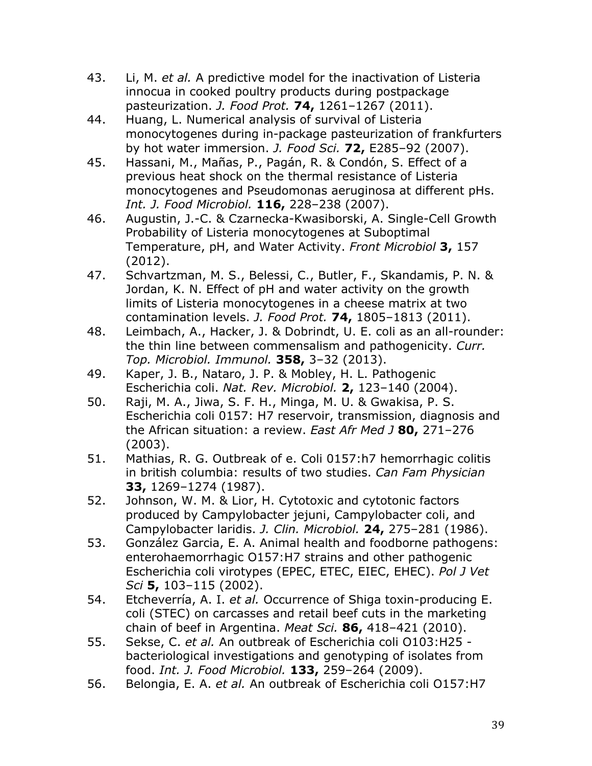43. Li, M. *et al.* A predictive model for the inactivation of Listeria innocua in cooked poultry products during postpackage pasteurization. *J. Food Prot.* **74,** 1261–1267 (2011).
44. Huang, L. Numerical analysis of survival of Listeria monocytogenes during in-package pasteurization of frankfurters by hot water immersion. *J. Food Sci.* **72,** E285–92 (2007).
45. Hassani, M., Mañas, P., Pagán, R. & Condón, S. Effect of a previous heat shock on the thermal resistance of Listeria monocytogenes and Pseudomonas aeruginosa at different pHs. *Int. J. Food Microbiol.* **116,** 228–238 (2007).
46. Augustin, J.-C. & Czarnecka-Kwasiborski, A. Single-Cell Growth Probability of Listeria monocytogenes at Suboptimal Temperature, pH, and Water Activity. *Front Microbiol* **3,** 157 (2012).
47. Schvartzman, M. S., Belessi, C., Butler, F., Skandamis, P. N. & Jordan, K. N. Effect of pH and water activity on the growth limits of Listeria monocytogenes in a cheese matrix at two contamination levels. *J. Food Prot.* **74,** 1805–1813 (2011).
48. Leimbach, A., Hacker, J. & Dobrindt, U. E. coli as an all-rounder: the thin line between commensalism and pathogenicity. *Curr. Top. Microbiol. Immunol.* **358,** 3–32 (2013).
49. Kaper, J. B., Nataro, J. P. & Mobley, H. L. Pathogenic Escherichia coli. *Nat. Rev. Microbiol.* **2,** 123–140 (2004).
50. Raji, M. A., Jiwa, S. F. H., Minga, M. U. & Gwakisa, P. S. Escherichia coli 0157: H7 reservoir, transmission, diagnosis and the African situation: a review. *East Afr Med J* **80,** 271–276 (2003).
51. Mathias, R. G. Outbreak of e. Coli 0157:h7 hemorrhagic colitis in british columbia: results of two studies. *Can Fam Physician* **33,** 1269–1274 (1987).
52. Johnson, W. M. & Lior, H. Cytotoxic and cytotonic factors produced by Campylobacter jejuni, Campylobacter coli, and Campylobacter laridis. *J. Clin. Microbiol.* **24,** 275–281 (1986).
53. González Garcia, E. A. Animal health and foodborne pathogens: enterohaemorrhagic O157:H7 strains and other pathogenic Escherichia coli virotypes (EPEC, ETEC, EIEC, EHEC). *Pol J Vet Sci* **5,** 103–115 (2002).
54. Etcheverría, A. I. *et al.* Occurrence of Shiga toxin-producing E. coli (STEC) on carcasses and retail beef cuts in the marketing chain of beef in Argentina. *Meat Sci.* **86,** 418–421 (2010).
55. Sekse, C. *et al.* An outbreak of Escherichia coli O103:H25 - bacteriological investigations and genotyping of isolates from food. *Int. J. Food Microbiol.* **133,** 259–264 (2009).
56. Belongia, E. A. *et al.* An outbreak of Escherichia coli O157:H7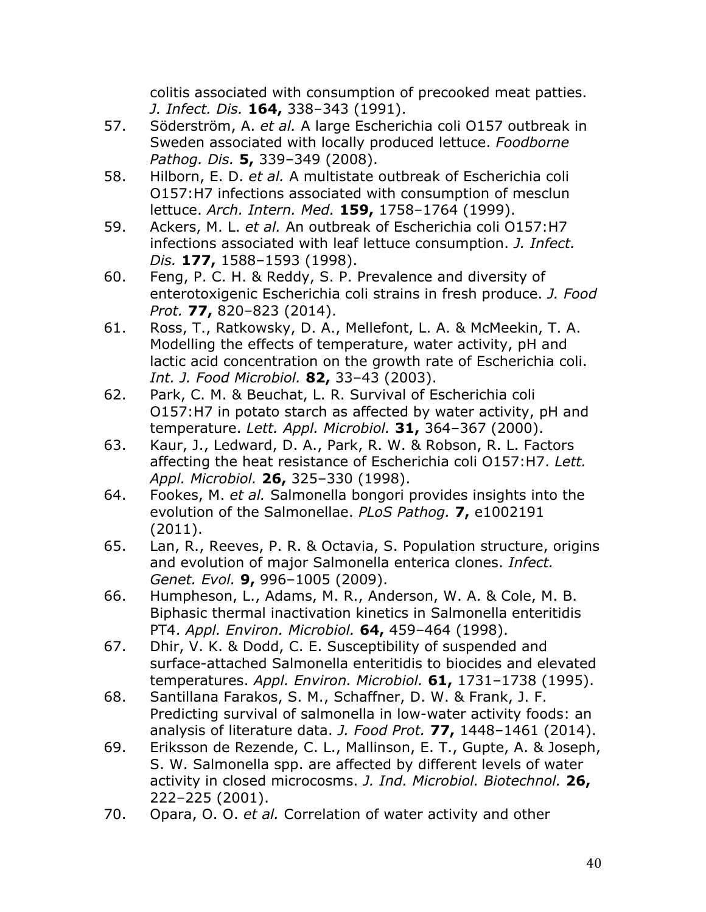colitis associated with consumption of precooked meat patties. *J. Infect. Dis.* **164,** 338–343 (1991).

57. Söderström, A. *et al.* A large Escherichia coli O157 outbreak in Sweden associated with locally produced lettuce. *Foodborne Pathog. Dis.* **5,** 339–349 (2008).
58. Hilborn, E. D. *et al.* A multistate outbreak of Escherichia coli O157:H7 infections associated with consumption of mesclun lettuce. *Arch. Intern. Med.* **159,** 1758–1764 (1999).
59. Ackers, M. L. *et al.* An outbreak of Escherichia coli O157:H7 infections associated with leaf lettuce consumption. *J. Infect. Dis.* **177,** 1588–1593 (1998).
60. Feng, P. C. H. & Reddy, S. P. Prevalence and diversity of enterotoxigenic Escherichia coli strains in fresh produce. *J. Food Prot.* **77,** 820–823 (2014).
61. Ross, T., Ratkowsky, D. A., Mellefont, L. A. & McMeekin, T. A. Modelling the effects of temperature, water activity, pH and lactic acid concentration on the growth rate of Escherichia coli. *Int. J. Food Microbiol.* **82,** 33–43 (2003).
62. Park, C. M. & Beuchat, L. R. Survival of Escherichia coli O157:H7 in potato starch as affected by water activity, pH and temperature. *Lett. Appl. Microbiol.* **31,** 364–367 (2000).
63. Kaur, J., Ledward, D. A., Park, R. W. & Robson, R. L. Factors affecting the heat resistance of Escherichia coli O157:H7. *Lett. Appl. Microbiol.* **26,** 325–330 (1998).
64. Fookes, M. *et al.* Salmonella bongori provides insights into the evolution of the Salmonellae. *PLoS Pathog.* **7,** e1002191 (2011).
65. Lan, R., Reeves, P. R. & Octavia, S. Population structure, origins and evolution of major Salmonella enterica clones. *Infect. Genet. Evol.* **9,** 996–1005 (2009).
66. Humpheson, L., Adams, M. R., Anderson, W. A. & Cole, M. B. Biphasic thermal inactivation kinetics in Salmonella enteritidis PT4. *Appl. Environ. Microbiol.* **64,** 459–464 (1998).
67. Dhir, V. K. & Dodd, C. E. Susceptibility of suspended and surface-attached Salmonella enteritidis to biocides and elevated temperatures. *Appl. Environ. Microbiol.* **61,** 1731–1738 (1995).
68. Santillana Farakos, S. M., Schaffner, D. W. & Frank, J. F. Predicting survival of salmonella in low-water activity foods: an analysis of literature data. *J. Food Prot.* **77,** 1448–1461 (2014).
69. Eriksson de Rezende, C. L., Mallinson, E. T., Gupte, A. & Joseph, S. W. Salmonella spp. are affected by different levels of water activity in closed microcosms. *J. Ind. Microbiol. Biotechnol.* **26,** 222–225 (2001).
70. Opara, O. O. *et al.* Correlation of water activity and other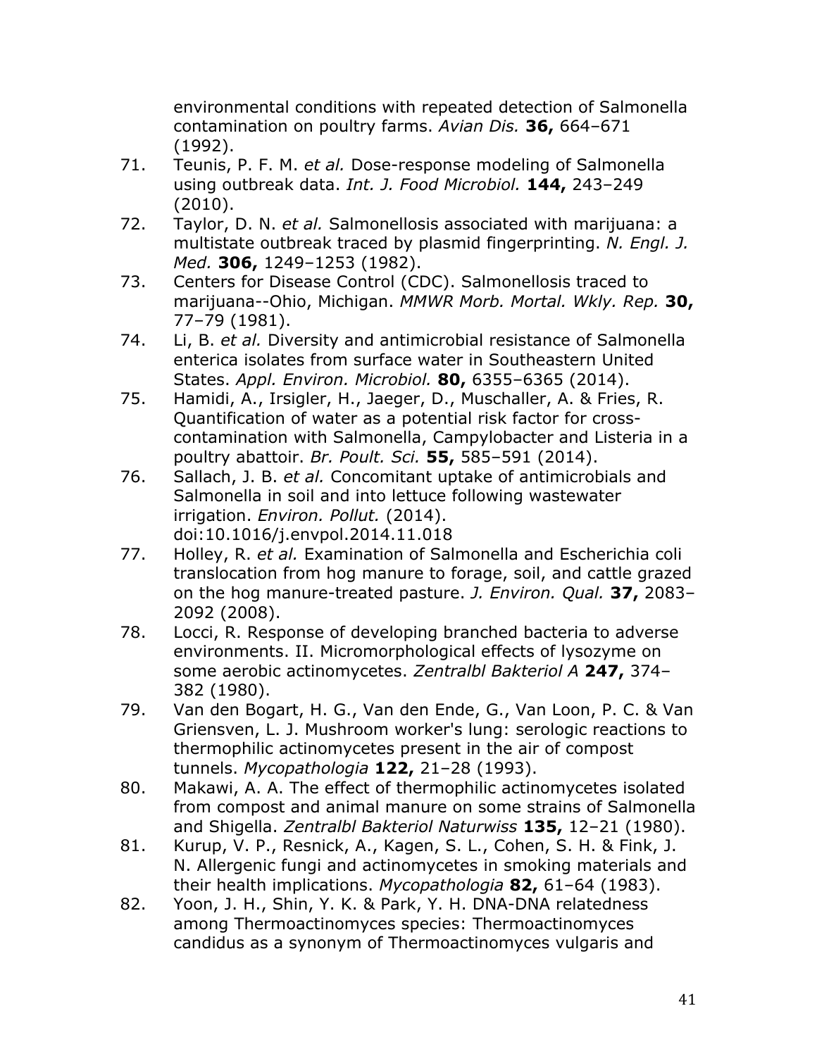environmental conditions with repeated detection of Salmonella contamination on poultry farms. *Avian Dis.* **36,** 664–671 (1992).

71. Teunis, P. F. M. *et al.* Dose-response modeling of Salmonella using outbreak data. *Int. J. Food Microbiol.* **144,** 243–249 (2010).
72. Taylor, D. N. *et al.* Salmonellosis associated with marijuana: a multistate outbreak traced by plasmid fingerprinting. *N. Engl. J. Med.* **306,** 1249–1253 (1982).
73. Centers for Disease Control (CDC). Salmonellosis traced to marijuana--Ohio, Michigan. *MMWR Morb. Mortal. Wkly. Rep.* **30,** 77–79 (1981).
74. Li, B. *et al.* Diversity and antimicrobial resistance of Salmonella enterica isolates from surface water in Southeastern United States. *Appl. Environ. Microbiol.* **80,** 6355–6365 (2014).
75. Hamidi, A., Irsigler, H., Jaeger, D., Muschaller, A. & Fries, R. Quantification of water as a potential risk factor for cross-contamination with Salmonella, Campylobacter and Listeria in a poultry abattoir. *Br. Poult. Sci.* **55,** 585–591 (2014).
76. Sallach, J. B. *et al.* Concomitant uptake of antimicrobials and Salmonella in soil and into lettuce following wastewater irrigation. *Environ. Pollut.* (2014). doi:10.1016/j.envpol.2014.11.018
77. Holley, R. *et al.* Examination of Salmonella and Escherichia coli translocation from hog manure to forage, soil, and cattle grazed on the hog manure-treated pasture. *J. Environ. Qual.* **37,** 2083–2092 (2008).
78. Locci, R. Response of developing branched bacteria to adverse environments. II. Micromorphological effects of lysozyme on some aerobic actinomycetes. *Zentralbl Bakteriol A* **247,** 374–382 (1980).
79. Van den Bogart, H. G., Van den Ende, G., Van Loon, P. C. & Van Griensven, L. J. Mushroom worker's lung: serologic reactions to thermophilic actinomycetes present in the air of compost tunnels. *Mycopathologia* **122,** 21–28 (1993).
80. Makawi, A. A. The effect of thermophilic actinomycetes isolated from compost and animal manure on some strains of Salmonella and Shigella. *Zentralbl Bakteriol Naturwiss* **135,** 12–21 (1980).
81. Kurup, V. P., Resnick, A., Kagen, S. L., Cohen, S. H. & Fink, J. N. Allergenic fungi and actinomycetes in smoking materials and their health implications. *Mycopathologia* **82,** 61–64 (1983).
82. Yoon, J. H., Shin, Y. K. & Park, Y. H. DNA-DNA relatedness among Thermoactinomyces species: Thermoactinomyces candidus as a synonym of Thermoactinomyces vulgaris and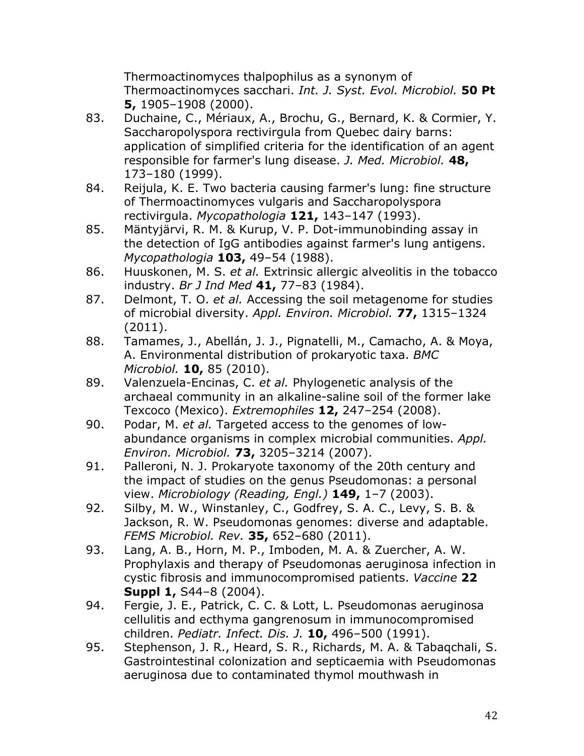Thermoactinomyces thalpophilus as a synonym of Thermoactinomyces sacchari. *Int. J. Syst. Evol. Microbiol.* **50 Pt 5,** 1905–1908 (2000).

83. Duchaine, C., Mériaux, A., Brochu, G., Bernard, K. & Cormier, Y. Saccharopolyspora rectivirgula from Quebec dairy barns: application of simplified criteria for the identification of an agent responsible for farmer's lung disease. *J. Med. Microbiol.* **48,** 173–180 (1999).
84. Reijula, K. E. Two bacteria causing farmer's lung: fine structure of Thermoactinomyces vulgaris and Saccharopolyspora rectivirgula. *Mycopathologia* **121,** 143–147 (1993).
85. Mäntyjärvi, R. M. & Kurup, V. P. Dot-immunobinding assay in the detection of IgG antibodies against farmer's lung antigens. *Mycopathologia* **103,** 49–54 (1988).
86. Huuskonen, M. S. *et al.* Extrinsic allergic alveolitis in the tobacco industry. *Br J Ind Med* **41,** 77–83 (1984).
87. Delmont, T. O. *et al.* Accessing the soil metagenome for studies of microbial diversity. *Appl. Environ. Microbiol.* **77,** 1315–1324 (2011).
88. Tamames, J., Abellán, J. J., Pignatelli, M., Camacho, A. & Moya, A. Environmental distribution of prokaryotic taxa. *BMC Microbiol.* **10,** 85 (2010).
89. Valenzuela-Encinas, C. *et al.* Phylogenetic analysis of the archaeal community in an alkaline-saline soil of the former lake Texcoco (Mexico). *Extremophiles* **12,** 247–254 (2008).
90. Podar, M. *et al.* Targeted access to the genomes of low-abundance organisms in complex microbial communities. *Appl. Environ. Microbiol.* **73,** 3205–3214 (2007).
91. Palleroni, N. J. Prokaryote taxonomy of the 20th century and the impact of studies on the genus Pseudomonas: a personal view. *Microbiology (Reading, Engl.)* **149,** 1–7 (2003).
92. Silby, M. W., Winstanley, C., Godfrey, S. A. C., Levy, S. B. & Jackson, R. W. Pseudomonas genomes: diverse and adaptable. *FEMS Microbiol. Rev.* **35,** 652–680 (2011).
93. Lang, A. B., Horn, M. P., Imboden, M. A. & Zuercher, A. W. Prophylaxis and therapy of Pseudomonas aeruginosa infection in cystic fibrosis and immunocompromised patients. *Vaccine* **22 Suppl 1,** S44–8 (2004).
94. Fergie, J. E., Patrick, C. C. & Lott, L. Pseudomonas aeruginosa cellulitis and ecthyma gangrenosum in immunocompromised children. *Pediatr. Infect. Dis. J.* **10,** 496–500 (1991).
95. Stephenson, J. R., Heard, S. R., Richards, M. A. & Tabaqchali, S. Gastrointestinal colonization and septicaemia with Pseudomonas aeruginosa due to contaminated thymol mouthwash in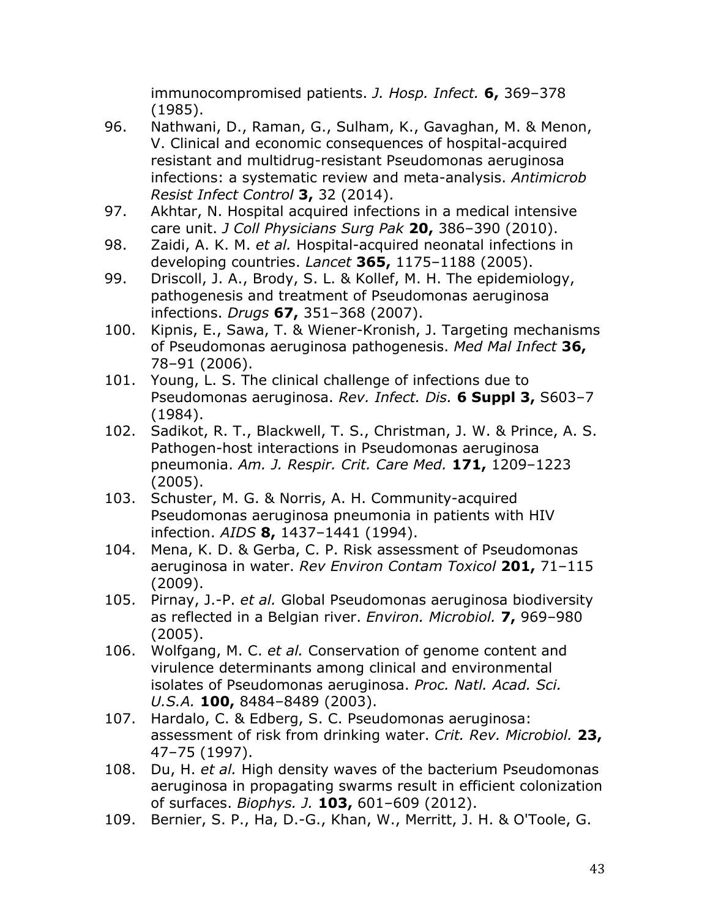immunocompromised patients. *J. Hosp. Infect.* **6,** 369–378 (1985).

96. Nathwani, D., Raman, G., Sulham, K., Gavaghan, M. & Menon, V. Clinical and economic consequences of hospital-acquired resistant and multidrug-resistant Pseudomonas aeruginosa infections: a systematic review and meta-analysis. *Antimicrob Resist Infect Control* **3,** 32 (2014).
97. Akhtar, N. Hospital acquired infections in a medical intensive care unit. *J Coll Physicians Surg Pak* **20,** 386–390 (2010).
98. Zaidi, A. K. M. *et al.* Hospital-acquired neonatal infections in developing countries. *Lancet* **365,** 1175–1188 (2005).
99. Driscoll, J. A., Brody, S. L. & Kollef, M. H. The epidemiology, pathogenesis and treatment of Pseudomonas aeruginosa infections. *Drugs* **67,** 351–368 (2007).
100. Kipnis, E., Sawa, T. & Wiener-Kronish, J. Targeting mechanisms of Pseudomonas aeruginosa pathogenesis. *Med Mal Infect* **36,** 78–91 (2006).
101. Young, L. S. The clinical challenge of infections due to Pseudomonas aeruginosa. *Rev. Infect. Dis.* **6 Suppl 3,** S603–7 (1984).
102. Sadikot, R. T., Blackwell, T. S., Christman, J. W. & Prince, A. S. Pathogen-host interactions in Pseudomonas aeruginosa pneumonia. *Am. J. Respir. Crit. Care Med.* **171,** 1209–1223 (2005).
103. Schuster, M. G. & Norris, A. H. Community-acquired Pseudomonas aeruginosa pneumonia in patients with HIV infection. *AIDS* **8,** 1437–1441 (1994).
104. Mena, K. D. & Gerba, C. P. Risk assessment of Pseudomonas aeruginosa in water. *Rev Environ Contam Toxicol* **201,** 71–115 (2009).
105. Pirnay, J.-P. *et al.* Global Pseudomonas aeruginosa biodiversity as reflected in a Belgian river. *Environ. Microbiol.* **7,** 969–980 (2005).
106. Wolfgang, M. C. *et al.* Conservation of genome content and virulence determinants among clinical and environmental isolates of Pseudomonas aeruginosa. *Proc. Natl. Acad. Sci. U.S.A.* **100,** 8484–8489 (2003).
107. Hardalo, C. & Edberg, S. C. Pseudomonas aeruginosa: assessment of risk from drinking water. *Crit. Rev. Microbiol.* **23,** 47–75 (1997).
108. Du, H. *et al.* High density waves of the bacterium Pseudomonas aeruginosa in propagating swarms result in efficient colonization of surfaces. *Biophys. J.* **103,** 601–609 (2012).
109. Bernier, S. P., Ha, D.-G., Khan, W., Merritt, J. H. & O'Toole, G.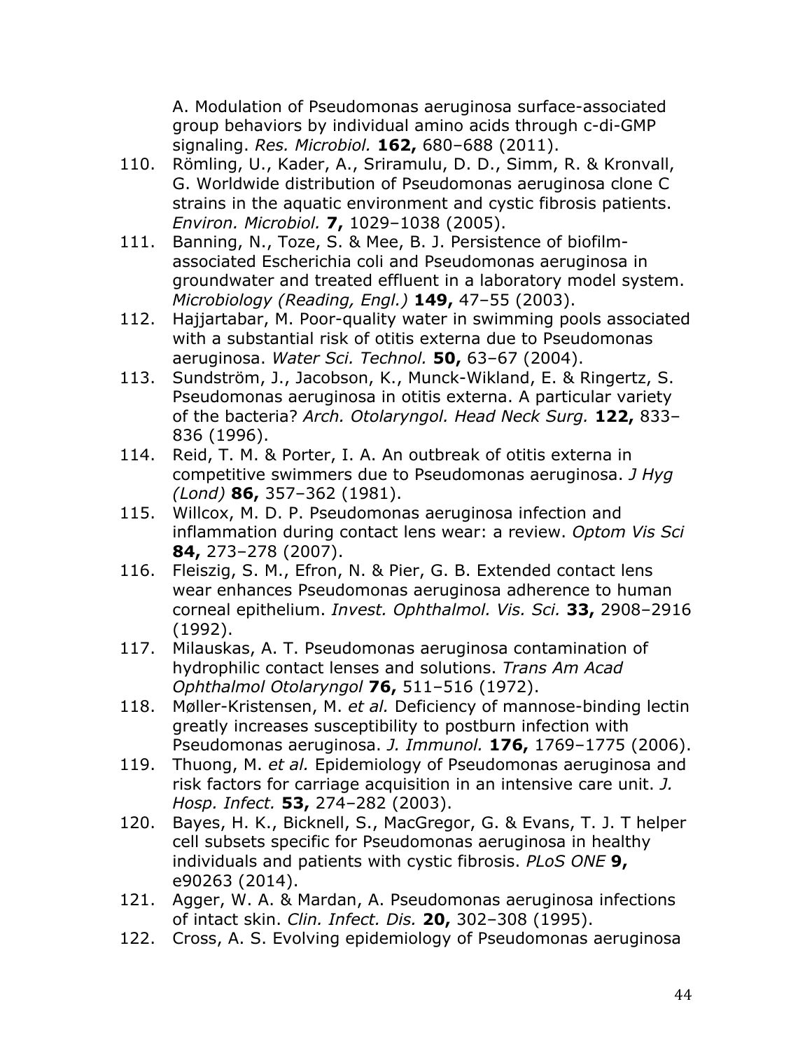A. Modulation of Pseudomonas aeruginosa surface-associated group behaviors by individual amino acids through c-di-GMP signaling. *Res. Microbiol.* **162,** 680–688 (2011).

110. Römling, U., Kader, A., Sriramulu, D. D., Simm, R. & Kronvall, G. Worldwide distribution of Pseudomonas aeruginosa clone C strains in the aquatic environment and cystic fibrosis patients. *Environ. Microbiol.* **7,** 1029–1038 (2005).
111. Banning, N., Toze, S. & Mee, B. J. Persistence of biofilm-associated Escherichia coli and Pseudomonas aeruginosa in groundwater and treated effluent in a laboratory model system. *Microbiology (Reading, Engl.)* **149,** 47–55 (2003).
112. Hajjartabar, M. Poor-quality water in swimming pools associated with a substantial risk of otitis externa due to Pseudomonas aeruginosa. *Water Sci. Technol.* **50,** 63–67 (2004).
113. Sundström, J., Jacobson, K., Munck-Wikland, E. & Ringertz, S. Pseudomonas aeruginosa in otitis externa. A particular variety of the bacteria? *Arch. Otolaryngol. Head Neck Surg.* **122,** 833–836 (1996).
114. Reid, T. M. & Porter, I. A. An outbreak of otitis externa in competitive swimmers due to Pseudomonas aeruginosa. *J Hyg (Lond)* **86,** 357–362 (1981).
115. Willcox, M. D. P. Pseudomonas aeruginosa infection and inflammation during contact lens wear: a review. *Optom Vis Sci* **84,** 273–278 (2007).
116. Fleiszig, S. M., Efron, N. & Pier, G. B. Extended contact lens wear enhances Pseudomonas aeruginosa adherence to human corneal epithelium. *Invest. Ophthalmol. Vis. Sci.* **33,** 2908–2916 (1992).
117. Milauskas, A. T. Pseudomonas aeruginosa contamination of hydrophilic contact lenses and solutions. *Trans Am Acad Ophthalmol Otolaryngol* **76,** 511–516 (1972).
118. Møller-Kristensen, M. *et al.* Deficiency of mannose-binding lectin greatly increases susceptibility to postburn infection with Pseudomonas aeruginosa. *J. Immunol.* **176,** 1769–1775 (2006).
119. Thuong, M. *et al.* Epidemiology of Pseudomonas aeruginosa and risk factors for carriage acquisition in an intensive care unit. *J. Hosp. Infect.* **53,** 274–282 (2003).
120. Bayes, H. K., Bicknell, S., MacGregor, G. & Evans, T. J. T helper cell subsets specific for Pseudomonas aeruginosa in healthy individuals and patients with cystic fibrosis. *PLoS ONE* **9,** e90263 (2014).
121. Agger, W. A. & Mardan, A. Pseudomonas aeruginosa infections of intact skin. *Clin. Infect. Dis.* **20,** 302–308 (1995).
122. Cross, A. S. Evolving epidemiology of Pseudomonas aeruginosa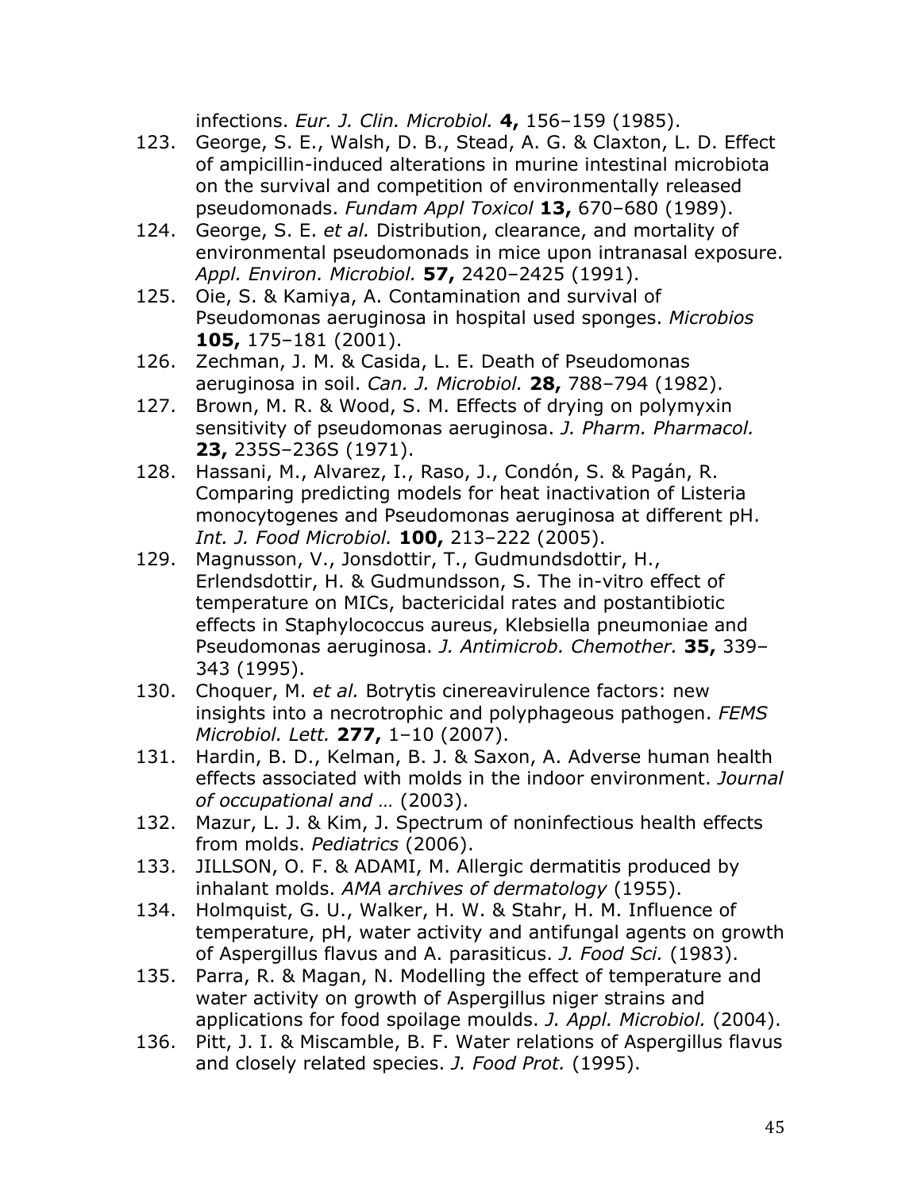infections. *Eur. J. Clin. Microbiol.* **4,** 156–159 (1985).

123. George, S. E., Walsh, D. B., Stead, A. G. & Claxton, L. D. Effect of ampicillin-induced alterations in murine intestinal microbiota on the survival and competition of environmentally released pseudomonads. *Fundam Appl Toxicol* **13,** 670–680 (1989).
124. George, S. E. *et al.* Distribution, clearance, and mortality of environmental pseudomonads in mice upon intranasal exposure. *Appl. Environ. Microbiol.* **57,** 2420–2425 (1991).
125. Oie, S. & Kamiya, A. Contamination and survival of Pseudomonas aeruginosa in hospital used sponges. *Microbios* **105,** 175–181 (2001).
126. Zechman, J. M. & Casida, L. E. Death of Pseudomonas aeruginosa in soil. *Can. J. Microbiol.* **28,** 788–794 (1982).
127. Brown, M. R. & Wood, S. M. Effects of drying on polymyxin sensitivity of pseudomonas aeruginosa. *J. Pharm. Pharmacol.* **23,** 235S–236S (1971).
128. Hassani, M., Alvarez, I., Raso, J., Condón, S. & Pagán, R. Comparing predicting models for heat inactivation of Listeria monocytogenes and Pseudomonas aeruginosa at different pH. *Int. J. Food Microbiol.* **100,** 213–222 (2005).
129. Magnusson, V., Jonsdottir, T., Gudmundsdottir, H., Erlendsdottir, H. & Gudmundsson, S. The in-vitro effect of temperature on MICs, bactericidal rates and postantibiotic effects in Staphylococcus aureus, Klebsiella pneumoniae and Pseudomonas aeruginosa. *J. Antimicrob. Chemother.* **35,** 339–343 (1995).
130. Choquer, M. *et al.* Botrytis cinereavirulence factors: new insights into a necrotrophic and polyphageous pathogen. *FEMS Microbiol. Lett.* **277,** 1–10 (2007).
131. Hardin, B. D., Kelman, B. J. & Saxon, A. Adverse human health effects associated with molds in the indoor environment. *Journal of occupational and …* (2003).
132. Mazur, L. J. & Kim, J. Spectrum of noninfectious health effects from molds. *Pediatrics* (2006).
133. JILLSON, O. F. & ADAMI, M. Allergic dermatitis produced by inhalant molds. *AMA archives of dermatology* (1955).
134. Holmquist, G. U., Walker, H. W. & Stahr, H. M. Influence of temperature, pH, water activity and antifungal agents on growth of Aspergillus flavus and A. parasiticus. *J. Food Sci.* (1983).
135. Parra, R. & Magan, N. Modelling the effect of temperature and water activity on growth of Aspergillus niger strains and applications for food spoilage moulds. *J. Appl. Microbiol.* (2004).
136. Pitt, J. I. & Miscamble, B. F. Water relations of Aspergillus flavus and closely related species. *J. Food Prot.* (1995).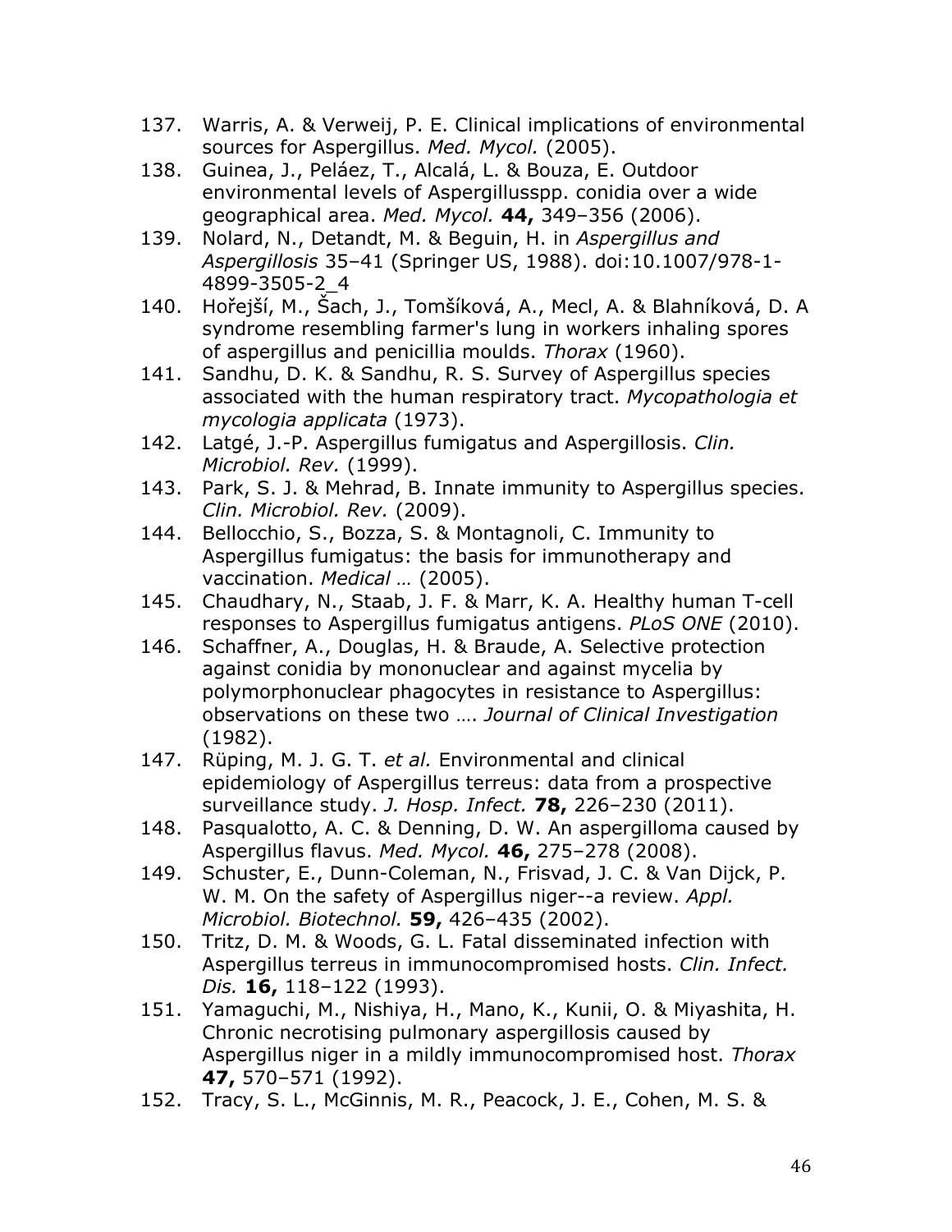137. Warris, A. & Verweij, P. E. Clinical implications of environmental sources for Aspergillus. *Med. Mycol.* (2005).
138. Guinea, J., Peláez, T., Alcalá, L. & Bouza, E. Outdoor environmental levels of Aspergillusspp. conidia over a wide geographical area. *Med. Mycol.* **44,** 349–356 (2006).
139. Nolard, N., Detandt, M. & Beguin, H. in *Aspergillus and Aspergillosis* 35–41 (Springer US, 1988). doi:10.1007/978-1-4899-3505-2_4
140. Hořejší, M., Šach, J., Tomšíková, A., Mecl, A. & Blahníková, D. A syndrome resembling farmer's lung in workers inhaling spores of aspergillus and penicillia moulds. *Thorax* (1960).
141. Sandhu, D. K. & Sandhu, R. S. Survey of Aspergillus species associated with the human respiratory tract. *Mycopathologia et mycologia applicata* (1973).
142. Latgé, J.-P. Aspergillus fumigatus and Aspergillosis. *Clin. Microbiol. Rev.* (1999).
143. Park, S. J. & Mehrad, B. Innate immunity to Aspergillus species. *Clin. Microbiol. Rev.* (2009).
144. Bellocchio, S., Bozza, S. & Montagnoli, C. Immunity to Aspergillus fumigatus: the basis for immunotherapy and vaccination. *Medical …* (2005).
145. Chaudhary, N., Staab, J. F. & Marr, K. A. Healthy human T-cell responses to Aspergillus fumigatus antigens. *PLoS ONE* (2010).
146. Schaffner, A., Douglas, H. & Braude, A. Selective protection against conidia by mononuclear and against mycelia by polymorphonuclear phagocytes in resistance to Aspergillus: observations on these two …. *Journal of Clinical Investigation* (1982).
147. Rüping, M. J. G. T. *et al.* Environmental and clinical epidemiology of Aspergillus terreus: data from a prospective surveillance study. *J. Hosp. Infect.* **78,** 226–230 (2011).
148. Pasqualotto, A. C. & Denning, D. W. An aspergilloma caused by Aspergillus flavus. *Med. Mycol.* **46,** 275–278 (2008).
149. Schuster, E., Dunn-Coleman, N., Frisvad, J. C. & Van Dijck, P. W. M. On the safety of Aspergillus niger--a review. *Appl. Microbiol. Biotechnol.* **59,** 426–435 (2002).
150. Tritz, D. M. & Woods, G. L. Fatal disseminated infection with Aspergillus terreus in immunocompromised hosts. *Clin. Infect. Dis.* **16,** 118–122 (1993).
151. Yamaguchi, M., Nishiya, H., Mano, K., Kunii, O. & Miyashita, H. Chronic necrotising pulmonary aspergillosis caused by Aspergillus niger in a mildly immunocompromised host. *Thorax* **47,** 570–571 (1992).
152. Tracy, S. L., McGinnis, M. R., Peacock, J. E., Cohen, M. S. &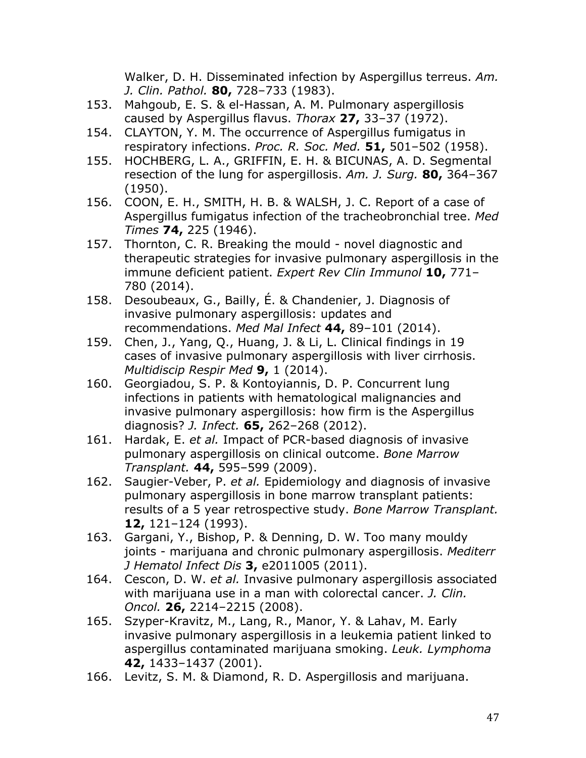Walker, D. H. Disseminated infection by Aspergillus terreus. *Am. J. Clin. Pathol.* **80,** 728–733 (1983).

153. Mahgoub, E. S. & el-Hassan, A. M. Pulmonary aspergillosis caused by Aspergillus flavus. *Thorax* **27,** 33–37 (1972).
154. CLAYTON, Y. M. The occurrence of Aspergillus fumigatus in respiratory infections. *Proc. R. Soc. Med.* **51,** 501–502 (1958).
155. HOCHBERG, L. A., GRIFFIN, E. H. & BICUNAS, A. D. Segmental resection of the lung for aspergillosis. *Am. J. Surg.* **80,** 364–367 (1950).
156. COON, E. H., SMITH, H. B. & WALSH, J. C. Report of a case of Aspergillus fumigatus infection of the tracheobronchial tree. *Med Times* **74,** 225 (1946).
157. Thornton, C. R. Breaking the mould - novel diagnostic and therapeutic strategies for invasive pulmonary aspergillosis in the immune deficient patient. *Expert Rev Clin Immunol* **10,** 771–780 (2014).
158. Desoubeaux, G., Bailly, É. & Chandenier, J. Diagnosis of invasive pulmonary aspergillosis: updates and recommendations. *Med Mal Infect* **44,** 89–101 (2014).
159. Chen, J., Yang, Q., Huang, J. & Li, L. Clinical findings in 19 cases of invasive pulmonary aspergillosis with liver cirrhosis. *Multidiscip Respir Med* **9,** 1 (2014).
160. Georgiadou, S. P. & Kontoyiannis, D. P. Concurrent lung infections in patients with hematological malignancies and invasive pulmonary aspergillosis: how firm is the Aspergillus diagnosis? *J. Infect.* **65,** 262–268 (2012).
161. Hardak, E. *et al.* Impact of PCR-based diagnosis of invasive pulmonary aspergillosis on clinical outcome. *Bone Marrow Transplant.* **44,** 595–599 (2009).
162. Saugier-Veber, P. *et al.* Epidemiology and diagnosis of invasive pulmonary aspergillosis in bone marrow transplant patients: results of a 5 year retrospective study. *Bone Marrow Transplant.* **12,** 121–124 (1993).
163. Gargani, Y., Bishop, P. & Denning, D. W. Too many mouldy joints - marijuana and chronic pulmonary aspergillosis. *Mediterr J Hematol Infect Dis* **3,** e2011005 (2011).
164. Cescon, D. W. *et al.* Invasive pulmonary aspergillosis associated with marijuana use in a man with colorectal cancer. *J. Clin. Oncol.* **26,** 2214–2215 (2008).
165. Szyper-Kravitz, M., Lang, R., Manor, Y. & Lahav, M. Early invasive pulmonary aspergillosis in a leukemia patient linked to aspergillus contaminated marijuana smoking. *Leuk. Lymphoma* **42,** 1433–1437 (2001).
166. Levitz, S. M. & Diamond, R. D. Aspergillosis and marijuana.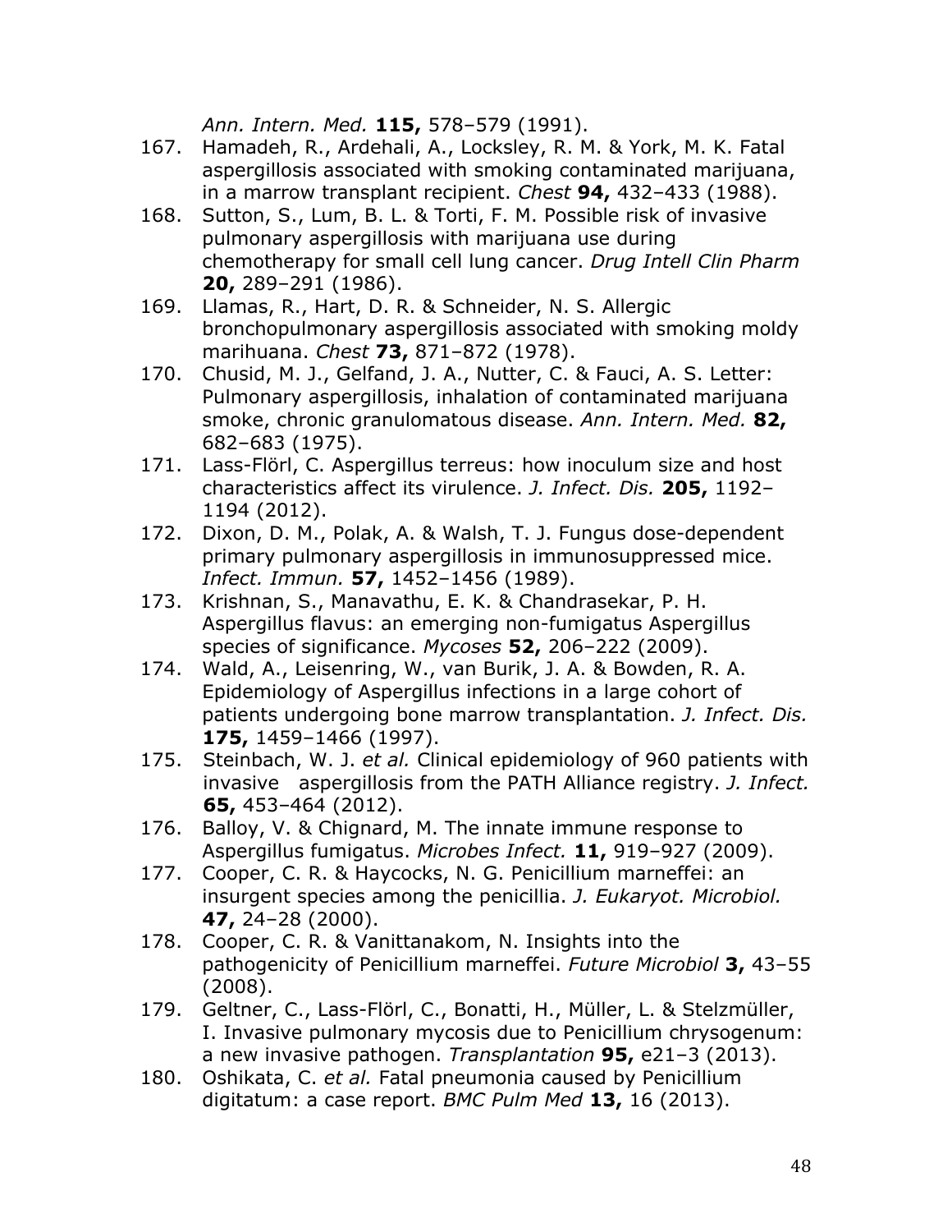*Ann. Intern. Med.* **115,** 578–579 (1991).

167. Hamadeh, R., Ardehali, A., Locksley, R. M. & York, M. K. Fatal aspergillosis associated with smoking contaminated marijuana, in a marrow transplant recipient. *Chest* **94,** 432–433 (1988).
168. Sutton, S., Lum, B. L. & Torti, F. M. Possible risk of invasive pulmonary aspergillosis with marijuana use during chemotherapy for small cell lung cancer. *Drug Intell Clin Pharm* **20,** 289–291 (1986).
169. Llamas, R., Hart, D. R. & Schneider, N. S. Allergic bronchopulmonary aspergillosis associated with smoking moldy marihuana. *Chest* **73,** 871–872 (1978).
170. Chusid, M. J., Gelfand, J. A., Nutter, C. & Fauci, A. S. Letter: Pulmonary aspergillosis, inhalation of contaminated marijuana smoke, chronic granulomatous disease. *Ann. Intern. Med.* **82,** 682–683 (1975).
171. Lass-Flörl, C. Aspergillus terreus: how inoculum size and host characteristics affect its virulence. *J. Infect. Dis.* **205,** 1192–1194 (2012).
172. Dixon, D. M., Polak, A. & Walsh, T. J. Fungus dose-dependent primary pulmonary aspergillosis in immunosuppressed mice. *Infect. Immun.* **57,** 1452–1456 (1989).
173. Krishnan, S., Manavathu, E. K. & Chandrasekar, P. H. Aspergillus flavus: an emerging non-fumigatus Aspergillus species of significance. *Mycoses* **52,** 206–222 (2009).
174. Wald, A., Leisenring, W., van Burik, J. A. & Bowden, R. A. Epidemiology of Aspergillus infections in a large cohort of patients undergoing bone marrow transplantation. *J. Infect. Dis.* **175,** 1459–1466 (1997).
175. Steinbach, W. J. *et al.* Clinical epidemiology of 960 patients with invasive aspergillosis from the PATH Alliance registry. *J. Infect.* **65,** 453–464 (2012).
176. Balloy, V. & Chignard, M. The innate immune response to Aspergillus fumigatus. *Microbes Infect.* **11,** 919–927 (2009).
177. Cooper, C. R. & Haycocks, N. G. Penicillium marneffei: an insurgent species among the penicillia. *J. Eukaryot. Microbiol.* **47,** 24–28 (2000).
178. Cooper, C. R. & Vanittanakom, N. Insights into the pathogenicity of Penicillium marneffei. *Future Microbiol* **3,** 43–55 (2008).
179. Geltner, C., Lass-Flörl, C., Bonatti, H., Müller, L. & Stelzmüller, I. Invasive pulmonary mycosis due to Penicillium chrysogenum: a new invasive pathogen. *Transplantation* **95,** e21–3 (2013).
180. Oshikata, C. *et al.* Fatal pneumonia caused by Penicillium digitatum: a case report. *BMC Pulm Med* **13,** 16 (2013).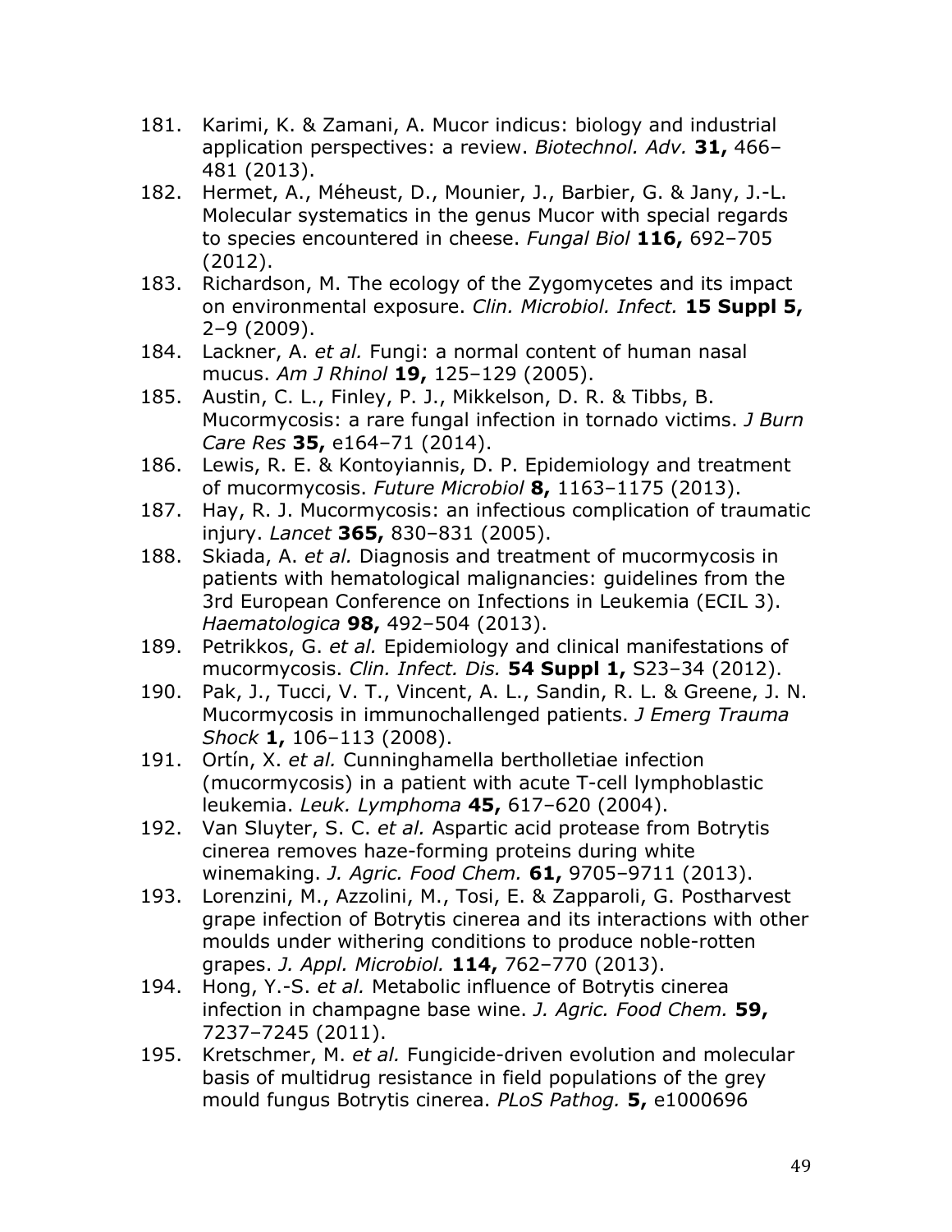181. Karimi, K. & Zamani, A. Mucor indicus: biology and industrial application perspectives: a review. *Biotechnol. Adv.* **31,** 466–481 (2013).
182. Hermet, A., Méheust, D., Mounier, J., Barbier, G. & Jany, J.-L. Molecular systematics in the genus Mucor with special regards to species encountered in cheese. *Fungal Biol* **116,** 692–705 (2012).
183. Richardson, M. The ecology of the Zygomycetes and its impact on environmental exposure. *Clin. Microbiol. Infect.* **15 Suppl 5,** 2–9 (2009).
184. Lackner, A. *et al.* Fungi: a normal content of human nasal mucus. *Am J Rhinol* **19,** 125–129 (2005).
185. Austin, C. L., Finley, P. J., Mikkelson, D. R. & Tibbs, B. Mucormycosis: a rare fungal infection in tornado victims. *J Burn Care Res* **35,** e164–71 (2014).
186. Lewis, R. E. & Kontoyiannis, D. P. Epidemiology and treatment of mucormycosis. *Future Microbiol* **8,** 1163–1175 (2013).
187. Hay, R. J. Mucormycosis: an infectious complication of traumatic injury. *Lancet* **365,** 830–831 (2005).
188. Skiada, A. *et al.* Diagnosis and treatment of mucormycosis in patients with hematological malignancies: guidelines from the 3rd European Conference on Infections in Leukemia (ECIL 3). *Haematologica* **98,** 492–504 (2013).
189. Petrikkos, G. *et al.* Epidemiology and clinical manifestations of mucormycosis. *Clin. Infect. Dis.* **54 Suppl 1,** S23–34 (2012).
190. Pak, J., Tucci, V. T., Vincent, A. L., Sandin, R. L. & Greene, J. N. Mucormycosis in immunochallenged patients. *J Emerg Trauma Shock* **1,** 106–113 (2008).
191. Ortín, X. *et al.* Cunninghamella bertholletiae infection (mucormycosis) in a patient with acute T-cell lymphoblastic leukemia. *Leuk. Lymphoma* **45,** 617–620 (2004).
192. Van Sluyter, S. C. *et al.* Aspartic acid protease from Botrytis cinerea removes haze-forming proteins during white winemaking. *J. Agric. Food Chem.* **61,** 9705–9711 (2013).
193. Lorenzini, M., Azzolini, M., Tosi, E. & Zapparoli, G. Postharvest grape infection of Botrytis cinerea and its interactions with other moulds under withering conditions to produce noble-rotten grapes. *J. Appl. Microbiol.* **114,** 762–770 (2013).
194. Hong, Y.-S. *et al.* Metabolic influence of Botrytis cinerea infection in champagne base wine. *J. Agric. Food Chem.* **59,** 7237–7245 (2011).
195. Kretschmer, M. *et al.* Fungicide-driven evolution and molecular basis of multidrug resistance in field populations of the grey mould fungus Botrytis cinerea. *PLoS Pathog.* **5,** e1000696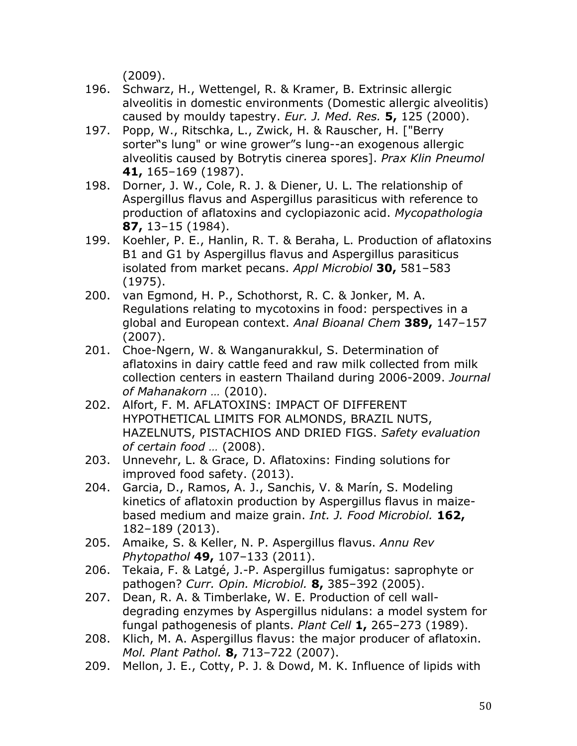(2009).

196. Schwarz, H., Wettengel, R. & Kramer, B. Extrinsic allergic alveolitis in domestic environments (Domestic allergic alveolitis) caused by mouldy tapestry. *Eur. J. Med. Res.* **5,** 125 (2000).
197. Popp, W., Ritschka, L., Zwick, H. & Rauscher, H. ["Berry sorter‟s lung" or wine grower‟s lung--an exogenous allergic alveolitis caused by Botrytis cinerea spores]. *Prax Klin Pneumol* **41,** 165–169 (1987).
198. Dorner, J. W., Cole, R. J. & Diener, U. L. The relationship of Aspergillus flavus and Aspergillus parasiticus with reference to production of aflatoxins and cyclopiazonic acid. *Mycopathologia* **87,** 13–15 (1984).
199. Koehler, P. E., Hanlin, R. T. & Beraha, L. Production of aflatoxins B1 and G1 by Aspergillus flavus and Aspergillus parasiticus isolated from market pecans. *Appl Microbiol* **30,** 581–583 (1975).
200. van Egmond, H. P., Schothorst, R. C. & Jonker, M. A. Regulations relating to mycotoxins in food: perspectives in a global and European context. *Anal Bioanal Chem* **389,** 147–157 (2007).
201. Choe-Ngern, W. & Wanganurakkul, S. Determination of aflatoxins in dairy cattle feed and raw milk collected from milk collection centers in eastern Thailand during 2006-2009. *Journal of Mahanakorn …* (2010).
202. Alfort, F. M. AFLATOXINS: IMPACT OF DIFFERENT HYPOTHETICAL LIMITS FOR ALMONDS, BRAZIL NUTS, HAZELNUTS, PISTACHIOS AND DRIED FIGS. *Safety evaluation of certain food …* (2008).
203. Unnevehr, L. & Grace, D. Aflatoxins: Finding solutions for improved food safety. (2013).
204. Garcia, D., Ramos, A. J., Sanchis, V. & Marín, S. Modeling kinetics of aflatoxin production by Aspergillus flavus in maize-based medium and maize grain. *Int. J. Food Microbiol.* **162,** 182–189 (2013).
205. Amaike, S. & Keller, N. P. Aspergillus flavus. *Annu Rev Phytopathol* **49,** 107–133 (2011).
206. Tekaia, F. & Latgé, J.-P. Aspergillus fumigatus: saprophyte or pathogen? *Curr. Opin. Microbiol.* **8,** 385–392 (2005).
207. Dean, R. A. & Timberlake, W. E. Production of cell wall-degrading enzymes by Aspergillus nidulans: a model system for fungal pathogenesis of plants. *Plant Cell* **1,** 265–273 (1989).
208. Klich, M. A. Aspergillus flavus: the major producer of aflatoxin. *Mol. Plant Pathol.* **8,** 713–722 (2007).
209. Mellon, J. E., Cotty, P. J. & Dowd, M. K. Influence of lipids with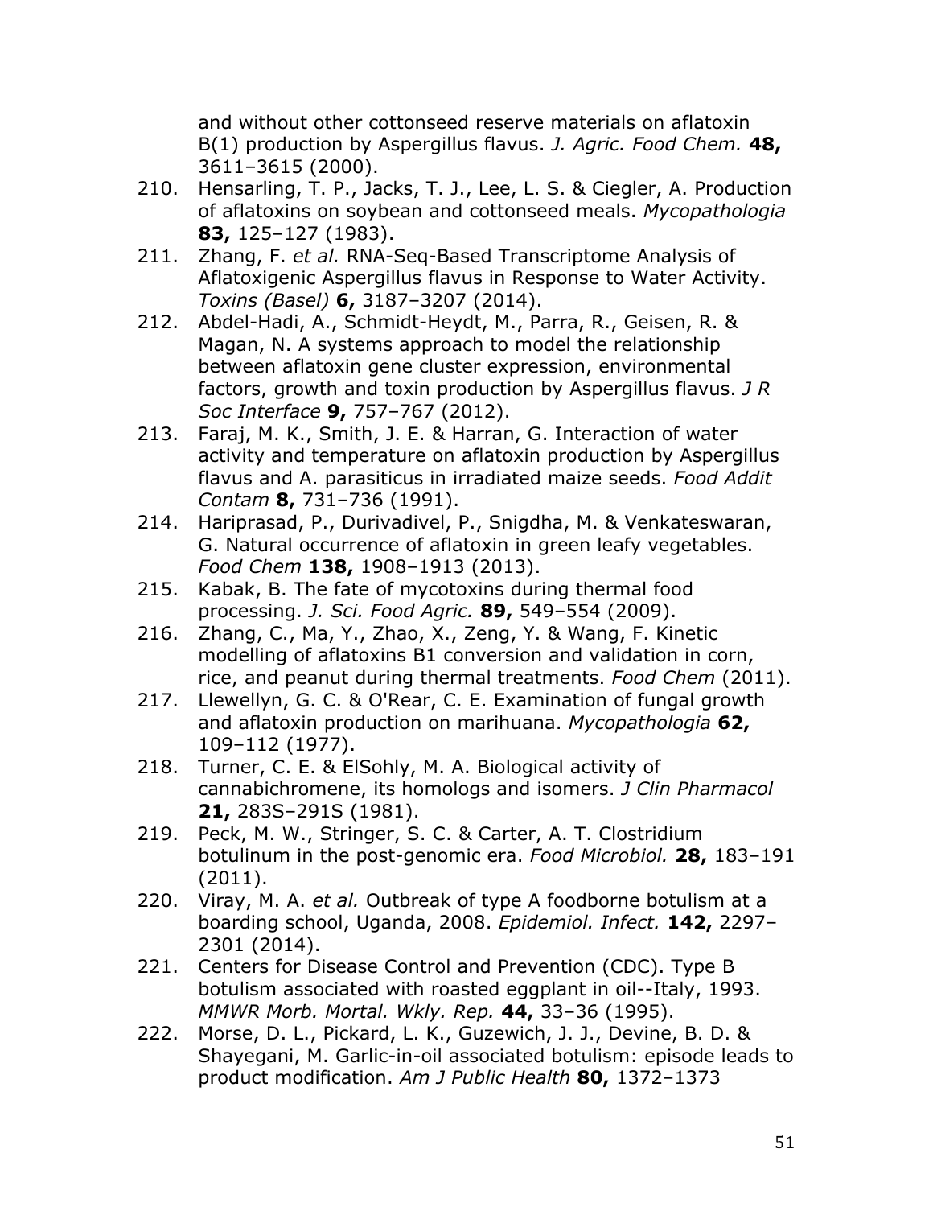and without other cottonseed reserve materials on aflatoxin B(1) production by Aspergillus flavus. *J. Agric. Food Chem.* **48,** 3611–3615 (2000).

210. Hensarling, T. P., Jacks, T. J., Lee, L. S. & Ciegler, A. Production of aflatoxins on soybean and cottonseed meals. *Mycopathologia* **83,** 125–127 (1983).
211. Zhang, F. *et al.* RNA-Seq-Based Transcriptome Analysis of Aflatoxigenic Aspergillus flavus in Response to Water Activity. *Toxins (Basel)* **6,** 3187–3207 (2014).
212. Abdel-Hadi, A., Schmidt-Heydt, M., Parra, R., Geisen, R. & Magan, N. A systems approach to model the relationship between aflatoxin gene cluster expression, environmental factors, growth and toxin production by Aspergillus flavus. *J R Soc Interface* **9,** 757–767 (2012).
213. Faraj, M. K., Smith, J. E. & Harran, G. Interaction of water activity and temperature on aflatoxin production by Aspergillus flavus and A. parasiticus in irradiated maize seeds. *Food Addit Contam* **8,** 731–736 (1991).
214. Hariprasad, P., Durivadivel, P., Snigdha, M. & Venkateswaran, G. Natural occurrence of aflatoxin in green leafy vegetables. *Food Chem* **138,** 1908–1913 (2013).
215. Kabak, B. The fate of mycotoxins during thermal food processing. *J. Sci. Food Agric.* **89,** 549–554 (2009).
216. Zhang, C., Ma, Y., Zhao, X., Zeng, Y. & Wang, F. Kinetic modelling of aflatoxins B1 conversion and validation in corn, rice, and peanut during thermal treatments. *Food Chem* (2011).
217. Llewellyn, G. C. & O'Rear, C. E. Examination of fungal growth and aflatoxin production on marihuana. *Mycopathologia* **62,** 109–112 (1977).
218. Turner, C. E. & ElSohly, M. A. Biological activity of cannabichromene, its homologs and isomers. *J Clin Pharmacol* **21,** 283S–291S (1981).
219. Peck, M. W., Stringer, S. C. & Carter, A. T. Clostridium botulinum in the post-genomic era. *Food Microbiol.* **28,** 183–191 (2011).
220. Viray, M. A. *et al.* Outbreak of type A foodborne botulism at a boarding school, Uganda, 2008. *Epidemiol. Infect.* **142,** 2297–2301 (2014).
221. Centers for Disease Control and Prevention (CDC). Type B botulism associated with roasted eggplant in oil--Italy, 1993. *MMWR Morb. Mortal. Wkly. Rep.* **44,** 33–36 (1995).
222. Morse, D. L., Pickard, L. K., Guzewich, J. J., Devine, B. D. & Shayegani, M. Garlic-in-oil associated botulism: episode leads to product modification. *Am J Public Health* **80,** 1372–1373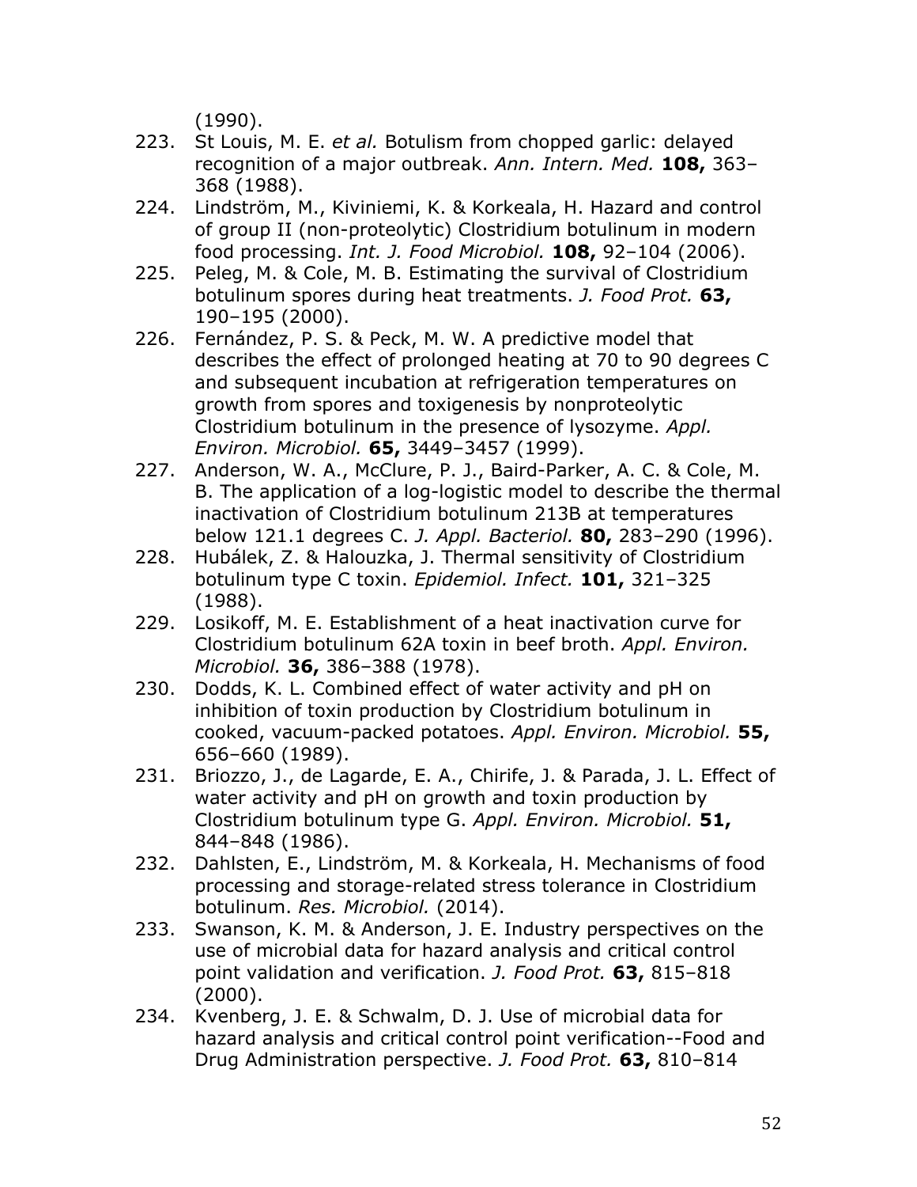(1990).

223. St Louis, M. E. *et al.* Botulism from chopped garlic: delayed recognition of a major outbreak. *Ann. Intern. Med.* **108,** 363–368 (1988).
224. Lindström, M., Kiviniemi, K. & Korkeala, H. Hazard and control of group II (non-proteolytic) Clostridium botulinum in modern food processing. *Int. J. Food Microbiol.* **108,** 92–104 (2006).
225. Peleg, M. & Cole, M. B. Estimating the survival of Clostridium botulinum spores during heat treatments. *J. Food Prot.* **63,** 190–195 (2000).
226. Fernández, P. S. & Peck, M. W. A predictive model that describes the effect of prolonged heating at 70 to 90 degrees C and subsequent incubation at refrigeration temperatures on growth from spores and toxigenesis by nonproteolytic Clostridium botulinum in the presence of lysozyme. *Appl. Environ. Microbiol.* **65,** 3449–3457 (1999).
227. Anderson, W. A., McClure, P. J., Baird-Parker, A. C. & Cole, M. B. The application of a log-logistic model to describe the thermal inactivation of Clostridium botulinum 213B at temperatures below 121.1 degrees C. *J. Appl. Bacteriol.* **80,** 283–290 (1996).
228. Hubálek, Z. & Halouzka, J. Thermal sensitivity of Clostridium botulinum type C toxin. *Epidemiol. Infect.* **101,** 321–325 (1988).
229. Losikoff, M. E. Establishment of a heat inactivation curve for Clostridium botulinum 62A toxin in beef broth. *Appl. Environ. Microbiol.* **36,** 386–388 (1978).
230. Dodds, K. L. Combined effect of water activity and pH on inhibition of toxin production by Clostridium botulinum in cooked, vacuum-packed potatoes. *Appl. Environ. Microbiol.* **55,** 656–660 (1989).
231. Briozzo, J., de Lagarde, E. A., Chirife, J. & Parada, J. L. Effect of water activity and pH on growth and toxin production by Clostridium botulinum type G. *Appl. Environ. Microbiol.* **51,** 844–848 (1986).
232. Dahlsten, E., Lindström, M. & Korkeala, H. Mechanisms of food processing and storage-related stress tolerance in Clostridium botulinum. *Res. Microbiol.* (2014).
233. Swanson, K. M. & Anderson, J. E. Industry perspectives on the use of microbial data for hazard analysis and critical control point validation and verification. *J. Food Prot.* **63,** 815–818 (2000).
234. Kvenberg, J. E. & Schwalm, D. J. Use of microbial data for hazard analysis and critical control point verification--Food and Drug Administration perspective. *J. Food Prot.* **63,** 810–814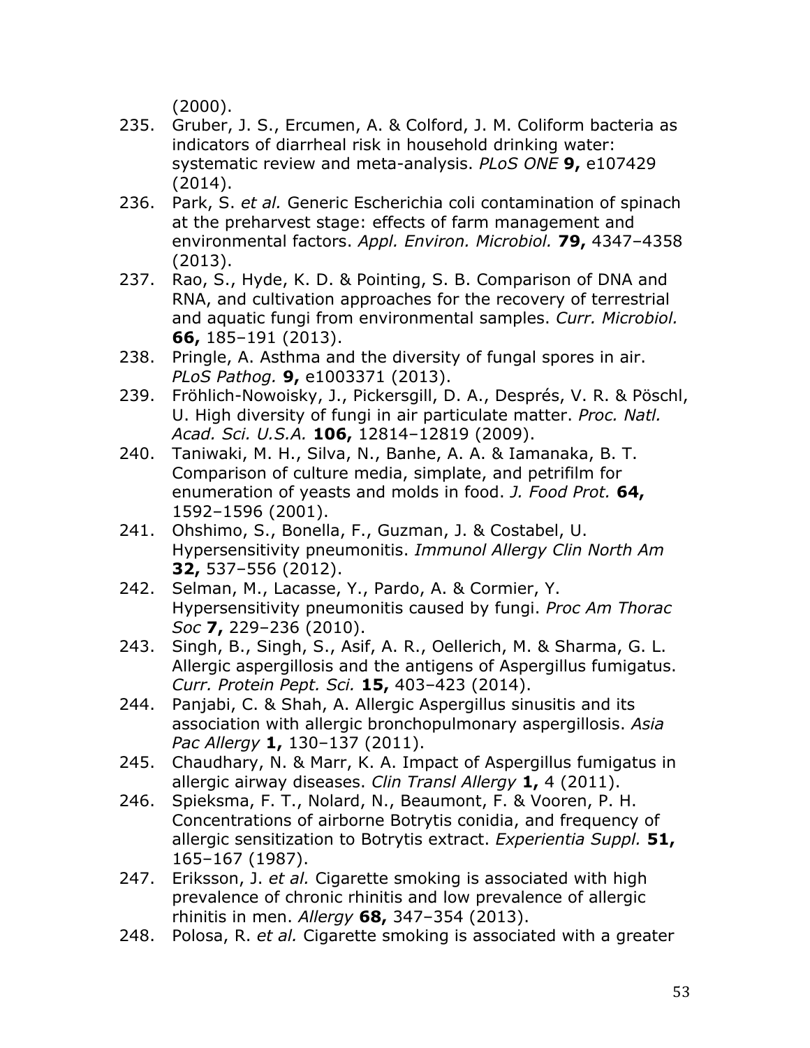(2000).

235. Gruber, J. S., Ercumen, A. & Colford, J. M. Coliform bacteria as indicators of diarrheal risk in household drinking water: systematic review and meta-analysis. *PLoS ONE* **9,** e107429 (2014).
236. Park, S. *et al.* Generic Escherichia coli contamination of spinach at the preharvest stage: effects of farm management and environmental factors. *Appl. Environ. Microbiol.* **79,** 4347–4358 (2013).
237. Rao, S., Hyde, K. D. & Pointing, S. B. Comparison of DNA and RNA, and cultivation approaches for the recovery of terrestrial and aquatic fungi from environmental samples. *Curr. Microbiol.* **66,** 185–191 (2013).
238. Pringle, A. Asthma and the diversity of fungal spores in air. *PLoS Pathog.* **9,** e1003371 (2013).
239. Fröhlich-Nowoisky, J., Pickersgill, D. A., Després, V. R. & Pöschl, U. High diversity of fungi in air particulate matter. *Proc. Natl. Acad. Sci. U.S.A.* **106,** 12814–12819 (2009).
240. Taniwaki, M. H., Silva, N., Banhe, A. A. & Iamanaka, B. T. Comparison of culture media, simplate, and petrifilm for enumeration of yeasts and molds in food. *J. Food Prot.* **64,** 1592–1596 (2001).
241. Ohshimo, S., Bonella, F., Guzman, J. & Costabel, U. Hypersensitivity pneumonitis. *Immunol Allergy Clin North Am* **32,** 537–556 (2012).
242. Selman, M., Lacasse, Y., Pardo, A. & Cormier, Y. Hypersensitivity pneumonitis caused by fungi. *Proc Am Thorac Soc* **7,** 229–236 (2010).
243. Singh, B., Singh, S., Asif, A. R., Oellerich, M. & Sharma, G. L. Allergic aspergillosis and the antigens of Aspergillus fumigatus. *Curr. Protein Pept. Sci.* **15,** 403–423 (2014).
244. Panjabi, C. & Shah, A. Allergic Aspergillus sinusitis and its association with allergic bronchopulmonary aspergillosis. *Asia Pac Allergy* **1,** 130–137 (2011).
245. Chaudhary, N. & Marr, K. A. Impact of Aspergillus fumigatus in allergic airway diseases. *Clin Transl Allergy* **1,** 4 (2011).
246. Spieksma, F. T., Nolard, N., Beaumont, F. & Vooren, P. H. Concentrations of airborne Botrytis conidia, and frequency of allergic sensitization to Botrytis extract. *Experientia Suppl.* **51,** 165–167 (1987).
247. Eriksson, J. *et al.* Cigarette smoking is associated with high prevalence of chronic rhinitis and low prevalence of allergic rhinitis in men. *Allergy* **68,** 347–354 (2013).
248. Polosa, R. *et al.* Cigarette smoking is associated with a greater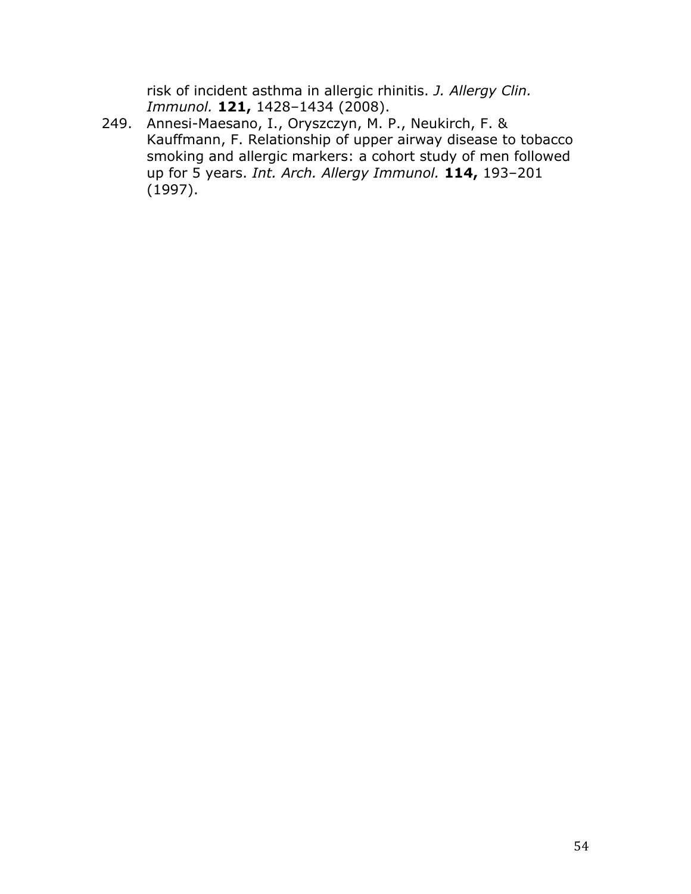risk of incident asthma in allergic rhinitis. *J. Allergy Clin. Immunol.* **121,** 1428–1434 (2008).

249. Annesi-Maesano, I., Oryszczyn, M. P., Neukirch, F. & Kauffmann, F. Relationship of upper airway disease to tobacco smoking and allergic markers: a cohort study of men followed up for 5 years. *Int. Arch. Allergy Immunol.* **114,** 193–201 (1997).